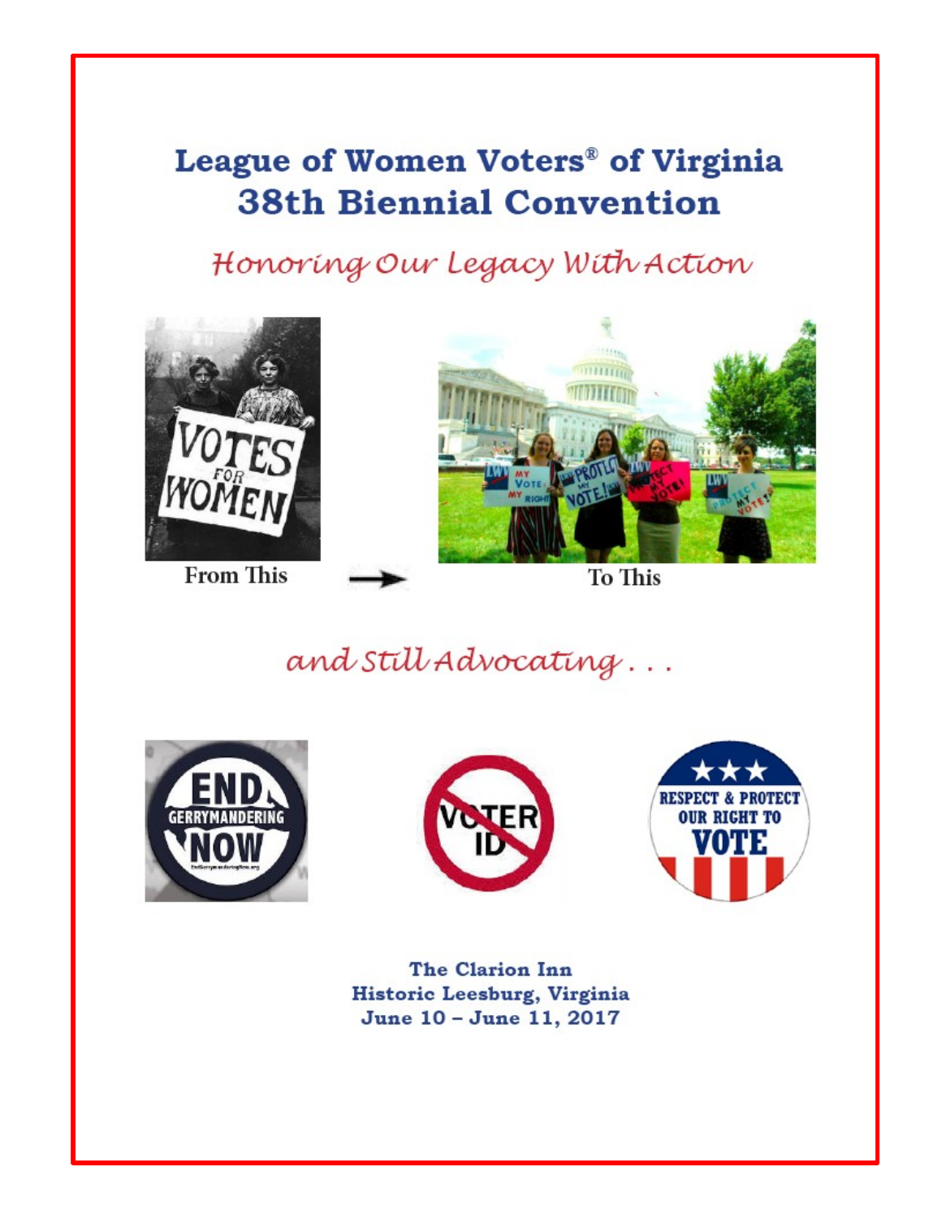# League of Women Voters® of Virginia
# 38th Biennial Convention

*Honoring Our Legacy With Action*

From This → To This

*and Still Advocating . . .*

**The Clarion Inn**
**Historic Leesburg, Virginia**
**June 10 – June 11, 2017**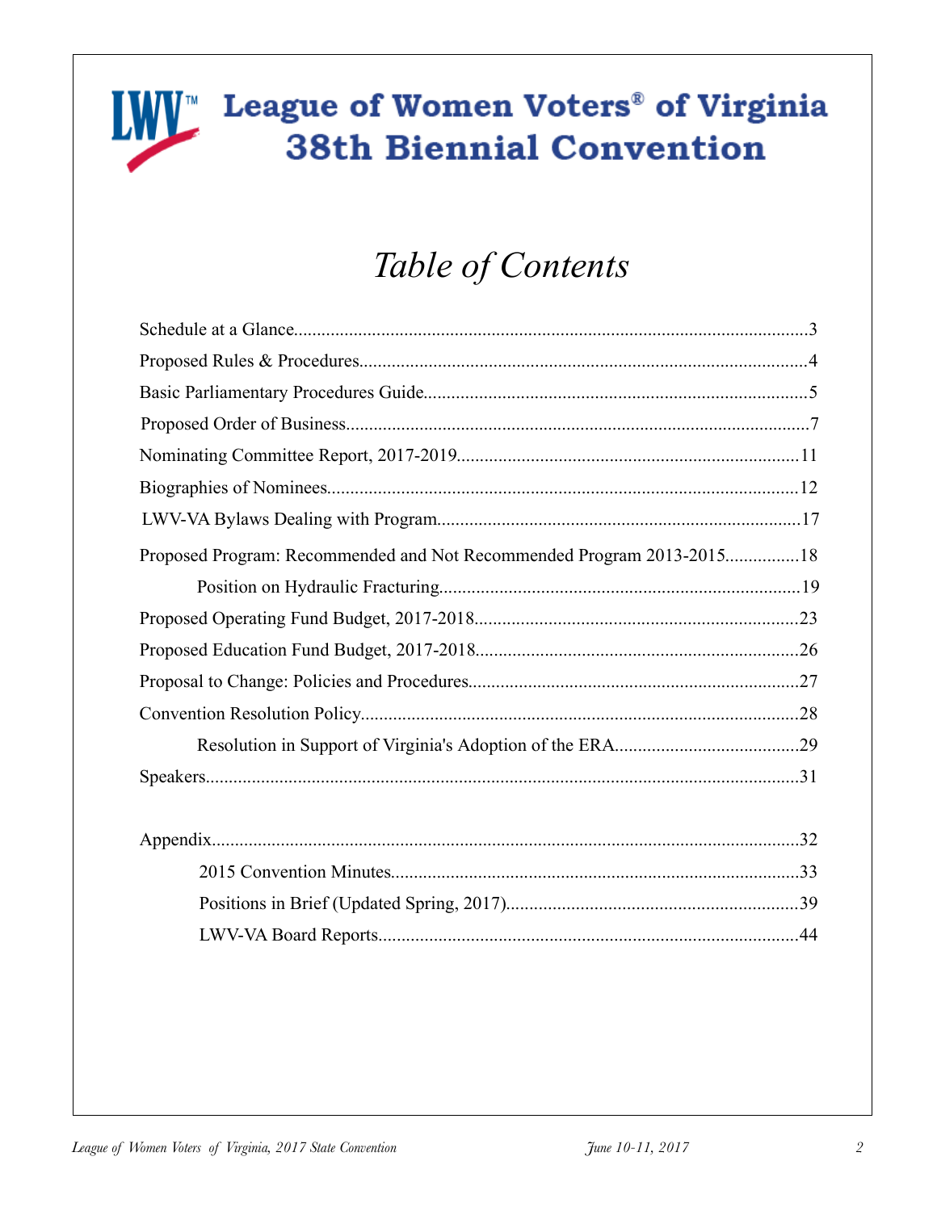# League of Women Voters® of Virginia 38th Biennial Convention

## Table of Contents

Schedule at a Glance....3

Proposed Rules & Procedures....4

Basic Parliamentary Procedures Guide....5

Proposed Order of Business....7

Nominating Committee Report, 2017-2019....11

Biographies of Nominees....12

LWV-VA Bylaws Dealing with Program....17

Proposed Program: Recommended and Not Recommended Program 2013-2015....18

- Position on Hydraulic Fracturing....19

Proposed Operating Fund Budget, 2017-2018....23

Proposed Education Fund Budget, 2017-2018....26

Proposal to Change: Policies and Procedures....27

Convention Resolution Policy....28

- Resolution in Support of Virginia's Adoption of the ERA....29

Speakers....31

Appendix....32

- 2015 Convention Minutes....33
- Positions in Brief (Updated Spring, 2017)....39
- LWV-VA Board Reports....44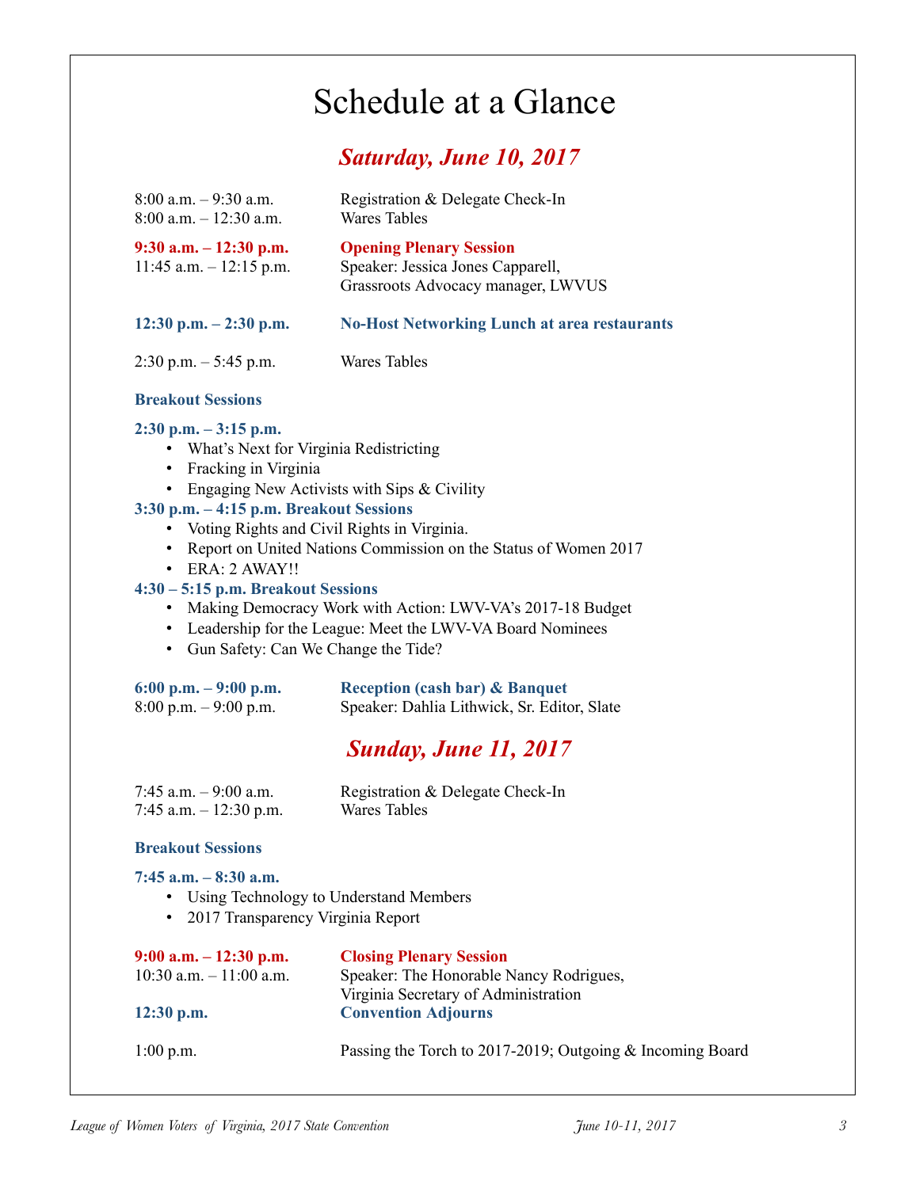# Schedule at a Glance

## *Saturday, June 10, 2017*

8:00 a.m. – 9:30 a.m. Registration & Delegate Check-In
8:00 a.m. – 12:30 a.m. Wares Tables

**9:30 a.m. – 12:30 p.m. Opening Plenary Session**
11:45 a.m. – 12:15 p.m. Speaker: Jessica Jones Capparell, Grassroots Advocacy manager, LWVUS

**12:30 p.m. – 2:30 p.m. No-Host Networking Lunch at area restaurants**

2:30 p.m. – 5:45 p.m. Wares Tables

**Breakout Sessions**

**2:30 p.m. – 3:15 p.m.**

- What's Next for Virginia Redistricting
- Fracking in Virginia
- Engaging New Activists with Sips & Civility

**3:30 p.m. – 4:15 p.m. Breakout Sessions**

- Voting Rights and Civil Rights in Virginia.
- Report on United Nations Commission on the Status of Women 2017
- ERA: 2 AWAY!!

**4:30 – 5:15 p.m. Breakout Sessions**

- Making Democracy Work with Action: LWV-VA's 2017-18 Budget
- Leadership for the League: Meet the LWV-VA Board Nominees
- Gun Safety: Can We Change the Tide?

**6:00 p.m. – 9:00 p.m. Reception (cash bar) & Banquet**
8:00 p.m. – 9:00 p.m. Speaker: Dahlia Lithwick, Sr. Editor, Slate

## *Sunday, June 11, 2017*

7:45 a.m. – 9:00 a.m. Registration & Delegate Check-In
7:45 a.m. – 12:30 p.m. Wares Tables

**Breakout Sessions**

**7:45 a.m. – 8:30 a.m.**

- Using Technology to Understand Members
- 2017 Transparency Virginia Report

**9:00 a.m. – 12:30 p.m. Closing Plenary Session**
10:30 a.m. – 11:00 a.m. Speaker: The Honorable Nancy Rodrigues, Virginia Secretary of Administration
**12:30 p.m. Convention Adjourns**

1:00 p.m. Passing the Torch to 2017-2019; Outgoing & Incoming Board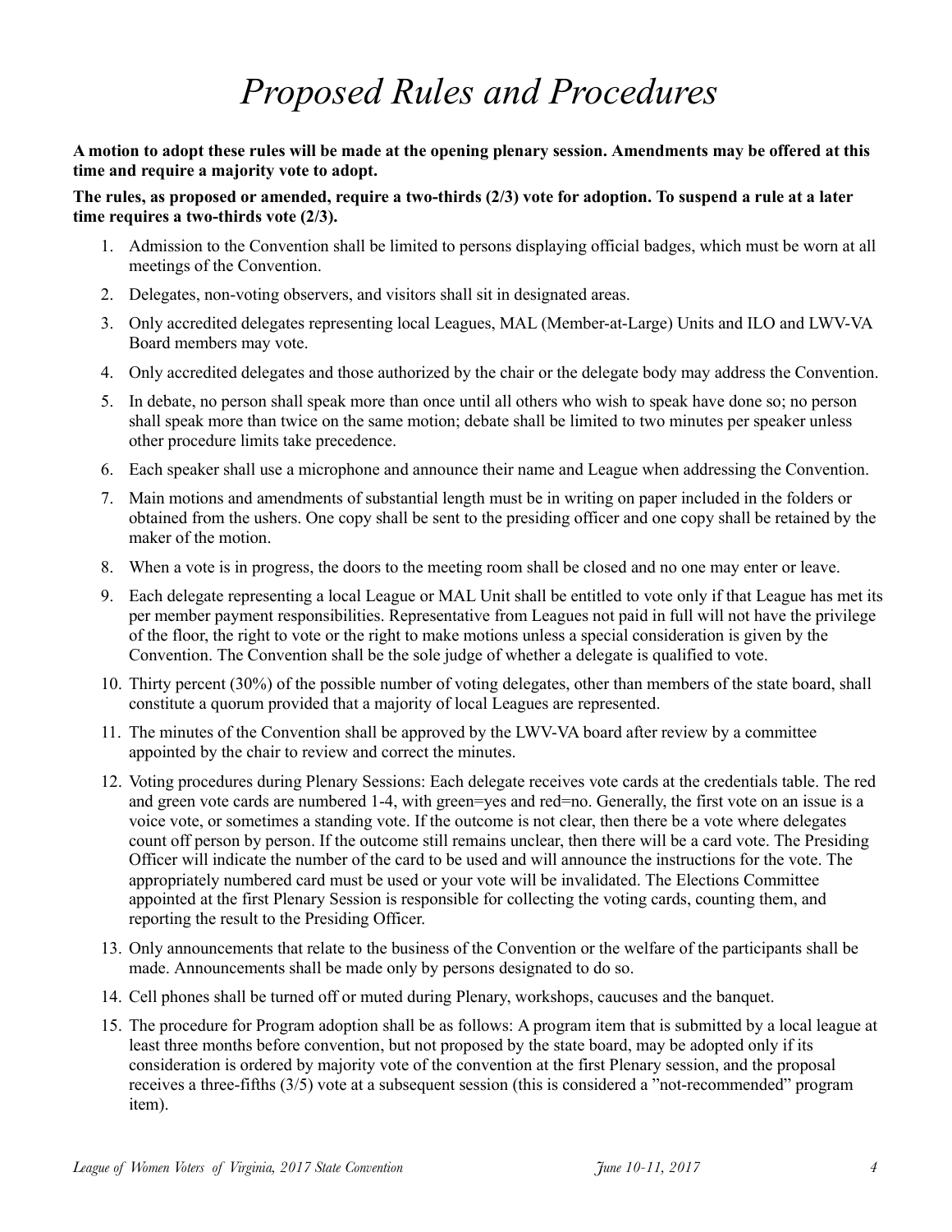# *Proposed Rules and Procedures*

**A motion to adopt these rules will be made at the opening plenary session. Amendments may be offered at this time and require a majority vote to adopt.**

**The rules, as proposed or amended, require a two-thirds (2/3) vote for adoption. To suspend a rule at a later time requires a two-thirds vote (2/3).**

1. Admission to the Convention shall be limited to persons displaying official badges, which must be worn at all meetings of the Convention.
2. Delegates, non-voting observers, and visitors shall sit in designated areas.
3. Only accredited delegates representing local Leagues, MAL (Member-at-Large) Units and ILO and LWV-VA Board members may vote.
4. Only accredited delegates and those authorized by the chair or the delegate body may address the Convention.
5. In debate, no person shall speak more than once until all others who wish to speak have done so; no person shall speak more than twice on the same motion; debate shall be limited to two minutes per speaker unless other procedure limits take precedence.
6. Each speaker shall use a microphone and announce their name and League when addressing the Convention.
7. Main motions and amendments of substantial length must be in writing on paper included in the folders or obtained from the ushers. One copy shall be sent to the presiding officer and one copy shall be retained by the maker of the motion.
8. When a vote is in progress, the doors to the meeting room shall be closed and no one may enter or leave.
9. Each delegate representing a local League or MAL Unit shall be entitled to vote only if that League has met its per member payment responsibilities. Representative from Leagues not paid in full will not have the privilege of the floor, the right to vote or the right to make motions unless a special consideration is given by the Convention. The Convention shall be the sole judge of whether a delegate is qualified to vote.
10. Thirty percent (30%) of the possible number of voting delegates, other than members of the state board, shall constitute a quorum provided that a majority of local Leagues are represented.
11. The minutes of the Convention shall be approved by the LWV-VA board after review by a committee appointed by the chair to review and correct the minutes.
12. Voting procedures during Plenary Sessions: Each delegate receives vote cards at the credentials table. The red and green vote cards are numbered 1-4, with green=yes and red=no. Generally, the first vote on an issue is a voice vote, or sometimes a standing vote. If the outcome is not clear, then there be a vote where delegates count off person by person. If the outcome still remains unclear, then there will be a card vote. The Presiding Officer will indicate the number of the card to be used and will announce the instructions for the vote. The appropriately numbered card must be used or your vote will be invalidated. The Elections Committee appointed at the first Plenary Session is responsible for collecting the voting cards, counting them, and reporting the result to the Presiding Officer.
13. Only announcements that relate to the business of the Convention or the welfare of the participants shall be made. Announcements shall be made only by persons designated to do so.
14. Cell phones shall be turned off or muted during Plenary, workshops, caucuses and the banquet.
15. The procedure for Program adoption shall be as follows: A program item that is submitted by a local league at least three months before convention, but not proposed by the state board, may be adopted only if its consideration is ordered by majority vote of the convention at the first Plenary session, and the proposal receives a three-fifths (3/5) vote at a subsequent session (this is considered a "not-recommended" program item).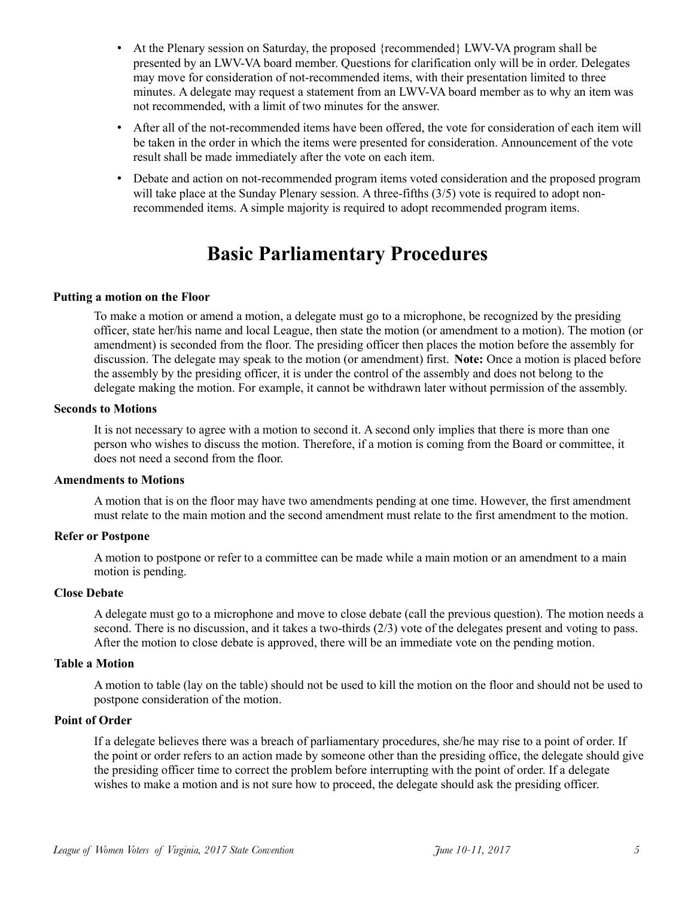- At the Plenary session on Saturday, the proposed {recommended} LWV-VA program shall be presented by an LWV-VA board member. Questions for clarification only will be in order. Delegates may move for consideration of not-recommended items, with their presentation limited to three minutes. A delegate may request a statement from an LWV-VA board member as to why an item was not recommended, with a limit of two minutes for the answer.
- After all of the not-recommended items have been offered, the vote for consideration of each item will be taken in the order in which the items were presented for consideration. Announcement of the vote result shall be made immediately after the vote on each item.
- Debate and action on not-recommended program items voted consideration and the proposed program will take place at the Sunday Plenary session. A three-fifths (3/5) vote is required to adopt non-recommended items. A simple majority is required to adopt recommended program items.

# Basic Parliamentary Procedures

**Putting a motion on the Floor**

To make a motion or amend a motion, a delegate must go to a microphone, be recognized by the presiding officer, state her/his name and local League, then state the motion (or amendment to a motion). The motion (or amendment) is seconded from the floor. The presiding officer then places the motion before the assembly for discussion. The delegate may speak to the motion (or amendment) first. **Note:** Once a motion is placed before the assembly by the presiding officer, it is under the control of the assembly and does not belong to the delegate making the motion. For example, it cannot be withdrawn later without permission of the assembly.

**Seconds to Motions**

It is not necessary to agree with a motion to second it. A second only implies that there is more than one person who wishes to discuss the motion. Therefore, if a motion is coming from the Board or committee, it does not need a second from the floor.

**Amendments to Motions**

A motion that is on the floor may have two amendments pending at one time. However, the first amendment must relate to the main motion and the second amendment must relate to the first amendment to the motion.

**Refer or Postpone**

A motion to postpone or refer to a committee can be made while a main motion or an amendment to a main motion is pending.

**Close Debate**

A delegate must go to a microphone and move to close debate (call the previous question). The motion needs a second. There is no discussion, and it takes a two-thirds (2/3) vote of the delegates present and voting to pass. After the motion to close debate is approved, there will be an immediate vote on the pending motion.

**Table a Motion**

A motion to table (lay on the table) should not be used to kill the motion on the floor and should not be used to postpone consideration of the motion.

**Point of Order**

If a delegate believes there was a breach of parliamentary procedures, she/he may rise to a point of order. If the point or order refers to an action made by someone other than the presiding office, the delegate should give the presiding officer time to correct the problem before interrupting with the point of order. If a delegate wishes to make a motion and is not sure how to proceed, the delegate should ask the presiding officer.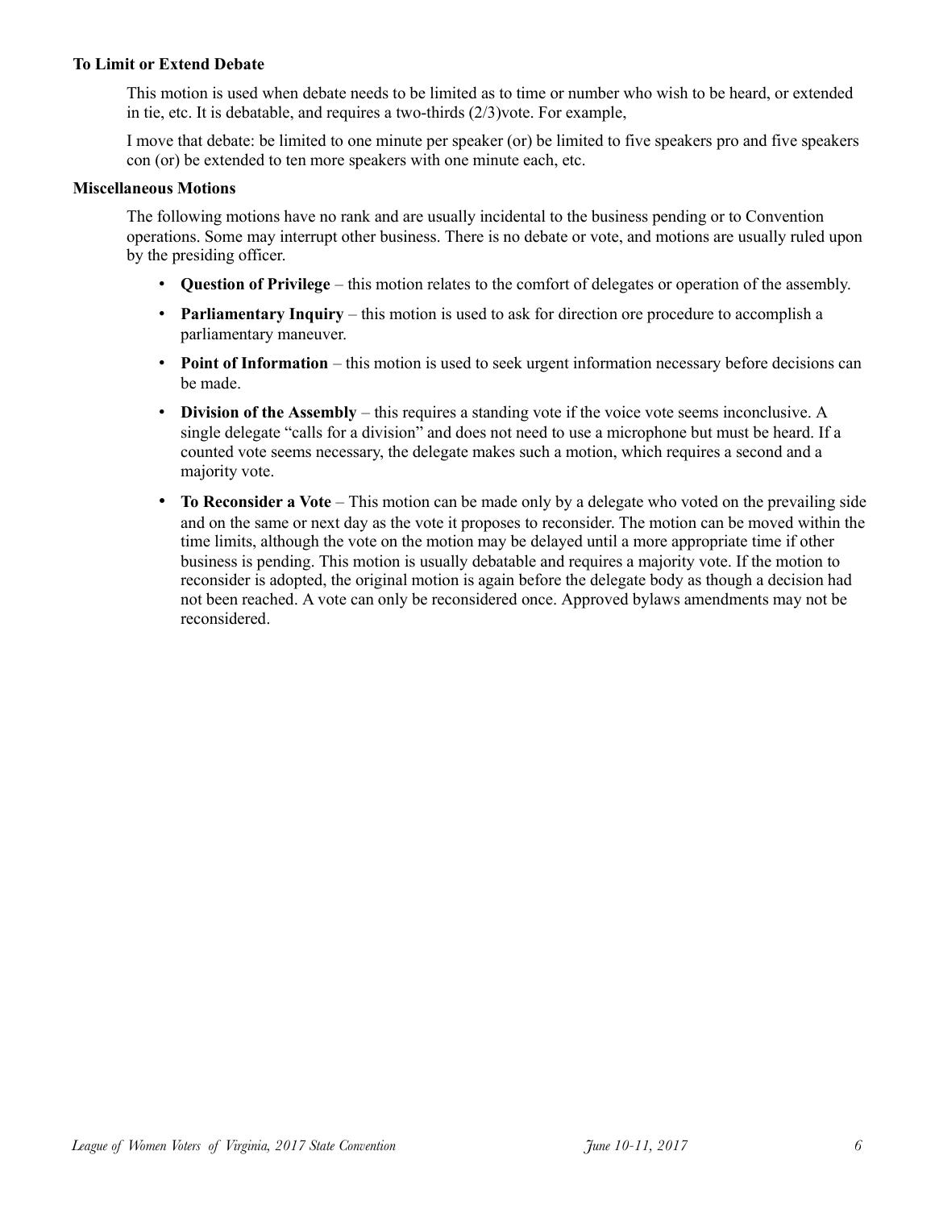**To Limit or Extend Debate**

This motion is used when debate needs to be limited as to time or number who wish to be heard, or extended in tie, etc. It is debatable, and requires a two-thirds (2/3)vote. For example,

I move that debate: be limited to one minute per speaker (or) be limited to five speakers pro and five speakers con (or) be extended to ten more speakers with one minute each, etc.

**Miscellaneous Motions**

The following motions have no rank and are usually incidental to the business pending or to Convention operations. Some may interrupt other business. There is no debate or vote, and motions are usually ruled upon by the presiding officer.

- **Question of Privilege** – this motion relates to the comfort of delegates or operation of the assembly.
- **Parliamentary Inquiry** – this motion is used to ask for direction ore procedure to accomplish a parliamentary maneuver.
- **Point of Information** – this motion is used to seek urgent information necessary before decisions can be made.
- **Division of the Assembly** – this requires a standing vote if the voice vote seems inconclusive. A single delegate "calls for a division" and does not need to use a microphone but must be heard. If a counted vote seems necessary, the delegate makes such a motion, which requires a second and a majority vote.
- **To Reconsider a Vote** – This motion can be made only by a delegate who voted on the prevailing side and on the same or next day as the vote it proposes to reconsider. The motion can be moved within the time limits, although the vote on the motion may be delayed until a more appropriate time if other business is pending. This motion is usually debatable and requires a majority vote. If the motion to reconsider is adopted, the original motion is again before the delegate body as though a decision had not been reached. A vote can only be reconsidered once. Approved bylaws amendments may not be reconsidered.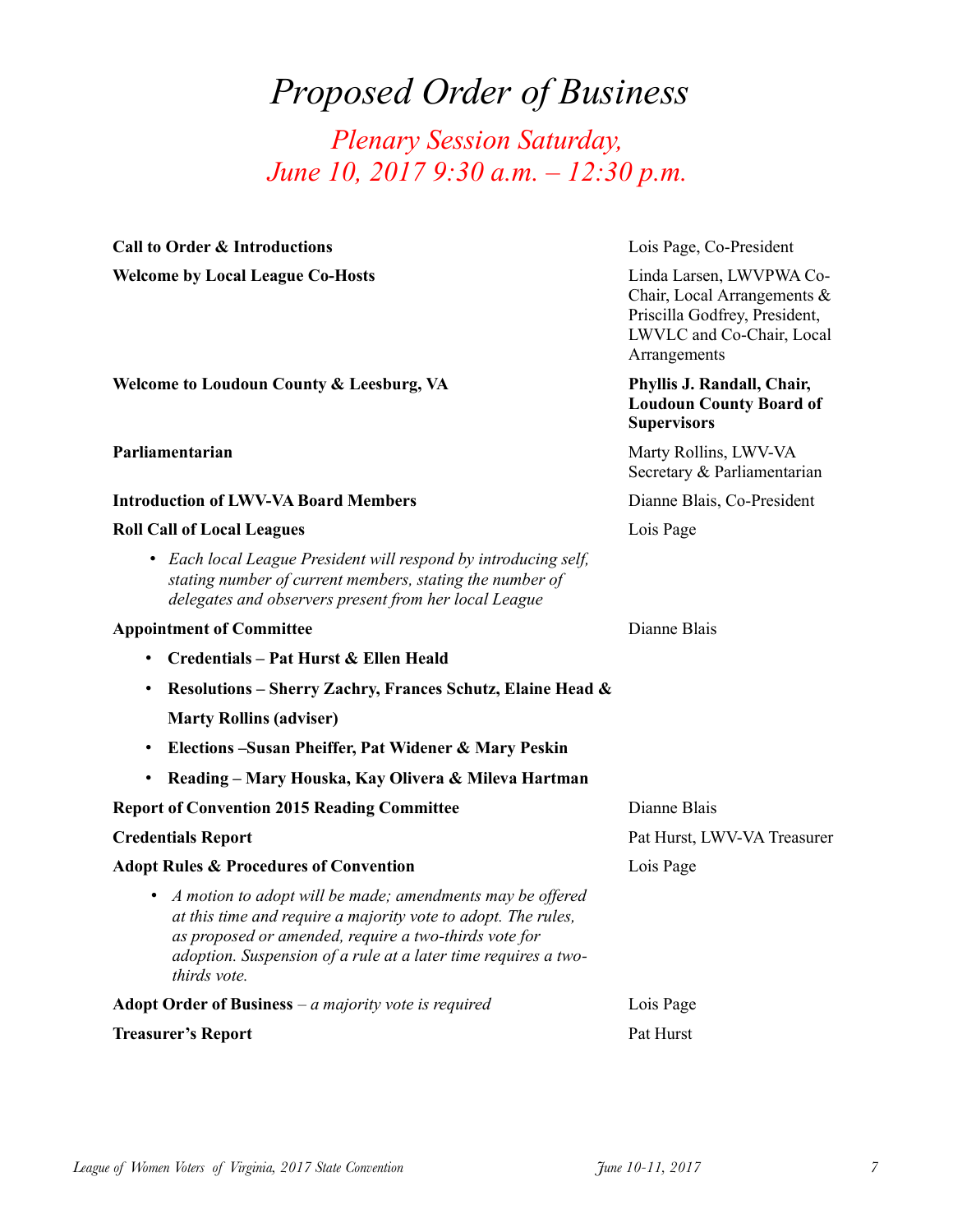# *Proposed Order of Business*

## *Plenary Session Saturday, June 10, 2017 9:30 a.m. – 12:30 p.m.*

| | |
|---|---|
| **Call to Order & Introductions** | Lois Page, Co-President |
| **Welcome by Local League Co-Hosts** | Linda Larsen, LWVPWA Co-Chair, Local Arrangements & Priscilla Godfrey, President, LWVLC and Co-Chair, Local Arrangements |
| **Welcome to Loudoun County & Leesburg, VA** | **Phyllis J. Randall, Chair, Loudoun County Board of Supervisors** |
| **Parliamentarian** | Marty Rollins, LWV-VA Secretary & Parliamentarian |
| **Introduction of LWV-VA Board Members** | Dianne Blais, Co-President |
| **Roll Call of Local Leagues** | Lois Page |

- *Each local League President will respond by introducing self, stating number of current members, stating the number of delegates and observers present from her local League*

| | |
|---|---|
| **Appointment of Committee** | Dianne Blais |

- **Credentials – Pat Hurst & Ellen Heald**
- **Resolutions – Sherry Zachry, Frances Schutz, Elaine Head & Marty Rollins (adviser)**
- **Elections –Susan Pheiffer, Pat Widener & Mary Peskin**
- **Reading – Mary Houska, Kay Olivera & Mileva Hartman**

| | |
|---|---|
| **Report of Convention 2015 Reading Committee** | Dianne Blais |
| **Credentials Report** | Pat Hurst, LWV-VA Treasurer |
| **Adopt Rules & Procedures of Convention** | Lois Page |

- *A motion to adopt will be made; amendments may be offered at this time and require a majority vote to adopt. The rules, as proposed or amended, require a two-thirds vote for adoption. Suspension of a rule at a later time requires a two-thirds vote.*

| | |
|---|---|
| **Adopt Order of Business** – *a majority vote is required* | Lois Page |
| **Treasurer's Report** | Pat Hurst |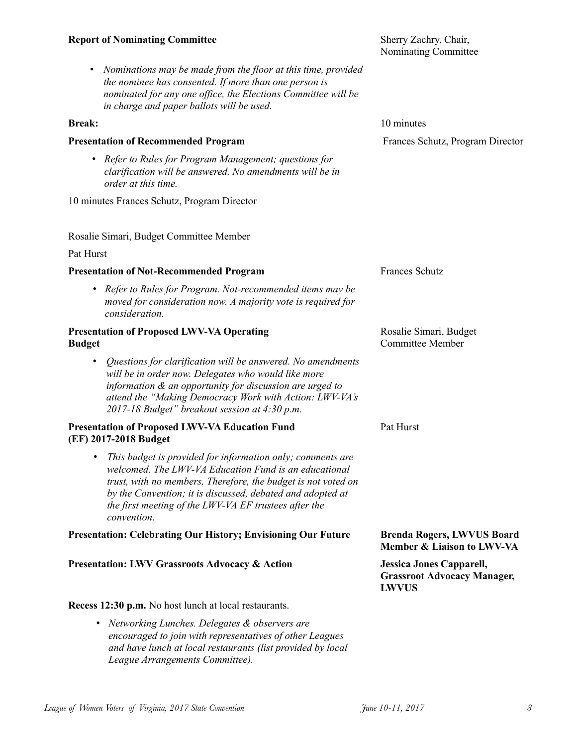**Report of Nominating Committee** — Sherry Zachry, Chair, Nominating Committee

- *Nominations may be made from the floor at this time, provided the nominee has consented. If more than one person is nominated for any one office, the Elections Committee will be in charge and paper ballots will be used.*

**Break:** — 10 minutes

**Presentation of Recommended Program** — Frances Schutz, Program Director

- *Refer to Rules for Program Management; questions for clarification will be answered. No amendments will be in order at this time.*

10 minutes Frances Schutz, Program Director

Rosalie Simari, Budget Committee Member

Pat Hurst

**Presentation of Not-Recommended Program** — Frances Schutz

- *Refer to Rules for Program. Not-recommended items may be moved for consideration now. A majority vote is required for consideration.*

**Presentation of Proposed LWV-VA Operating Budget** — Rosalie Simari, Budget Committee Member

- *Questions for clarification will be answered. No amendments will be in order now. Delegates who would like more information & an opportunity for discussion are urged to attend the "Making Democracy Work with Action: LWV-VA's 2017-18 Budget" breakout session at 4:30 p.m.*

**Presentation of Proposed LWV-VA Education Fund (EF) 2017-2018 Budget** — Pat Hurst

- *This budget is provided for information only; comments are welcomed. The LWV-VA Education Fund is an educational trust, with no members. Therefore, the budget is not voted on by the Convention; it is discussed, debated and adopted at the first meeting of the LWV-VA EF trustees after the convention.*

**Presentation: Celebrating Our History; Envisioning Our Future** — **Brenda Rogers, LWVUS Board Member & Liaison to LWV-VA**

**Presentation: LWV Grassroots Advocacy & Action** — **Jessica Jones Capparell, Grassroot Advocacy Manager, LWVUS**

**Recess 12:30 p.m.** No host lunch at local restaurants.

- *Networking Lunches. Delegates & observers are encouraged to join with representatives of other Leagues and have lunch at local restaurants (list provided by local League Arrangements Committee).*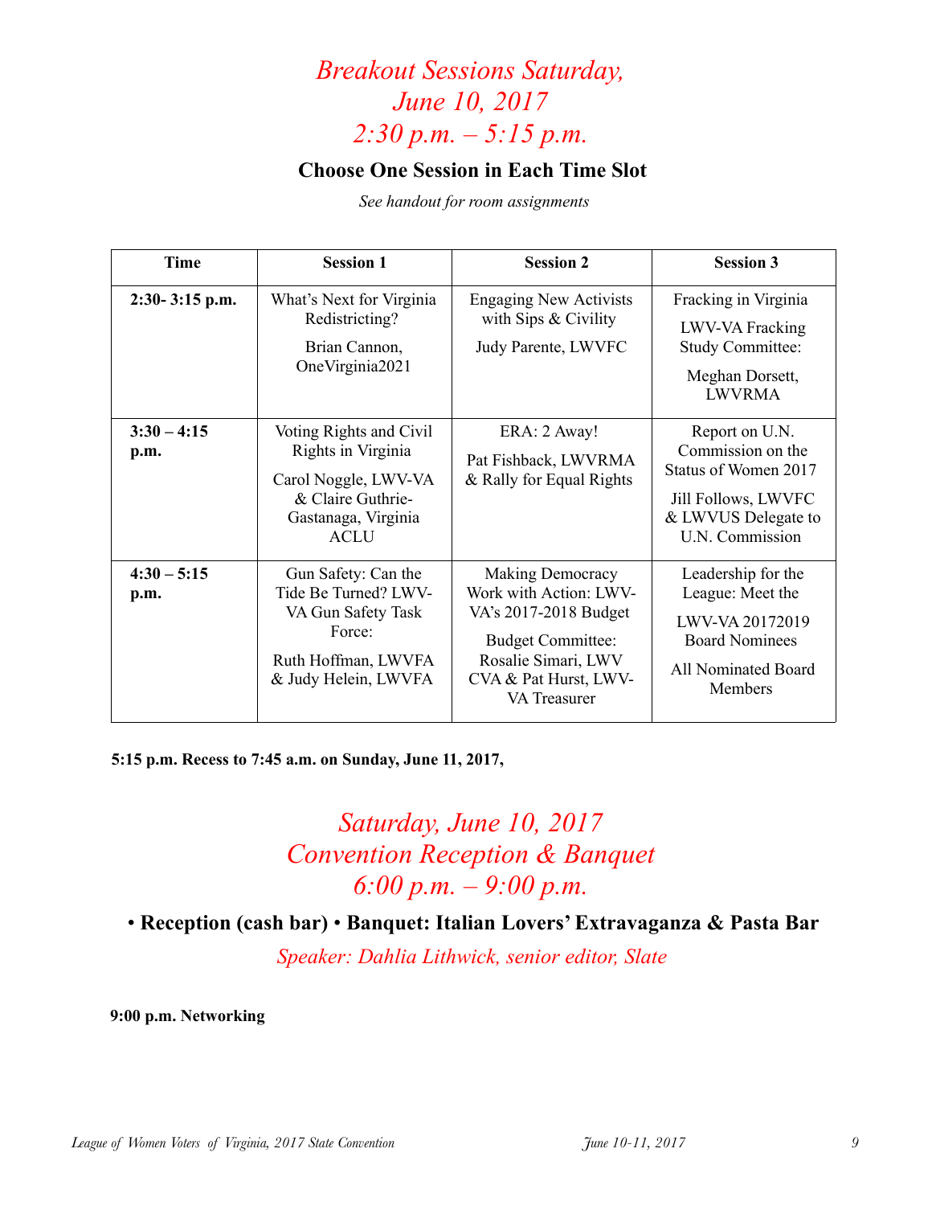# *Breakout Sessions Saturday, June 10, 2017 2:30 p.m. – 5:15 p.m.*

## Choose One Session in Each Time Slot

*See handout for room assignments*

| Time | Session 1 | Session 2 | Session 3 |
|---|---|---|---|
| **2:30- 3:15 p.m.** | What's Next for Virginia Redistricting? Brian Cannon, OneVirginia2021 | Engaging New Activists with Sips & Civility Judy Parente, LWVFC | Fracking in Virginia LWV-VA Fracking Study Committee: Meghan Dorsett, LWVRMA |
| **3:30 – 4:15 p.m.** | Voting Rights and Civil Rights in Virginia Carol Noggle, LWV-VA & Claire Guthrie-Gastanaga, Virginia ACLU | ERA: 2 Away! Pat Fishback, LWVRMA & Rally for Equal Rights | Report on U.N. Commission on the Status of Women 2017 Jill Follows, LWVFC & LWVUS Delegate to U.N. Commission |
| **4:30 – 5:15 p.m.** | Gun Safety: Can the Tide Be Turned? LWV-VA Gun Safety Task Force: Ruth Hoffman, LWVFA & Judy Helein, LWVFA | Making Democracy Work with Action: LWV-VA's 2017-2018 Budget Budget Committee: Rosalie Simari, LWV CVA & Pat Hurst, LWV-VA Treasurer | Leadership for the League: Meet the LWV-VA 20172019 Board Nominees All Nominated Board Members |

**5:15 p.m. Recess to 7:45 a.m. on Sunday, June 11, 2017,**

# *Saturday, June 10, 2017 Convention Reception & Banquet 6:00 p.m. – 9:00 p.m.*

**• Reception (cash bar) • Banquet: Italian Lovers' Extravaganza & Pasta Bar**

*Speaker: Dahlia Lithwick, senior editor, Slate*

**9:00 p.m. Networking**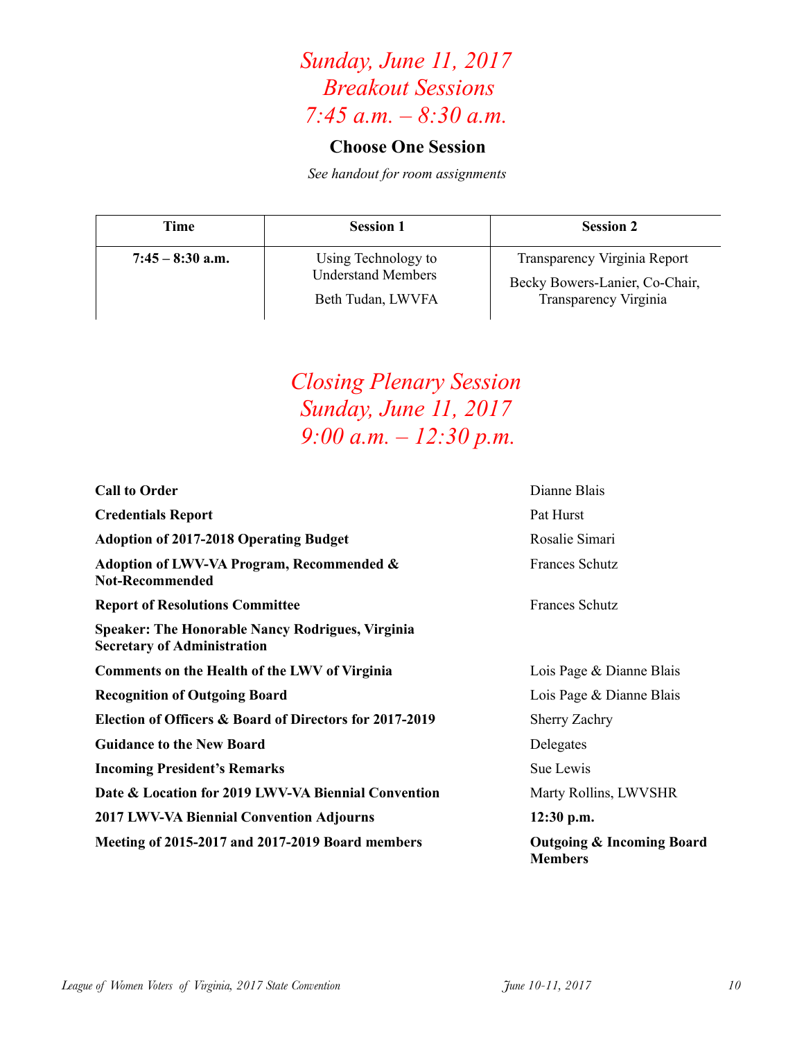# *Sunday, June 11, 2017*
# *Breakout Sessions*
# *7:45 a.m. – 8:30 a.m.*

**Choose One Session**

*See handout for room assignments*

| Time | Session 1 | Session 2 |
|---|---|---|
| **7:45 – 8:30 a.m.** | Using Technology to Understand Members<br><br>Beth Tudan, LWVFA | Transparency Virginia Report<br><br>Becky Bowers-Lanier, Co-Chair, Transparency Virginia |

# *Closing Plenary Session*
# *Sunday, June 11, 2017*
# *9:00 a.m. – 12:30 p.m.*

| | |
|---|---|
| **Call to Order** | Dianne Blais |
| **Credentials Report** | Pat Hurst |
| **Adoption of 2017-2018 Operating Budget** | Rosalie Simari |
| **Adoption of LWV-VA Program, Recommended & Not-Recommended** | Frances Schutz |
| **Report of Resolutions Committee** | Frances Schutz |
| **Speaker: The Honorable Nancy Rodrigues, Virginia Secretary of Administration** | |
| **Comments on the Health of the LWV of Virginia** | Lois Page & Dianne Blais |
| **Recognition of Outgoing Board** | Lois Page & Dianne Blais |
| **Election of Officers & Board of Directors for 2017-2019** | Sherry Zachry |
| **Guidance to the New Board** | Delegates |
| **Incoming President's Remarks** | Sue Lewis |
| **Date & Location for 2019 LWV-VA Biennial Convention** | Marty Rollins, LWVSHR |
| **2017 LWV-VA Biennial Convention Adjourns** | **12:30 p.m.** |
| **Meeting of 2015-2017 and 2017-2019 Board members** | **Outgoing & Incoming Board Members** |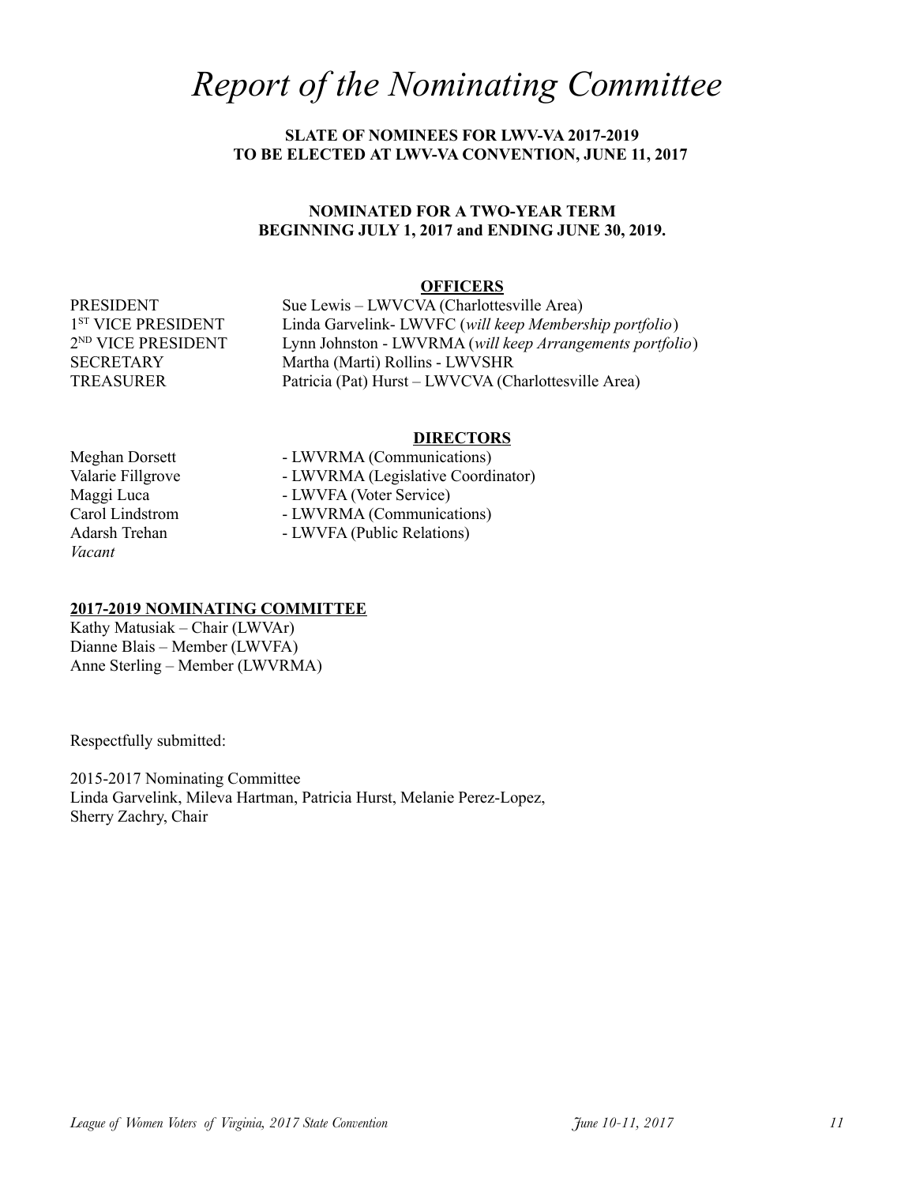# *Report of the Nominating Committee*

**SLATE OF NOMINEES FOR LWV-VA 2017-2019**
**TO BE ELECTED AT LWV-VA CONVENTION, JUNE 11, 2017**

**NOMINATED FOR A TWO-YEAR TERM**
**BEGINNING JULY 1, 2017 and ENDING JUNE 30, 2019.**

## OFFICERS

| | |
|---|---|
| PRESIDENT | Sue Lewis – LWVCVA (Charlottesville Area) |
| 1ST VICE PRESIDENT | Linda Garvelink- LWVFC (*will keep Membership portfolio*) |
| 2ND VICE PRESIDENT | Lynn Johnston - LWVRMA (*will keep Arrangements portfolio*) |
| SECRETARY | Martha (Marti) Rollins - LWVSHR |
| TREASURER | Patricia (Pat) Hurst – LWVCVA (Charlottesville Area) |

## DIRECTORS

| | |
|---|---|
| Meghan Dorsett | - LWVRMA (Communications) |
| Valarie Fillgrove | - LWVRMA (Legislative Coordinator) |
| Maggi Luca | - LWVFA (Voter Service) |
| Carol Lindstrom | - LWVRMA (Communications) |
| Adarsh Trehan | - LWVFA (Public Relations) |
| *Vacant* | |

**2017-2019 NOMINATING COMMITTEE**

Kathy Matusiak – Chair (LWVAr)
Dianne Blais – Member (LWVFA)
Anne Sterling – Member (LWVRMA)

Respectfully submitted:

2015-2017 Nominating Committee
Linda Garvelink, Mileva Hartman, Patricia Hurst, Melanie Perez-Lopez,
Sherry Zachry, Chair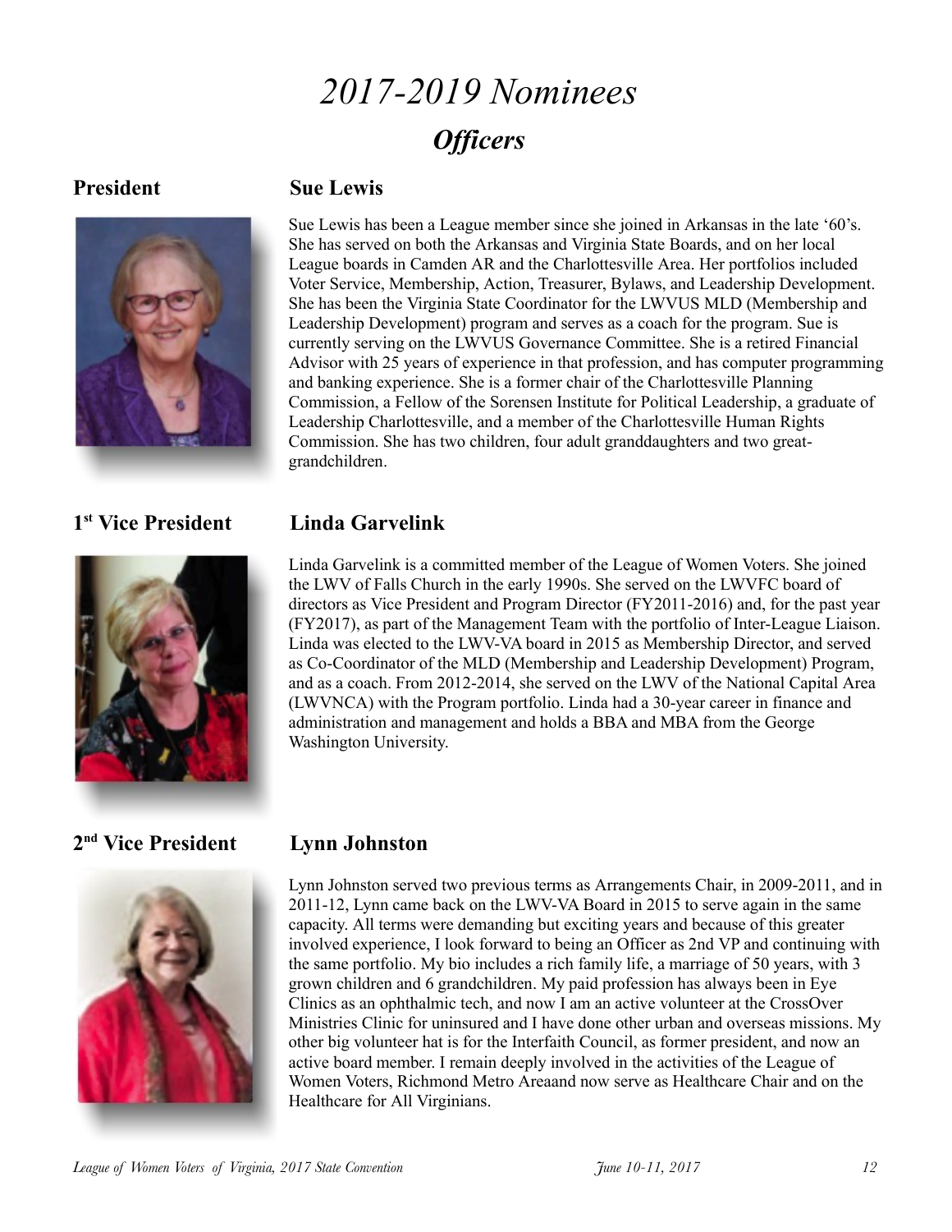# *2017-2019 Nominees*

## ***Officers***

**President** **Sue Lewis**

Sue Lewis has been a League member since she joined in Arkansas in the late '60's. She has served on both the Arkansas and Virginia State Boards, and on her local League boards in Camden AR and the Charlottesville Area. Her portfolios included Voter Service, Membership, Action, Treasurer, Bylaws, and Leadership Development. She has been the Virginia State Coordinator for the LWVUS MLD (Membership and Leadership Development) program and serves as a coach for the program. Sue is currently serving on the LWVUS Governance Committee. She is a retired Financial Advisor with 25 years of experience in that profession, and has computer programming and banking experience. She is a former chair of the Charlottesville Planning Commission, a Fellow of the Sorensen Institute for Political Leadership, a graduate of Leadership Charlottesville, and a member of the Charlottesville Human Rights Commission. She has two children, four adult granddaughters and two great-grandchildren.

**1st Vice President** **Linda Garvelink**

Linda Garvelink is a committed member of the League of Women Voters. She joined the LWV of Falls Church in the early 1990s. She served on the LWVFC board of directors as Vice President and Program Director (FY2011-2016) and, for the past year (FY2017), as part of the Management Team with the portfolio of Inter-League Liaison. Linda was elected to the LWV-VA board in 2015 as Membership Director, and served as Co-Coordinator of the MLD (Membership and Leadership Development) Program, and as a coach. From 2012-2014, she served on the LWV of the National Capital Area (LWVNCA) with the Program portfolio. Linda had a 30-year career in finance and administration and management and holds a BBA and MBA from the George Washington University.

**2nd Vice President** **Lynn Johnston**

Lynn Johnston served two previous terms as Arrangements Chair, in 2009-2011, and in 2011-12, Lynn came back on the LWV-VA Board in 2015 to serve again in the same capacity. All terms were demanding but exciting years and because of this greater involved experience, I look forward to being an Officer as 2nd VP and continuing with the same portfolio. My bio includes a rich family life, a marriage of 50 years, with 3 grown children and 6 grandchildren. My paid profession has always been in Eye Clinics as an ophthalmic tech, and now I am an active volunteer at the CrossOver Ministries Clinic for uninsured and I have done other urban and overseas missions. My other big volunteer hat is for the Interfaith Council, as former president, and now an active board member. I remain deeply involved in the activities of the League of Women Voters, Richmond Metro Areaand now serve as Healthcare Chair and on the Healthcare for All Virginians.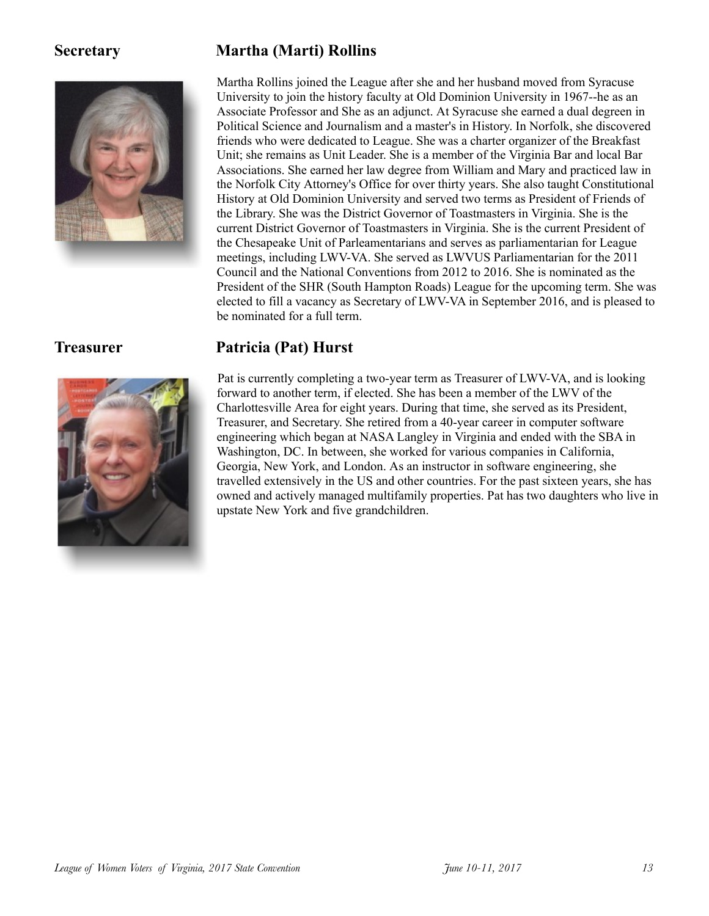## Secretary — Martha (Marti) Rollins

Martha Rollins joined the League after she and her husband moved from Syracuse University to join the history faculty at Old Dominion University in 1967--he as an Associate Professor and She as an adjunct. At Syracuse she earned a dual degreen in Political Science and Journalism and a master's in History. In Norfolk, she discovered friends who were dedicated to League. She was a charter organizer of the Breakfast Unit; she remains as Unit Leader. She is a member of the Virginia Bar and local Bar Associations. She earned her law degree from William and Mary and practiced law in the Norfolk City Attorney's Office for over thirty years. She also taught Constitutional History at Old Dominion University and served two terms as President of Friends of the Library. She was the District Governor of Toastmasters in Virginia. She is the current District Governor of Toastmasters in Virginia. She is the current President of the Chesapeake Unit of Parleamentarians and serves as parliamentarian for League meetings, including LWV-VA. She served as LWVUS Parliamentarian for the 2011 Council and the National Conventions from 2012 to 2016. She is nominated as the President of the SHR (South Hampton Roads) League for the upcoming term. She was elected to fill a vacancy as Secretary of LWV-VA in September 2016, and is pleased to be nominated for a full term.

## Treasurer — Patricia (Pat) Hurst

Pat is currently completing a two-year term as Treasurer of LWV-VA, and is looking forward to another term, if elected. She has been a member of the LWV of the Charlottesville Area for eight years. During that time, she served as its President, Treasurer, and Secretary. She retired from a 40-year career in computer software engineering which began at NASA Langley in Virginia and ended with the SBA in Washington, DC. In between, she worked for various companies in California, Georgia, New York, and London. As an instructor in software engineering, she travelled extensively in the US and other countries. For the past sixteen years, she has owned and actively managed multifamily properties. Pat has two daughters who live in upstate New York and five grandchildren.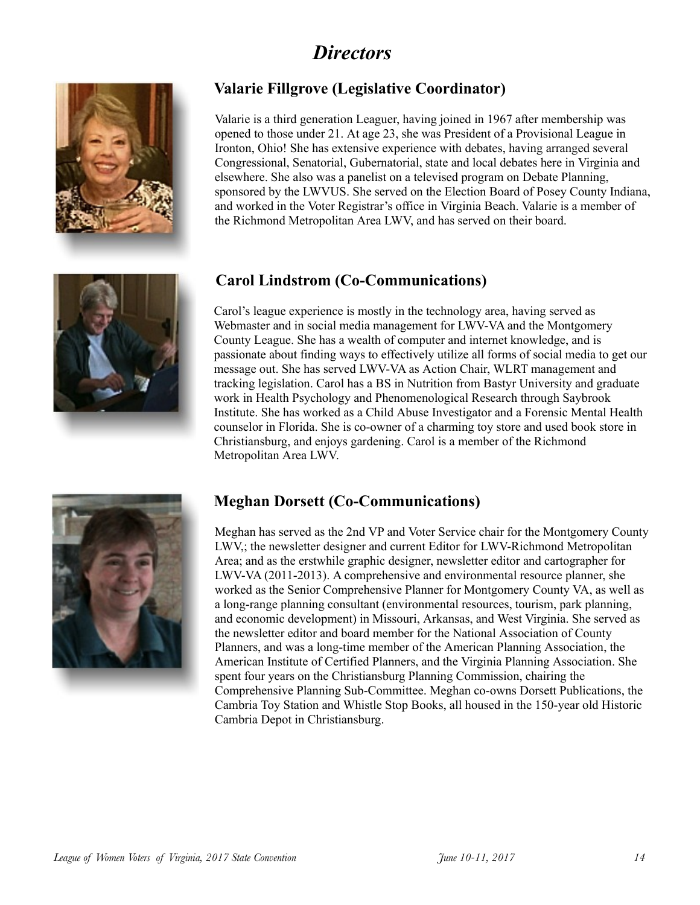# *Directors*

### Valarie Fillgrove (Legislative Coordinator)

Valarie is a third generation Leaguer, having joined in 1967 after membership was opened to those under 21. At age 23, she was President of a Provisional League in Ironton, Ohio! She has extensive experience with debates, having arranged several Congressional, Senatorial, Gubernatorial, state and local debates here in Virginia and elsewhere. She also was a panelist on a televised program on Debate Planning, sponsored by the LWVUS. She served on the Election Board of Posey County Indiana, and worked in the Voter Registrar's office in Virginia Beach. Valarie is a member of the Richmond Metropolitan Area LWV, and has served on their board.

### Carol Lindstrom (Co-Communications)

Carol's league experience is mostly in the technology area, having served as Webmaster and in social media management for LWV-VA and the Montgomery County League. She has a wealth of computer and internet knowledge, and is passionate about finding ways to effectively utilize all forms of social media to get our message out. She has served LWV-VA as Action Chair, WLRT management and tracking legislation. Carol has a BS in Nutrition from Bastyr University and graduate work in Health Psychology and Phenomenological Research through Saybrook Institute. She has worked as a Child Abuse Investigator and a Forensic Mental Health counselor in Florida. She is co-owner of a charming toy store and used book store in Christiansburg, and enjoys gardening. Carol is a member of the Richmond Metropolitan Area LWV.

### Meghan Dorsett (Co-Communications)

Meghan has served as the 2nd VP and Voter Service chair for the Montgomery County LWV,; the newsletter designer and current Editor for LWV-Richmond Metropolitan Area; and as the erstwhile graphic designer, newsletter editor and cartographer for LWV-VA (2011-2013). A comprehensive and environmental resource planner, she worked as the Senior Comprehensive Planner for Montgomery County VA, as well as a long-range planning consultant (environmental resources, tourism, park planning, and economic development) in Missouri, Arkansas, and West Virginia. She served as the newsletter editor and board member for the National Association of County Planners, and was a long-time member of the American Planning Association, the American Institute of Certified Planners, and the Virginia Planning Association. She spent four years on the Christiansburg Planning Commission, chairing the Comprehensive Planning Sub-Committee. Meghan co-owns Dorsett Publications, the Cambria Toy Station and Whistle Stop Books, all housed in the 150-year old Historic Cambria Depot in Christiansburg.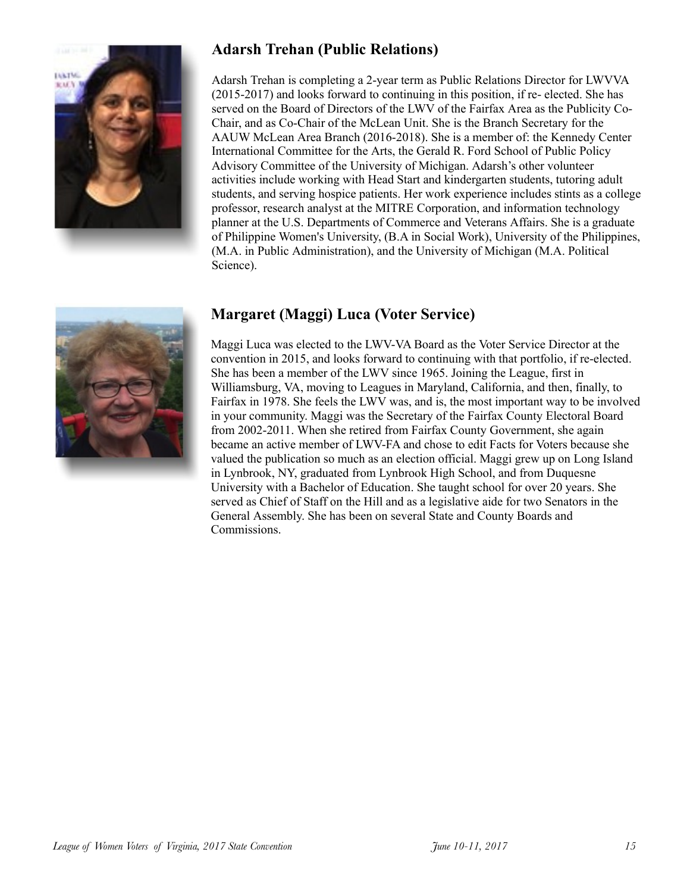## Adarsh Trehan (Public Relations)

Adarsh Trehan is completing a 2-year term as Public Relations Director for LWVVA (2015-2017) and looks forward to continuing in this position, if re- elected. She has served on the Board of Directors of the LWV of the Fairfax Area as the Publicity Co-Chair, and as Co-Chair of the McLean Unit. She is the Branch Secretary for the AAUW McLean Area Branch (2016-2018). She is a member of: the Kennedy Center International Committee for the Arts, the Gerald R. Ford School of Public Policy Advisory Committee of the University of Michigan. Adarsh's other volunteer activities include working with Head Start and kindergarten students, tutoring adult students, and serving hospice patients. Her work experience includes stints as a college professor, research analyst at the MITRE Corporation, and information technology planner at the U.S. Departments of Commerce and Veterans Affairs. She is a graduate of Philippine Women's University, (B.A in Social Work), University of the Philippines, (M.A. in Public Administration), and the University of Michigan (M.A. Political Science).

## Margaret (Maggi) Luca (Voter Service)

Maggi Luca was elected to the LWV-VA Board as the Voter Service Director at the convention in 2015, and looks forward to continuing with that portfolio, if re-elected. She has been a member of the LWV since 1965. Joining the League, first in Williamsburg, VA, moving to Leagues in Maryland, California, and then, finally, to Fairfax in 1978. She feels the LWV was, and is, the most important way to be involved in your community. Maggi was the Secretary of the Fairfax County Electoral Board from 2002-2011. When she retired from Fairfax County Government, she again became an active member of LWV-FA and chose to edit Facts for Voters because she valued the publication so much as an election official. Maggi grew up on Long Island in Lynbrook, NY, graduated from Lynbrook High School, and from Duquesne University with a Bachelor of Education. She taught school for over 20 years. She served as Chief of Staff on the Hill and as a legislative aide for two Senators in the General Assembly. She has been on several State and County Boards and Commissions.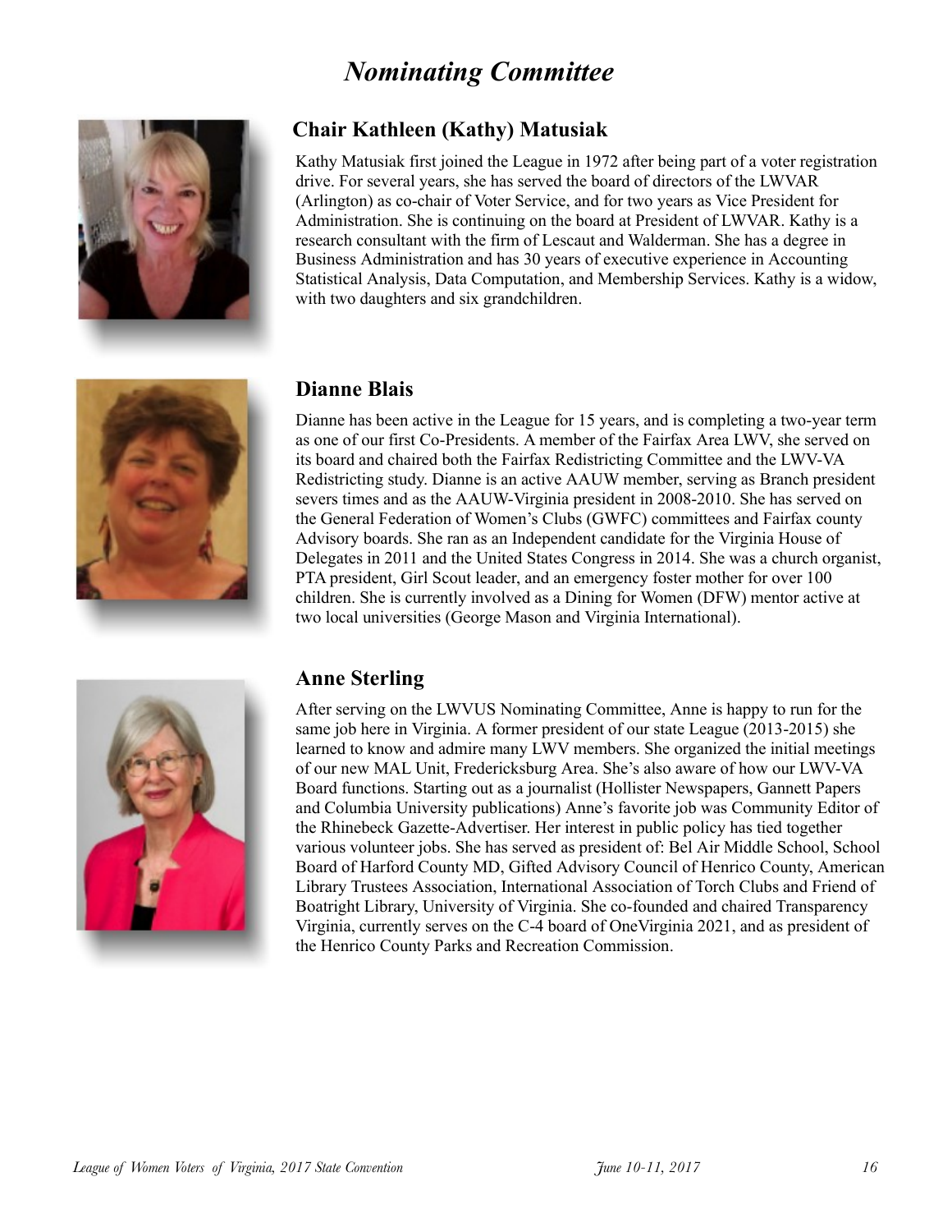# *Nominating Committee*

## Chair Kathleen (Kathy) Matusiak

Kathy Matusiak first joined the League in 1972 after being part of a voter registration drive. For several years, she has served the board of directors of the LWVAR (Arlington) as co-chair of Voter Service, and for two years as Vice President for Administration. She is continuing on the board at President of LWVAR. Kathy is a research consultant with the firm of Lescaut and Walderman. She has a degree in Business Administration and has 30 years of executive experience in Accounting Statistical Analysis, Data Computation, and Membership Services. Kathy is a widow, with two daughters and six grandchildren.

## Dianne Blais

Dianne has been active in the League for 15 years, and is completing a two-year term as one of our first Co-Presidents. A member of the Fairfax Area LWV, she served on its board and chaired both the Fairfax Redistricting Committee and the LWV-VA Redistricting study. Dianne is an active AAUW member, serving as Branch president severs times and as the AAUW-Virginia president in 2008-2010. She has served on the General Federation of Women's Clubs (GWFC) committees and Fairfax county Advisory boards. She ran as an Independent candidate for the Virginia House of Delegates in 2011 and the United States Congress in 2014. She was a church organist, PTA president, Girl Scout leader, and an emergency foster mother for over 100 children. She is currently involved as a Dining for Women (DFW) mentor active at two local universities (George Mason and Virginia International).

## Anne Sterling

After serving on the LWVUS Nominating Committee, Anne is happy to run for the same job here in Virginia. A former president of our state League (2013-2015) she learned to know and admire many LWV members. She organized the initial meetings of our new MAL Unit, Fredericksburg Area. She's also aware of how our LWV-VA Board functions. Starting out as a journalist (Hollister Newspapers, Gannett Papers and Columbia University publications) Anne's favorite job was Community Editor of the Rhinebeck Gazette-Advertiser. Her interest in public policy has tied together various volunteer jobs. She has served as president of: Bel Air Middle School, School Board of Harford County MD, Gifted Advisory Council of Henrico County, American Library Trustees Association, International Association of Torch Clubs and Friend of Boatright Library, University of Virginia. She co-founded and chaired Transparency Virginia, currently serves on the C-4 board of OneVirginia 2021, and as president of the Henrico County Parks and Recreation Commission.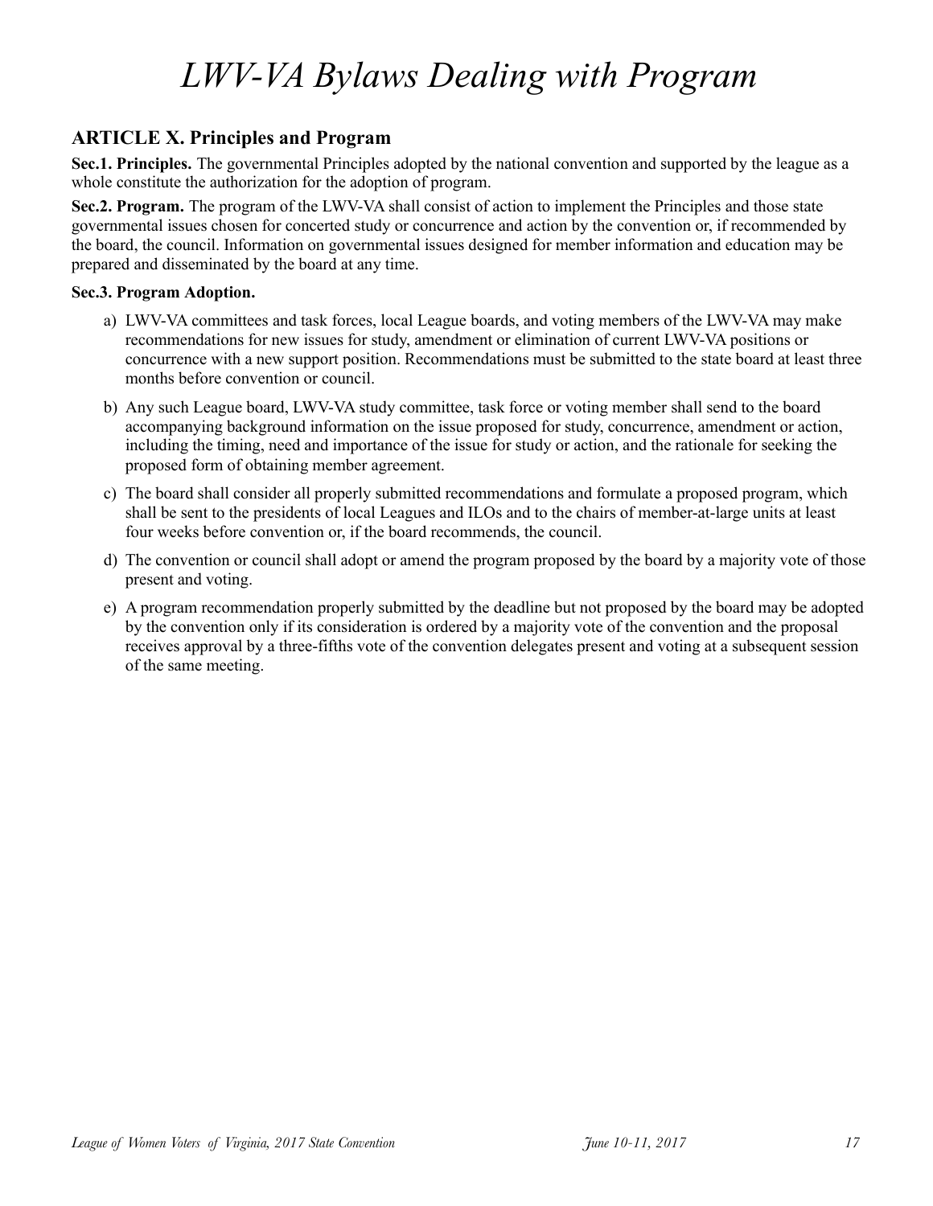# *LWV-VA Bylaws Dealing with Program*

## ARTICLE X. Principles and Program

**Sec.1. Principles.** The governmental Principles adopted by the national convention and supported by the league as a whole constitute the authorization for the adoption of program.

**Sec.2. Program.** The program of the LWV-VA shall consist of action to implement the Principles and those state governmental issues chosen for concerted study or concurrence and action by the convention or, if recommended by the board, the council. Information on governmental issues designed for member information and education may be prepared and disseminated by the board at any time.

**Sec.3. Program Adoption.**

a) LWV-VA committees and task forces, local League boards, and voting members of the LWV-VA may make recommendations for new issues for study, amendment or elimination of current LWV-VA positions or concurrence with a new support position. Recommendations must be submitted to the state board at least three months before convention or council.

b) Any such League board, LWV-VA study committee, task force or voting member shall send to the board accompanying background information on the issue proposed for study, concurrence, amendment or action, including the timing, need and importance of the issue for study or action, and the rationale for seeking the proposed form of obtaining member agreement.

c) The board shall consider all properly submitted recommendations and formulate a proposed program, which shall be sent to the presidents of local Leagues and ILOs and to the chairs of member-at-large units at least four weeks before convention or, if the board recommends, the council.

d) The convention or council shall adopt or amend the program proposed by the board by a majority vote of those present and voting.

e) A program recommendation properly submitted by the deadline but not proposed by the board may be adopted by the convention only if its consideration is ordered by a majority vote of the convention and the proposal receives approval by a three-fifths vote of the convention delegates present and voting at a subsequent session of the same meeting.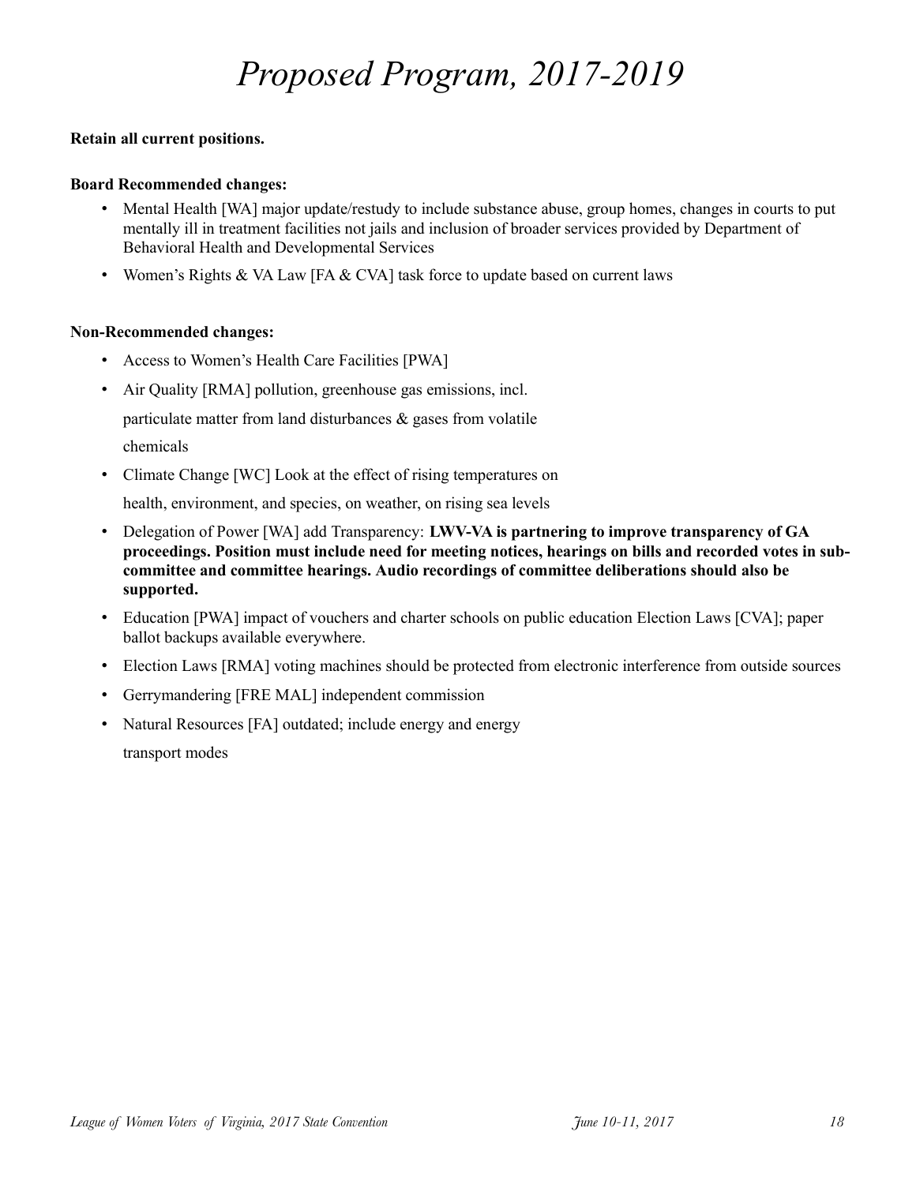# *Proposed Program, 2017-2019*

**Retain all current positions.**

**Board Recommended changes:**

- Mental Health [WA] major update/restudy to include substance abuse, group homes, changes in courts to put mentally ill in treatment facilities not jails and inclusion of broader services provided by Department of Behavioral Health and Developmental Services
- Women's Rights & VA Law [FA & CVA] task force to update based on current laws

**Non-Recommended changes:**

- Access to Women's Health Care Facilities [PWA]
- Air Quality [RMA] pollution, greenhouse gas emissions, incl. particulate matter from land disturbances & gases from volatile chemicals
- Climate Change [WC] Look at the effect of rising temperatures on health, environment, and species, on weather, on rising sea levels
- Delegation of Power [WA] add Transparency: **LWV-VA is partnering to improve transparency of GA proceedings. Position must include need for meeting notices, hearings on bills and recorded votes in sub-committee and committee hearings. Audio recordings of committee deliberations should also be supported.**
- Education [PWA] impact of vouchers and charter schools on public education Election Laws [CVA]; paper ballot backups available everywhere.
- Election Laws [RMA] voting machines should be protected from electronic interference from outside sources
- Gerrymandering [FRE MAL] independent commission
- Natural Resources [FA] outdated; include energy and energy transport modes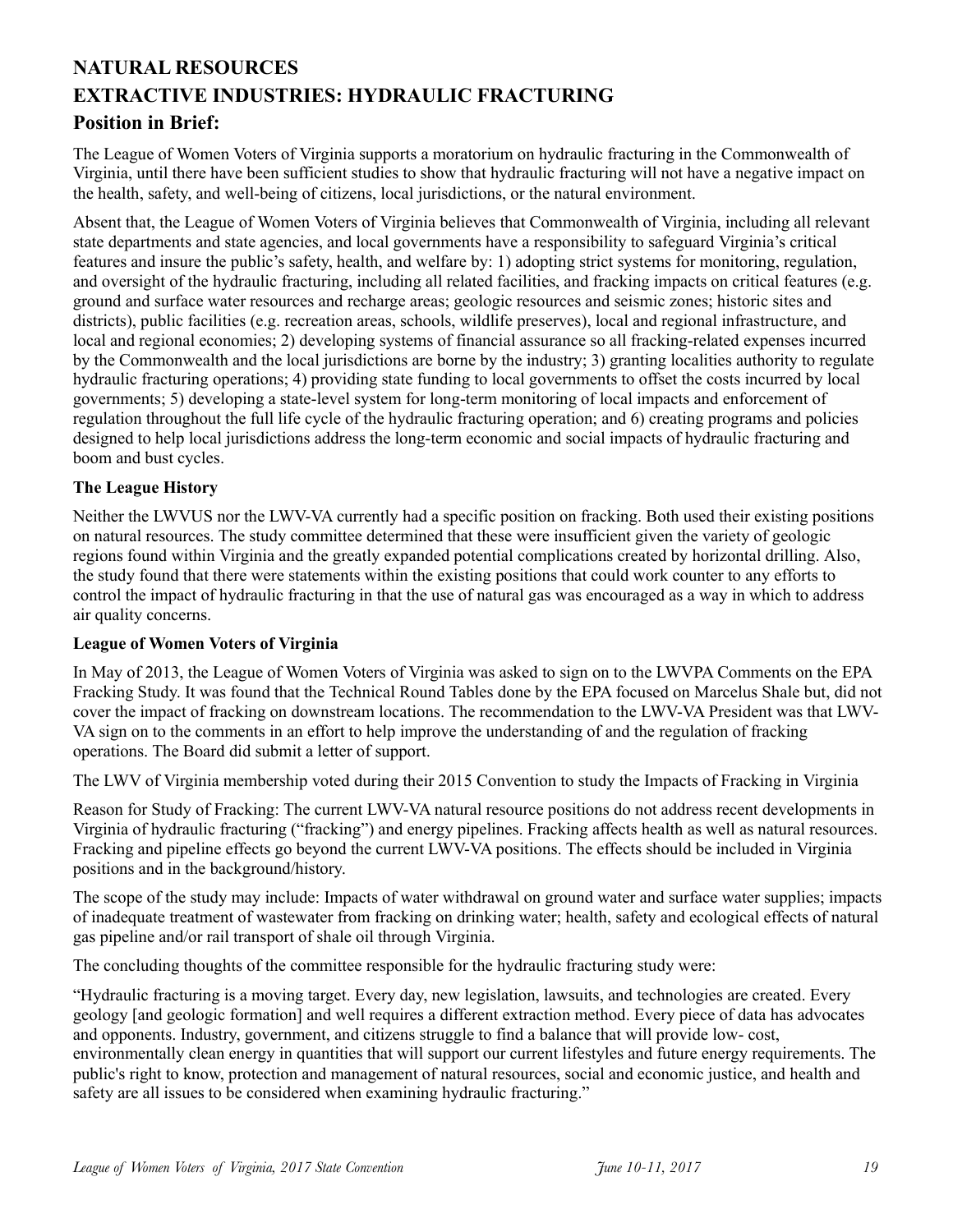# NATURAL RESOURCES
# EXTRACTIVE INDUSTRIES: HYDRAULIC FRACTURING

## Position in Brief:

The League of Women Voters of Virginia supports a moratorium on hydraulic fracturing in the Commonwealth of Virginia, until there have been sufficient studies to show that hydraulic fracturing will not have a negative impact on the health, safety, and well-being of citizens, local jurisdictions, or the natural environment.

Absent that, the League of Women Voters of Virginia believes that Commonwealth of Virginia, including all relevant state departments and state agencies, and local governments have a responsibility to safeguard Virginia's critical features and insure the public's safety, health, and welfare by: 1) adopting strict systems for monitoring, regulation, and oversight of the hydraulic fracturing, including all related facilities, and fracking impacts on critical features (e.g. ground and surface water resources and recharge areas; geologic resources and seismic zones; historic sites and districts), public facilities (e.g. recreation areas, schools, wildlife preserves), local and regional infrastructure, and local and regional economies; 2) developing systems of financial assurance so all fracking-related expenses incurred by the Commonwealth and the local jurisdictions are borne by the industry; 3) granting localities authority to regulate hydraulic fracturing operations; 4) providing state funding to local governments to offset the costs incurred by local governments; 5) developing a state-level system for long-term monitoring of local impacts and enforcement of regulation throughout the full life cycle of the hydraulic fracturing operation; and 6) creating programs and policies designed to help local jurisdictions address the long-term economic and social impacts of hydraulic fracturing and boom and bust cycles.

**The League History**

Neither the LWVUS nor the LWV-VA currently had a specific position on fracking. Both used their existing positions on natural resources. The study committee determined that these were insufficient given the variety of geologic regions found within Virginia and the greatly expanded potential complications created by horizontal drilling. Also, the study found that there were statements within the existing positions that could work counter to any efforts to control the impact of hydraulic fracturing in that the use of natural gas was encouraged as a way in which to address air quality concerns.

**League of Women Voters of Virginia**

In May of 2013, the League of Women Voters of Virginia was asked to sign on to the LWVPA Comments on the EPA Fracking Study. It was found that the Technical Round Tables done by the EPA focused on Marcelus Shale but, did not cover the impact of fracking on downstream locations. The recommendation to the LWV-VA President was that LWV-VA sign on to the comments in an effort to help improve the understanding of and the regulation of fracking operations. The Board did submit a letter of support.

The LWV of Virginia membership voted during their 2015 Convention to study the Impacts of Fracking in Virginia

Reason for Study of Fracking: The current LWV-VA natural resource positions do not address recent developments in Virginia of hydraulic fracturing ("fracking") and energy pipelines. Fracking affects health as well as natural resources. Fracking and pipeline effects go beyond the current LWV-VA positions. The effects should be included in Virginia positions and in the background/history.

The scope of the study may include: Impacts of water withdrawal on ground water and surface water supplies; impacts of inadequate treatment of wastewater from fracking on drinking water; health, safety and ecological effects of natural gas pipeline and/or rail transport of shale oil through Virginia.

The concluding thoughts of the committee responsible for the hydraulic fracturing study were:

"Hydraulic fracturing is a moving target. Every day, new legislation, lawsuits, and technologies are created. Every geology [and geologic formation] and well requires a different extraction method. Every piece of data has advocates and opponents. Industry, government, and citizens struggle to find a balance that will provide low- cost, environmentally clean energy in quantities that will support our current lifestyles and future energy requirements. The public's right to know, protection and management of natural resources, social and economic justice, and health and safety are all issues to be considered when examining hydraulic fracturing."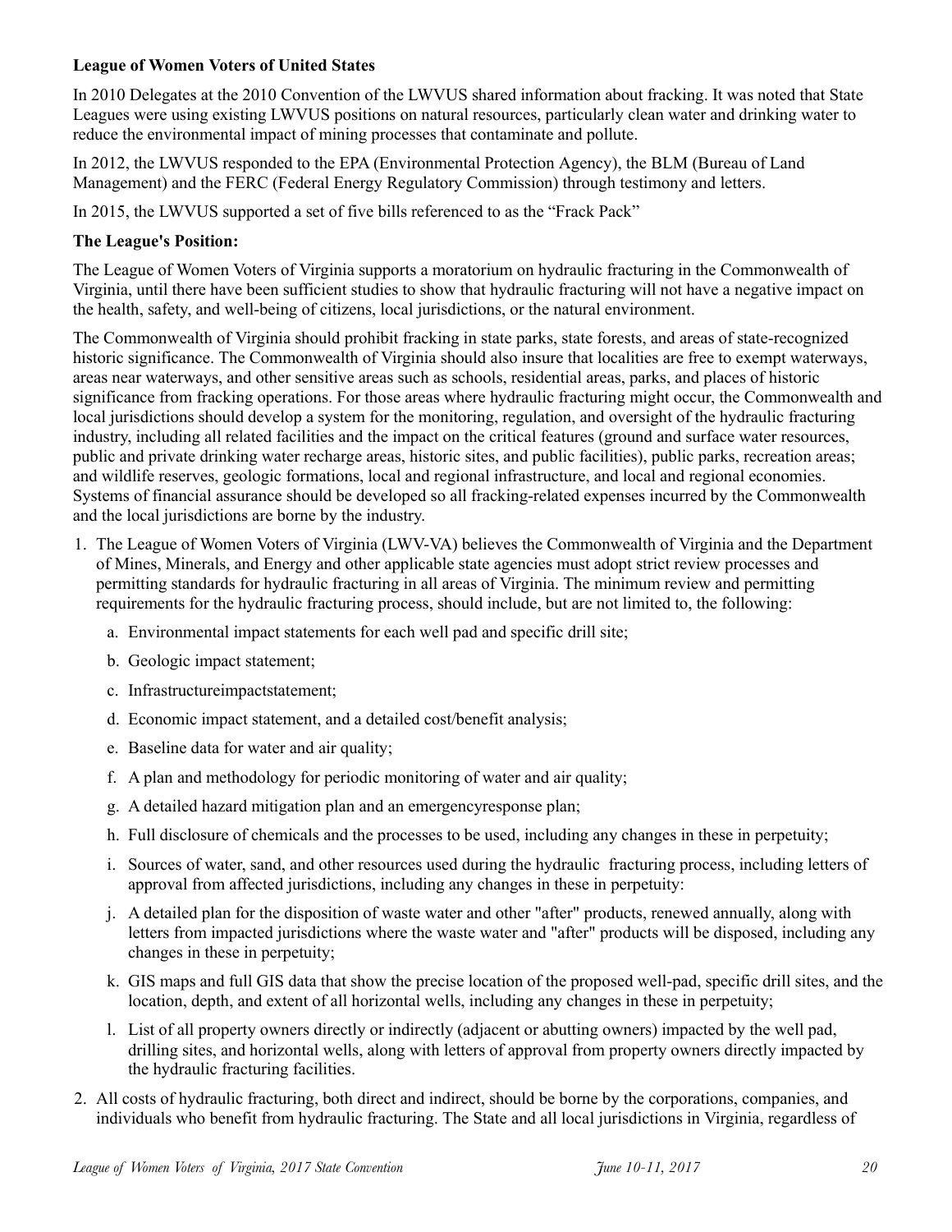**League of Women Voters of United States**

In 2010 Delegates at the 2010 Convention of the LWVUS shared information about fracking. It was noted that State Leagues were using existing LWVUS positions on natural resources, particularly clean water and drinking water to reduce the environmental impact of mining processes that contaminate and pollute.

In 2012, the LWVUS responded to the EPA (Environmental Protection Agency), the BLM (Bureau of Land Management) and the FERC (Federal Energy Regulatory Commission) through testimony and letters.

In 2015, the LWVUS supported a set of five bills referenced to as the "Frack Pack"

**The League's Position:**

The League of Women Voters of Virginia supports a moratorium on hydraulic fracturing in the Commonwealth of Virginia, until there have been sufficient studies to show that hydraulic fracturing will not have a negative impact on the health, safety, and well-being of citizens, local jurisdictions, or the natural environment.

The Commonwealth of Virginia should prohibit fracking in state parks, state forests, and areas of state-recognized historic significance. The Commonwealth of Virginia should also insure that localities are free to exempt waterways, areas near waterways, and other sensitive areas such as schools, residential areas, parks, and places of historic significance from fracking operations. For those areas where hydraulic fracturing might occur, the Commonwealth and local jurisdictions should develop a system for the monitoring, regulation, and oversight of the hydraulic fracturing industry, including all related facilities and the impact on the critical features (ground and surface water resources, public and private drinking water recharge areas, historic sites, and public facilities), public parks, recreation areas; and wildlife reserves, geologic formations, local and regional infrastructure, and local and regional economies. Systems of financial assurance should be developed so all fracking-related expenses incurred by the Commonwealth and the local jurisdictions are borne by the industry.

1. The League of Women Voters of Virginia (LWV-VA) believes the Commonwealth of Virginia and the Department of Mines, Minerals, and Energy and other applicable state agencies must adopt strict review processes and permitting standards for hydraulic fracturing in all areas of Virginia. The minimum review and permitting requirements for the hydraulic fracturing process, should include, but are not limited to, the following:
   a. Environmental impact statements for each well pad and specific drill site;
   b. Geologic impact statement;
   c. Infrastructureimpactstatement;
   d. Economic impact statement, and a detailed cost/benefit analysis;
   e. Baseline data for water and air quality;
   f. A plan and methodology for periodic monitoring of water and air quality;
   g. A detailed hazard mitigation plan and an emergencyresponse plan;
   h. Full disclosure of chemicals and the processes to be used, including any changes in these in perpetuity;
   i. Sources of water, sand, and other resources used during the hydraulic fracturing process, including letters of approval from affected jurisdictions, including any changes in these in perpetuity:
   j. A detailed plan for the disposition of waste water and other "after" products, renewed annually, along with letters from impacted jurisdictions where the waste water and "after" products will be disposed, including any changes in these in perpetuity;
   k. GIS maps and full GIS data that show the precise location of the proposed well-pad, specific drill sites, and the location, depth, and extent of all horizontal wells, including any changes in these in perpetuity;
   l. List of all property owners directly or indirectly (adjacent or abutting owners) impacted by the well pad, drilling sites, and horizontal wells, along with letters of approval from property owners directly impacted by the hydraulic fracturing facilities.
2. All costs of hydraulic fracturing, both direct and indirect, should be borne by the corporations, companies, and individuals who benefit from hydraulic fracturing. The State and all local jurisdictions in Virginia, regardless of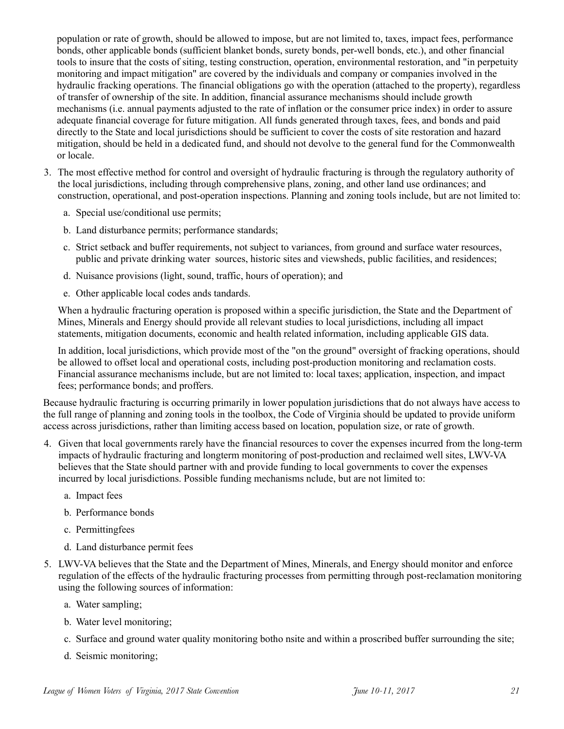population or rate of growth, should be allowed to impose, but are not limited to, taxes, impact fees, performance bonds, other applicable bonds (sufficient blanket bonds, surety bonds, per-well bonds, etc.), and other financial tools to insure that the costs of siting, testing construction, operation, environmental restoration, and "in perpetuity monitoring and impact mitigation" are covered by the individuals and company or companies involved in the hydraulic fracking operations. The financial obligations go with the operation (attached to the property), regardless of transfer of ownership of the site. In addition, financial assurance mechanisms should include growth mechanisms (i.e. annual payments adjusted to the rate of inflation or the consumer price index) in order to assure adequate financial coverage for future mitigation. All funds generated through taxes, fees, and bonds and paid directly to the State and local jurisdictions should be sufficient to cover the costs of site restoration and hazard mitigation, should be held in a dedicated fund, and should not devolve to the general fund for the Commonwealth or locale.

3. The most effective method for control and oversight of hydraulic fracturing is through the regulatory authority of the local jurisdictions, including through comprehensive plans, zoning, and other land use ordinances; and construction, operational, and post-operation inspections. Planning and zoning tools include, but are not limited to:

   a. Special use/conditional use permits;

   b. Land disturbance permits; performance standards;

   c. Strict setback and buffer requirements, not subject to variances, from ground and surface water resources, public and private drinking water sources, historic sites and viewsheds, public facilities, and residences;

   d. Nuisance provisions (light, sound, traffic, hours of operation); and

   e. Other applicable local codes ands tandards.

   When a hydraulic fracturing operation is proposed within a specific jurisdiction, the State and the Department of Mines, Minerals and Energy should provide all relevant studies to local jurisdictions, including all impact statements, mitigation documents, economic and health related information, including applicable GIS data.

   In addition, local jurisdictions, which provide most of the "on the ground" oversight of fracking operations, should be allowed to offset local and operational costs, including post-production monitoring and reclamation costs. Financial assurance mechanisms include, but are not limited to: local taxes; application, inspection, and impact fees; performance bonds; and proffers.

Because hydraulic fracturing is occurring primarily in lower population jurisdictions that do not always have access to the full range of planning and zoning tools in the toolbox, the Code of Virginia should be updated to provide uniform access across jurisdictions, rather than limiting access based on location, population size, or rate of growth.

4. Given that local governments rarely have the financial resources to cover the expenses incurred from the long-term impacts of hydraulic fracturing and longterm monitoring of post-production and reclaimed well sites, LWV-VA believes that the State should partner with and provide funding to local governments to cover the expenses incurred by local jurisdictions. Possible funding mechanisms nclude, but are not limited to:

   a. Impact fees

   b. Performance bonds

   c. Permittingfees

   d. Land disturbance permit fees

5. LWV-VA believes that the State and the Department of Mines, Minerals, and Energy should monitor and enforce regulation of the effects of the hydraulic fracturing processes from permitting through post-reclamation monitoring using the following sources of information:

   a. Water sampling;

   b. Water level monitoring;

   c. Surface and ground water quality monitoring botho nsite and within a proscribed buffer surrounding the site;

   d. Seismic monitoring;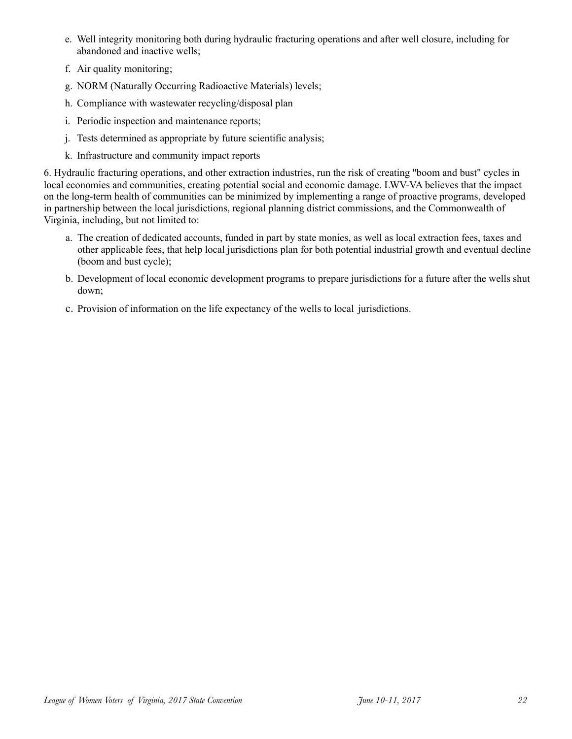e. Well integrity monitoring both during hydraulic fracturing operations and after well closure, including for abandoned and inactive wells;

f. Air quality monitoring;

g. NORM (Naturally Occurring Radioactive Materials) levels;

h. Compliance with wastewater recycling/disposal plan

i. Periodic inspection and maintenance reports;

j. Tests determined as appropriate by future scientific analysis;

k. Infrastructure and community impact reports

6. Hydraulic fracturing operations, and other extraction industries, run the risk of creating "boom and bust" cycles in local economies and communities, creating potential social and economic damage. LWV-VA believes that the impact on the long-term health of communities can be minimized by implementing a range of proactive programs, developed in partnership between the local jurisdictions, regional planning district commissions, and the Commonwealth of Virginia, including, but not limited to:

a. The creation of dedicated accounts, funded in part by state monies, as well as local extraction fees, taxes and other applicable fees, that help local jurisdictions plan for both potential industrial growth and eventual decline (boom and bust cycle);

b. Development of local economic development programs to prepare jurisdictions for a future after the wells shut down;

c. Provision of information on the life expectancy of the wells to local jurisdictions.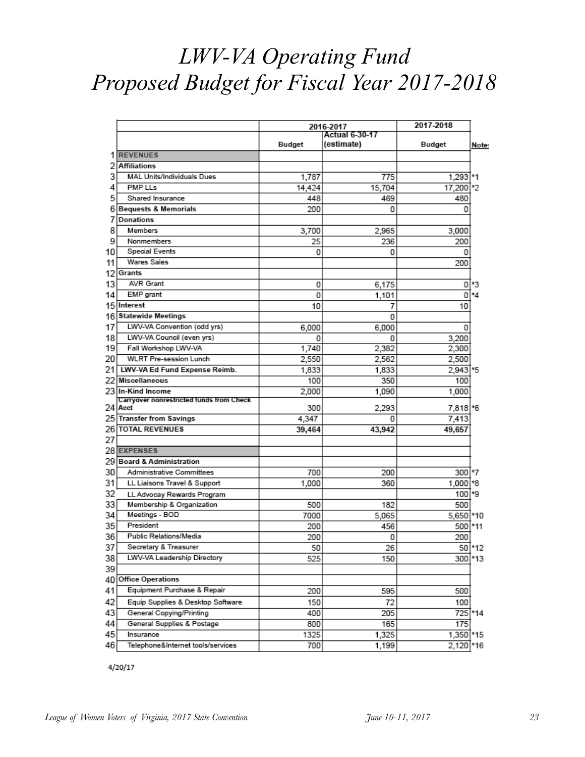# *LWV-VA Operating Fund*
# *Proposed Budget for Fiscal Year 2017-2018*

| | | 2016-2017 | | 2017-2018 | |
|---|---|---|---|---|---|
| | | Budget | Actual 6-30-17 (estimate) | Budget | Notes |
| 1 | **REVENUES** | | | | |
| 2 | **Affiliations** | | | | |
| 3 | MAL Units/Individuals Dues | 1,787 | 775 | 1,293 | *1 |
| 4 | PMP LLs | 14,424 | 15,704 | 17,200 | *2 |
| 5 | Shared Insurance | 448 | 469 | 480 | |
| 6 | **Bequests & Memorials** | 200 | 0 | 0 | |
| 7 | **Donations** | | | | |
| 8 | Members | 3,700 | 2,965 | 3,000 | |
| 9 | Nonmembers | 25 | 236 | 200 | |
| 10 | Special Events | 0 | 0 | 0 | |
| 11 | Wares Sales | | | 200 | |
| 12 | **Grants** | | | | |
| 13 | AVR Grant | 0 | 6,175 | 0 | *3 |
| 14 | EMP grant | 0 | 1,101 | 0 | *4 |
| 15 | **Interest** | 10 | 7 | 10 | |
| 16 | **Statewide Meetings** | | 0 | | |
| 17 | LWV-VA Convention (odd yrs) | 6,000 | 6,000 | 0 | |
| 18 | LWV-VA Council (even yrs) | 0 | 0 | 3,200 | |
| 19 | Fall Workshop LWV-VA | 1,740 | 2,382 | 2,300 | |
| 20 | WLRT Pre-session Lunch | 2,550 | 2,562 | 2,500 | |
| 21 | **LWV-VA Ed Fund Expense Reimb.** | 1,833 | 1,833 | 2,943 | *5 |
| 22 | **Miscellaneous** | 100 | 350 | 100 | |
| 23 | **In-Kind Income** | 2,000 | 1,090 | 1,000 | |
| 24 | **Carryover nonrestricted funds from Check Acct** | 300 | 2,293 | 7,818 | *6 |
| 25 | **Transfer from Savings** | 4,347 | 0 | 7,413 | |
| 26 | **TOTAL REVENUES** | **39,464** | **43,942** | **49,657** | |
| 27 | | | | | |
| 28 | **EXPENSES** | | | | |
| 29 | **Board & Administration** | | | | |
| 30 | Administrative Committees | 700 | 200 | 300 | *7 |
| 31 | LL Liaisons Travel & Support | 1,000 | 360 | 1,000 | *8 |
| 32 | LL Advocay Rewards Program | | | 100 | *9 |
| 33 | Membership & Organization | 500 | 182 | 500 | |
| 34 | Meetings - BOD | 7000 | 5,065 | 5,650 | *10 |
| 35 | President | 200 | 456 | 500 | *11 |
| 36 | Public Relations/Media | 200 | 0 | 200 | |
| 37 | Secretary & Treasurer | 50 | 26 | 50 | *12 |
| 38 | LWV-VA Leadership Directory | 525 | 150 | 300 | *13 |
| 39 | | | | | |
| 40 | **Office Operations** | | | | |
| 41 | Equipment Purchase & Repair | 200 | 595 | 500 | |
| 42 | Equip Supplies & Desktop Software | 150 | 72 | 100 | |
| 43 | General Copying/Printing | 400 | 205 | 725 | *14 |
| 44 | General Supplies & Postage | 800 | 165 | 175 | |
| 45 | Insurance | 1325 | 1,325 | 1,350 | *15 |
| 46 | Telephone&Internet tools/services | 700 | 1,199 | 2,120 | *16 |

4/20/17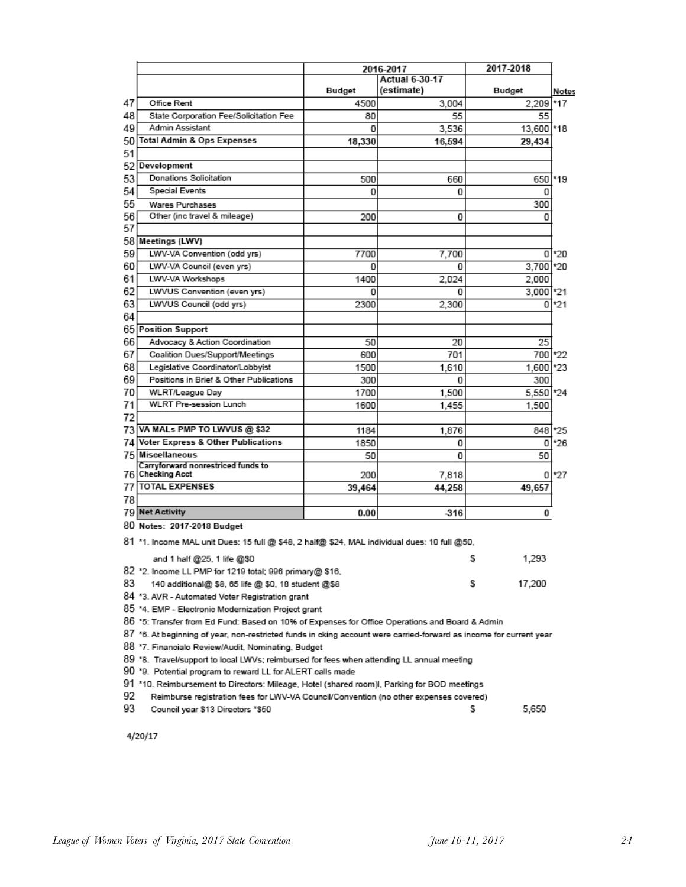| | | 2016-2017 | | 2017-2018 | |
|---|---|---|---|---|---|
| | | Budget | Actual 6-30-17 (estimate) | Budget | Notes |
| 47 | Office Rent | 4500 | 3,004 | 2,209 | *17 |
| 48 | State Corporation Fee/Solicitation Fee | 80 | 55 | 55 | |
| 49 | Admin Assistant | 0 | 3,536 | 13,600 | *18 |
| 50 | **Total Admin & Ops Expenses** | **18,330** | **16,594** | **29,434** | |
| 51 | | | | | |
| 52 | **Development** | | | | |
| 53 | Donations Solicitation | 500 | 660 | 650 | *19 |
| 54 | Special Events | 0 | 0 | 0 | |
| 55 | Wares Purchases | | | 300 | |
| 56 | Other (inc travel & mileage) | 200 | 0 | 0 | |
| 57 | | | | | |
| 58 | **Meetings (LWV)** | | | | |
| 59 | LWV-VA Convention (odd yrs) | 7700 | 7,700 | 0 | *20 |
| 60 | LWV-VA Council (even yrs) | 0 | 0 | 3,700 | *20 |
| 61 | LWV-VA Workshops | 1400 | 2,024 | 2,000 | |
| 62 | LWVUS Convention (even yrs) | 0 | 0 | 3,000 | *21 |
| 63 | LWVUS Council (odd yrs) | 2300 | 2,300 | 0 | *21 |
| 64 | | | | | |
| 65 | **Position Support** | | | | |
| 66 | Advocacy & Action Coordination | 50 | 20 | 25 | |
| 67 | Coalition Dues/Support/Meetings | 600 | 701 | 700 | *22 |
| 68 | Legislative Coordinator/Lobbyist | 1500 | 1,610 | 1,600 | *23 |
| 69 | Positions in Brief & Other Publications | 300 | 0 | 300 | |
| 70 | WLRT/League Day | 1700 | 1,500 | 5,550 | *24 |
| 71 | WLRT Pre-session Lunch | 1600 | 1,455 | 1,500 | |
| 72 | | | | | |
| 73 | **VA MALs PMP TO LWVUS @ $32** | 1184 | 1,876 | 848 | *25 |
| 74 | **Voter Express & Other Publications** | 1850 | 0 | 0 | *26 |
| 75 | **Miscellaneous** | 50 | 0 | 50 | |
| 76 | **Carryforward nonrestriced funds to Checking Acct** | 200 | 7,818 | 0 | *27 |
| 77 | **TOTAL EXPENSES** | **39,464** | **44,258** | **49,657** | |
| 78 | | | | | |
| 79 | **Net Activity** | **0.00** | **-316** | **0** | |

80 **Notes: 2017-2018 Budget**

81 *1. Income MAL unit Dues: 15 full @ $48, 2 half@ $24, MAL individual dues: 10 full @50, and 1 half @25, 1 life @$0 — $ 1,293

82 *2. Income LL PMP for 1219 total; 996 primary@ $16,

83 140 additional@ $8, 65 life @ $0, 18 student @$8 — $ 17,200

84 *3. AVR - Automated Voter Registration grant

85 *4. EMP - Electronic Modernization Project grant

86 *5: Transfer from Ed Fund: Based on 10% of Expenses for Office Operations and Board & Admin

87 *6. At beginning of year, non-restricted funds in cking account were carried-forward as income for current year

88 *7. Financialo Review/Audit, Nominating, Budget

89 *8. Travel/support to local LWVs; reimbursed for fees when attending LL annual meeting

90 *9. Potential program to reward LL for ALERT calls made

91 *10. Reimbursement to Directors: Mileage, Hotel (shared room)l, Parking for BOD meetings

92 Reimburse registration fees for LWV-VA Council/Convention (no other expenses covered)

93 Council year $13 Directors *$50 — $ 5,650

4/20/17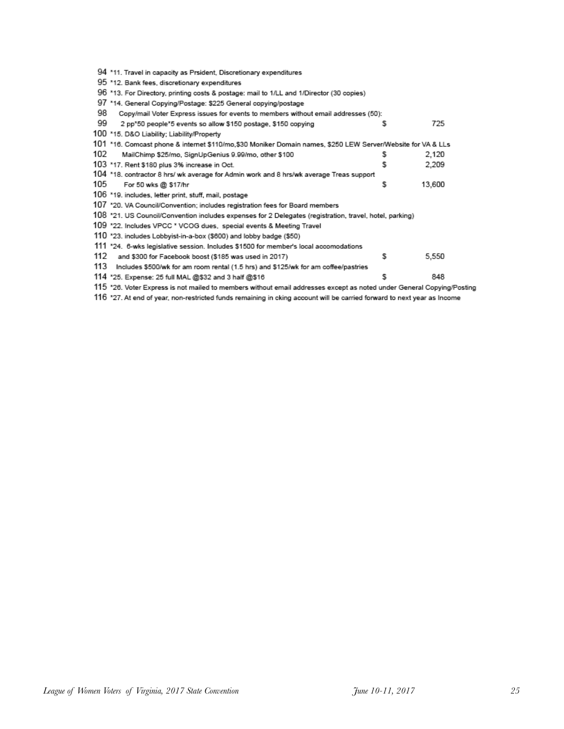| | | | |
|---|---|---|---|
| 94 | *11. Travel in capacity as Prsident, Discretionary expenditures | | |
| 95 | *12. Bank fees, discretionary expenditures | | |
| 96 | *13. For Directory, printing costs & postage: mail to 1/LL and 1/Director (30 copies) | | |
| 97 | *14. General Copying/Postage: $225 General copying/postage | | |
| 98 | Copy/mail Voter Express issues for events to members without email addresses (50): | | |
| 99 | 2 pp*50 people*5 events so allow $150 postage, $150 copying | $ | 725 |
| 100 | *15. D&O Liability; Liability/Property | | |
| 101 | *16. Comcast phone & internet $110/mo,$30 Moniker Domain names, $250 LEW Server/Website for VA & LLs | | |
| 102 | MailChimp $25/mo, SignUpGenius 9.99/mo, other $100 | $ | 2,120 |
| 103 | *17. Rent $180 plus 3% increase in Oct. | $ | 2,209 |
| 104 | *18. contractor 8 hrs/ wk average for Admin work and 8 hrs/wk average Treas support | | |
| 105 | For 50 wks @ $17/hr | $ | 13,600 |
| 106 | *19. includes, letter print, stuff, mail, postage | | |
| 107 | *20. VA Council/Convention; includes registration fees for Board members | | |
| 108 | *21. US Council/Convention includes expenses for 2 Delegates (registration, travel, hotel, parking) | | |
| 109 | *22. Includes VPCC * VCOG dues, special events & Meeting Travel | | |
| 110 | *23. includes Lobbyist-in-a-box ($600) and lobby badge ($50) | | |
| 111 | *24. 6-wks legislative session. Includes $1500 for member's local accomodations | | |
| 112 | and $300 for Facebook boost ($185 was used in 2017) | $ | 5,550 |
| 113 | Includes $500/wk for am room rental (1.5 hrs) and $125/wk for am coffee/pastries | | |
| 114 | *25. Expense: 25 full MAL @$32 and 3 half @$16 | $ | 848 |
| 115 | *26. Voter Express is not mailed to members without email addresses except as noted under General Copying/Posting | | |
| 116 | *27. At end of year, non-restricted funds remaining in cking account will be carried forward to next year as Income | | |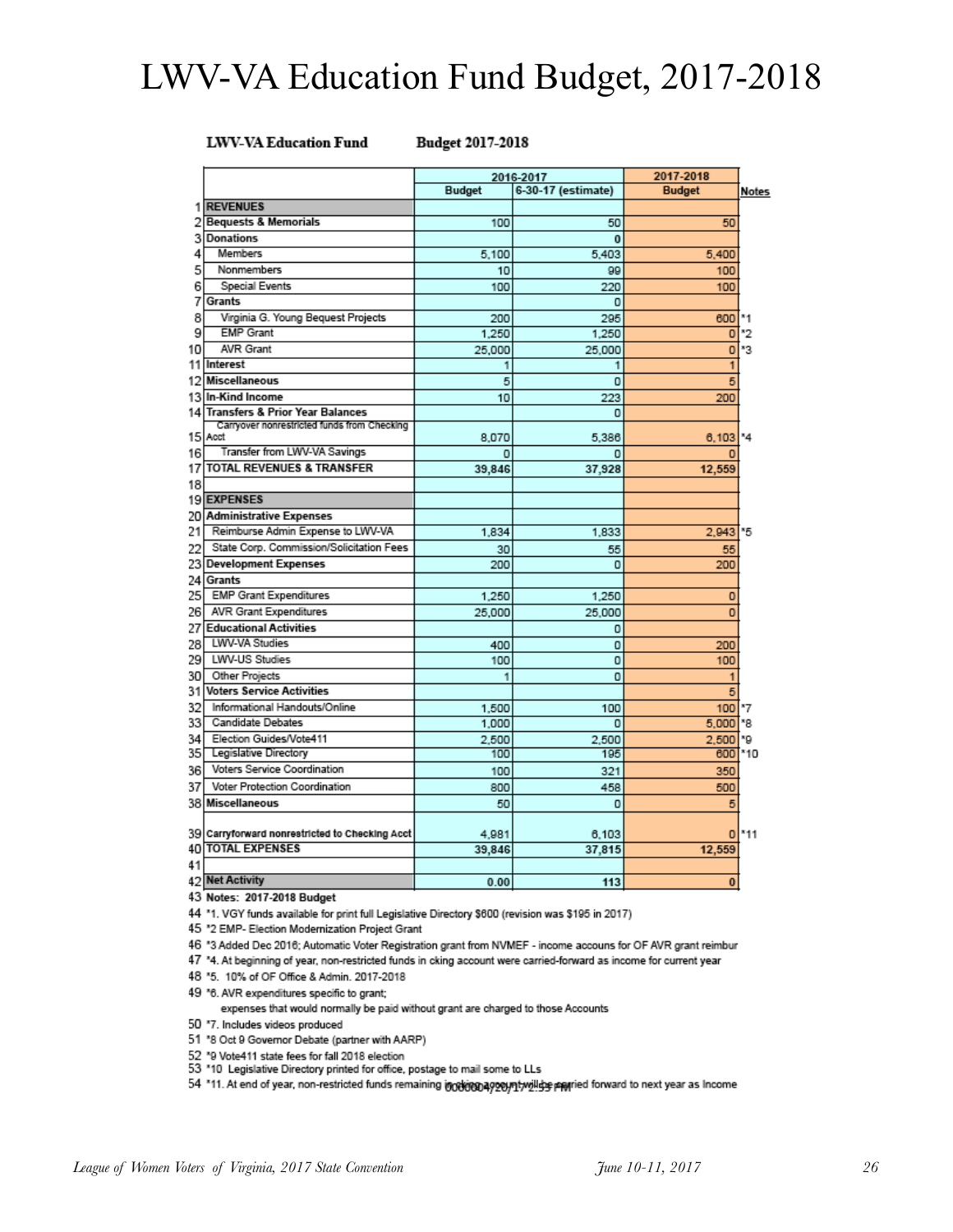# LWV-VA Education Fund Budget, 2017-2018

**LWV-VA Education Fund** **Budget 2017-2018**

| | | 2016-2017 | | 2017-2018 | |
|---|---|---|---|---|---|
| | | Budget | 6-30-17 (estimate) | Budget | Notes |
| 1 | **REVENUES** | | | | |
| 2 | **Bequests & Memorials** | 100 | 50 | 50 | |
| 3 | **Donations** | | 0 | | |
| 4 | Members | 5,100 | 5,403 | 5,400 | |
| 5 | Nonmembers | 10 | 99 | 100 | |
| 6 | Special Events | 100 | 220 | 100 | |
| 7 | **Grants** | | 0 | | |
| 8 | Virginia G. Young Bequest Projects | 200 | 295 | 600 | *1 |
| 9 | EMP Grant | 1,250 | 1,250 | 0 | *2 |
| 10 | AVR Grant | 25,000 | 25,000 | 0 | *3 |
| 11 | **Interest** | 1 | 1 | 1 | |
| 12 | **Miscellaneous** | 5 | 0 | 5 | |
| 13 | **In-Kind Income** | 10 | 223 | 200 | |
| 14 | **Transfers & Prior Year Balances** | | 0 | | |
| 15 | Carryover nonrestricted funds from Checking Acct | 8,070 | 5,386 | 6,103 | *4 |
| 16 | Transfer from LWV-VA Savings | 0 | 0 | 0 | |
| 17 | **TOTAL REVENUES & TRANSFER** | **39,846** | **37,928** | **12,559** | |
| 18 | | | | | |
| 19 | **EXPENSES** | | | | |
| 20 | **Administrative Expenses** | | | | |
| 21 | Reimburse Admin Expense to LWV-VA | 1,834 | 1,833 | 2,943 | *5 |
| 22 | State Corp. Commission/Solicitation Fees | 30 | 55 | 55 | |
| 23 | **Development Expenses** | 200 | 0 | 200 | |
| 24 | **Grants** | | | | |
| 25 | EMP Grant Expenditures | 1,250 | 1,250 | 0 | |
| 26 | AVR Grant Expenditures | 25,000 | 25,000 | 0 | |
| 27 | **Educational Activities** | | 0 | | |
| 28 | LWV-VA Studies | 400 | 0 | 200 | |
| 29 | LWV-US Studies | 100 | 0 | 100 | |
| 30 | Other Projects | 1 | 0 | 1 | |
| 31 | **Voters Service Activities** | | | 5 | |
| 32 | Informational Handouts/Online | 1,500 | 100 | 100 | *7 |
| 33 | Candidate Debates | 1,000 | 0 | 5,000 | *8 |
| 34 | Election Guides/Vote411 | 2,500 | 2,500 | 2,500 | *9 |
| 35 | Legislative Directory | 100 | 195 | 600 | *10 |
| 36 | Voters Service Coordination | 100 | 321 | 350 | |
| 37 | Voter Protection Coordination | 800 | 458 | 500 | |
| 38 | **Miscellaneous** | 50 | 0 | 5 | |
| 39 | **Carryforward nonrestricted to Checking Acct** | 4,981 | 6,103 | 0 | *11 |
| 40 | **TOTAL EXPENSES** | **39,846** | **37,815** | **12,559** | |
| 41 | | | | | |
| 42 | **Net Activity** | **0.00** | **113** | **0** | |

43 **Notes: 2017-2018 Budget**

44 *1. VGY funds available for print full Legislative Directory $600 (revision was $195 in 2017)

45 *2 EMP- Election Modernization Project Grant

46 *3 Added Dec 2016; Automatic Voter Registration grant from NVMEF - income accouns for OF AVR grant reimbur

47 *4. At beginning of year, non-restricted funds in cking account were carried-forward as income for current year

48 *5. 10% of OF Office & Admin. 2017-2018

49 *6. AVR expenditures specific to grant;
expenses that would normally be paid without grant are charged to those Accounts

50 *7. Includes videos produced

51 *8 Oct 9 Governor Debate (partner with AARP)

52 *9 Vote411 state fees for fall 2018 election

53 *10 Legislative Directory printed for office, postage to mail some to LLs

54 *11. At end of year, non-restricted funds remaining in cking account will be carried forward to next year as Income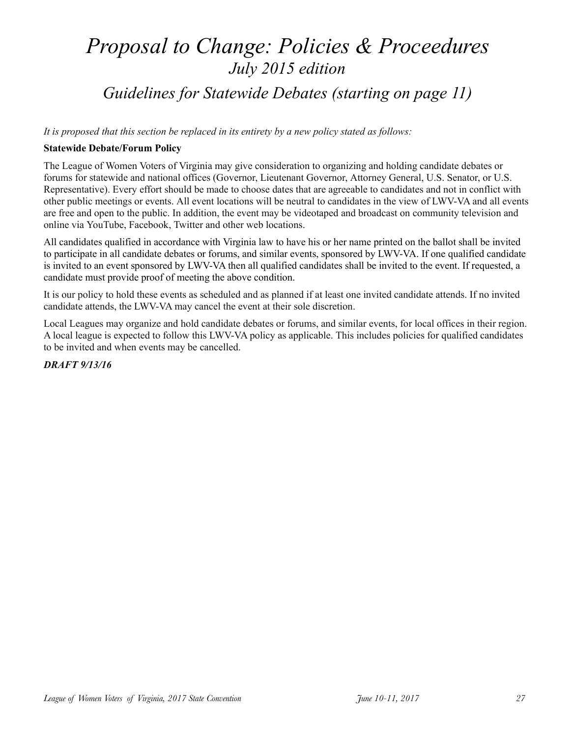# *Proposal to Change: Policies & Proceedures*

## *July 2015 edition*

## *Guidelines for Statewide Debates (starting on page 11)*

*It is proposed that this section be replaced in its entirety by a new policy stated as follows:*

**Statewide Debate/Forum Policy**

The League of Women Voters of Virginia may give consideration to organizing and holding candidate debates or forums for statewide and national offices (Governor, Lieutenant Governor, Attorney General, U.S. Senator, or U.S. Representative). Every effort should be made to choose dates that are agreeable to candidates and not in conflict with other public meetings or events. All event locations will be neutral to candidates in the view of LWV-VA and all events are free and open to the public. In addition, the event may be videotaped and broadcast on community television and online via YouTube, Facebook, Twitter and other web locations.

All candidates qualified in accordance with Virginia law to have his or her name printed on the ballot shall be invited to participate in all candidate debates or forums, and similar events, sponsored by LWV-VA. If one qualified candidate is invited to an event sponsored by LWV-VA then all qualified candidates shall be invited to the event. If requested, a candidate must provide proof of meeting the above condition.

It is our policy to hold these events as scheduled and as planned if at least one invited candidate attends. If no invited candidate attends, the LWV-VA may cancel the event at their sole discretion.

Local Leagues may organize and hold candidate debates or forums, and similar events, for local offices in their region. A local league is expected to follow this LWV-VA policy as applicable. This includes policies for qualified candidates to be invited and when events may be cancelled.

***DRAFT 9/13/16***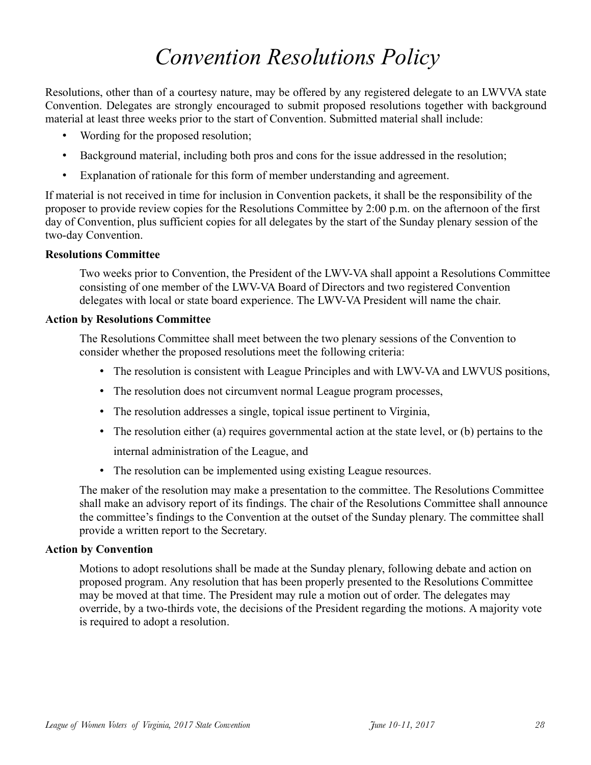# *Convention Resolutions Policy*

Resolutions, other than of a courtesy nature, may be offered by any registered delegate to an LWVVA state Convention. Delegates are strongly encouraged to submit proposed resolutions together with background material at least three weeks prior to the start of Convention. Submitted material shall include:

- Wording for the proposed resolution;
- Background material, including both pros and cons for the issue addressed in the resolution;
- Explanation of rationale for this form of member understanding and agreement.

If material is not received in time for inclusion in Convention packets, it shall be the responsibility of the proposer to provide review copies for the Resolutions Committee by 2:00 p.m. on the afternoon of the first day of Convention, plus sufficient copies for all delegates by the start of the Sunday plenary session of the two-day Convention.

**Resolutions Committee**

Two weeks prior to Convention, the President of the LWV-VA shall appoint a Resolutions Committee consisting of one member of the LWV-VA Board of Directors and two registered Convention delegates with local or state board experience. The LWV-VA President will name the chair.

**Action by Resolutions Committee**

The Resolutions Committee shall meet between the two plenary sessions of the Convention to consider whether the proposed resolutions meet the following criteria:

- The resolution is consistent with League Principles and with LWV-VA and LWVUS positions,
- The resolution does not circumvent normal League program processes,
- The resolution addresses a single, topical issue pertinent to Virginia,
- The resolution either (a) requires governmental action at the state level, or (b) pertains to the internal administration of the League, and
- The resolution can be implemented using existing League resources.

The maker of the resolution may make a presentation to the committee. The Resolutions Committee shall make an advisory report of its findings. The chair of the Resolutions Committee shall announce the committee's findings to the Convention at the outset of the Sunday plenary. The committee shall provide a written report to the Secretary.

**Action by Convention**

Motions to adopt resolutions shall be made at the Sunday plenary, following debate and action on proposed program. Any resolution that has been properly presented to the Resolutions Committee may be moved at that time. The President may rule a motion out of order. The delegates may override, by a two-thirds vote, the decisions of the President regarding the motions. A majority vote is required to adopt a resolution.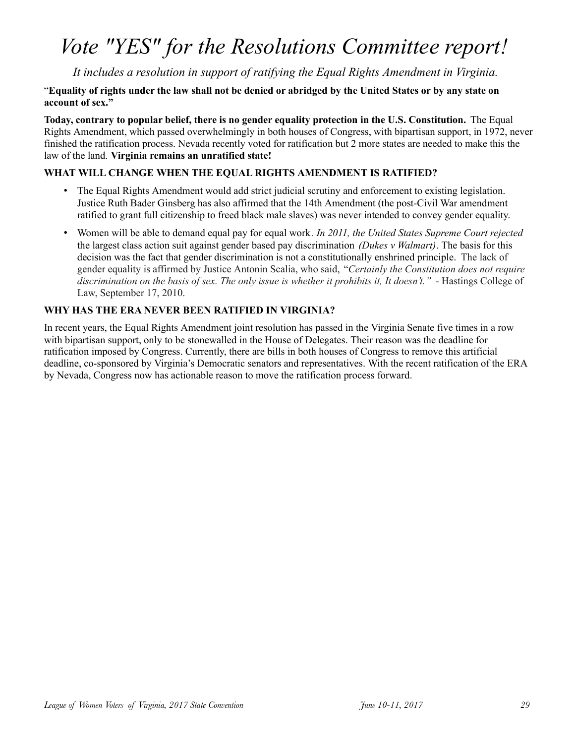# *Vote "YES" for the Resolutions Committee report!*

*It includes a resolution in support of ratifying the Equal Rights Amendment in Virginia.*

"**Equality of rights under the law shall not be denied or abridged by the United States or by any state on account of sex.**"

**Today, contrary to popular belief, there is no gender equality protection in the U.S. Constitution.** The Equal Rights Amendment, which passed overwhelmingly in both houses of Congress, with bipartisan support, in 1972, never finished the ratification process. Nevada recently voted for ratification but 2 more states are needed to make this the law of the land. **Virginia remains an unratified state!**

### WHAT WILL CHANGE WHEN THE EQUAL RIGHTS AMENDMENT IS RATIFIED?

- The Equal Rights Amendment would add strict judicial scrutiny and enforcement to existing legislation. Justice Ruth Bader Ginsberg has also affirmed that the 14th Amendment (the post-Civil War amendment ratified to grant full citizenship to freed black male slaves) was never intended to convey gender equality.
- Women will be able to demand equal pay for equal work. *In 2011, the United States Supreme Court rejected* the largest class action suit against gender based pay discrimination *(Dukes v Walmart)*. The basis for this decision was the fact that gender discrimination is not a constitutionally enshrined principle. The lack of gender equality is affirmed by Justice Antonin Scalia, who said, "*Certainly the Constitution does not require discrimination on the basis of sex. The only issue is whether it prohibits it, It doesn't.*" - Hastings College of Law, September 17, 2010.

### WHY HAS THE ERA NEVER BEEN RATIFIED IN VIRGINIA?

In recent years, the Equal Rights Amendment joint resolution has passed in the Virginia Senate five times in a row with bipartisan support, only to be stonewalled in the House of Delegates. Their reason was the deadline for ratification imposed by Congress. Currently, there are bills in both houses of Congress to remove this artificial deadline, co-sponsored by Virginia's Democratic senators and representatives. With the recent ratification of the ERA by Nevada, Congress now has actionable reason to move the ratification process forward.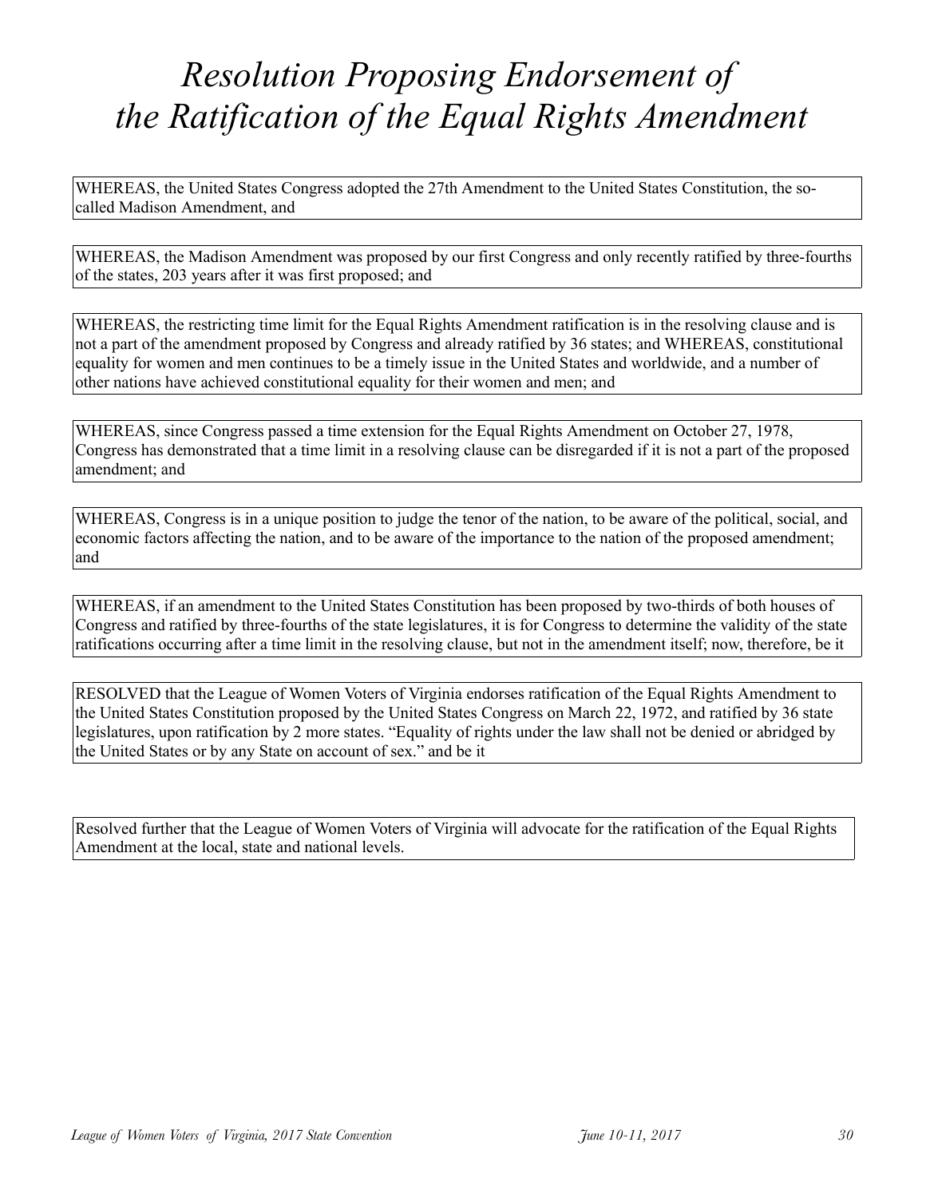# *Resolution Proposing Endorsement of the Ratification of the Equal Rights Amendment*

WHEREAS, the United States Congress adopted the 27th Amendment to the United States Constitution, the so-called Madison Amendment, and

WHEREAS, the Madison Amendment was proposed by our first Congress and only recently ratified by three-fourths of the states, 203 years after it was first proposed; and

WHEREAS, the restricting time limit for the Equal Rights Amendment ratification is in the resolving clause and is not a part of the amendment proposed by Congress and already ratified by 36 states; and WHEREAS, constitutional equality for women and men continues to be a timely issue in the United States and worldwide, and a number of other nations have achieved constitutional equality for their women and men; and

WHEREAS, since Congress passed a time extension for the Equal Rights Amendment on October 27, 1978, Congress has demonstrated that a time limit in a resolving clause can be disregarded if it is not a part of the proposed amendment; and

WHEREAS, Congress is in a unique position to judge the tenor of the nation, to be aware of the political, social, and economic factors affecting the nation, and to be aware of the importance to the nation of the proposed amendment; and

WHEREAS, if an amendment to the United States Constitution has been proposed by two-thirds of both houses of Congress and ratified by three-fourths of the state legislatures, it is for Congress to determine the validity of the state ratifications occurring after a time limit in the resolving clause, but not in the amendment itself; now, therefore, be it

RESOLVED that the League of Women Voters of Virginia endorses ratification of the Equal Rights Amendment to the United States Constitution proposed by the United States Congress on March 22, 1972, and ratified by 36 state legislatures, upon ratification by 2 more states. "Equality of rights under the law shall not be denied or abridged by the United States or by any State on account of sex." and be it

Resolved further that the League of Women Voters of Virginia will advocate for the ratification of the Equal Rights Amendment at the local, state and national levels.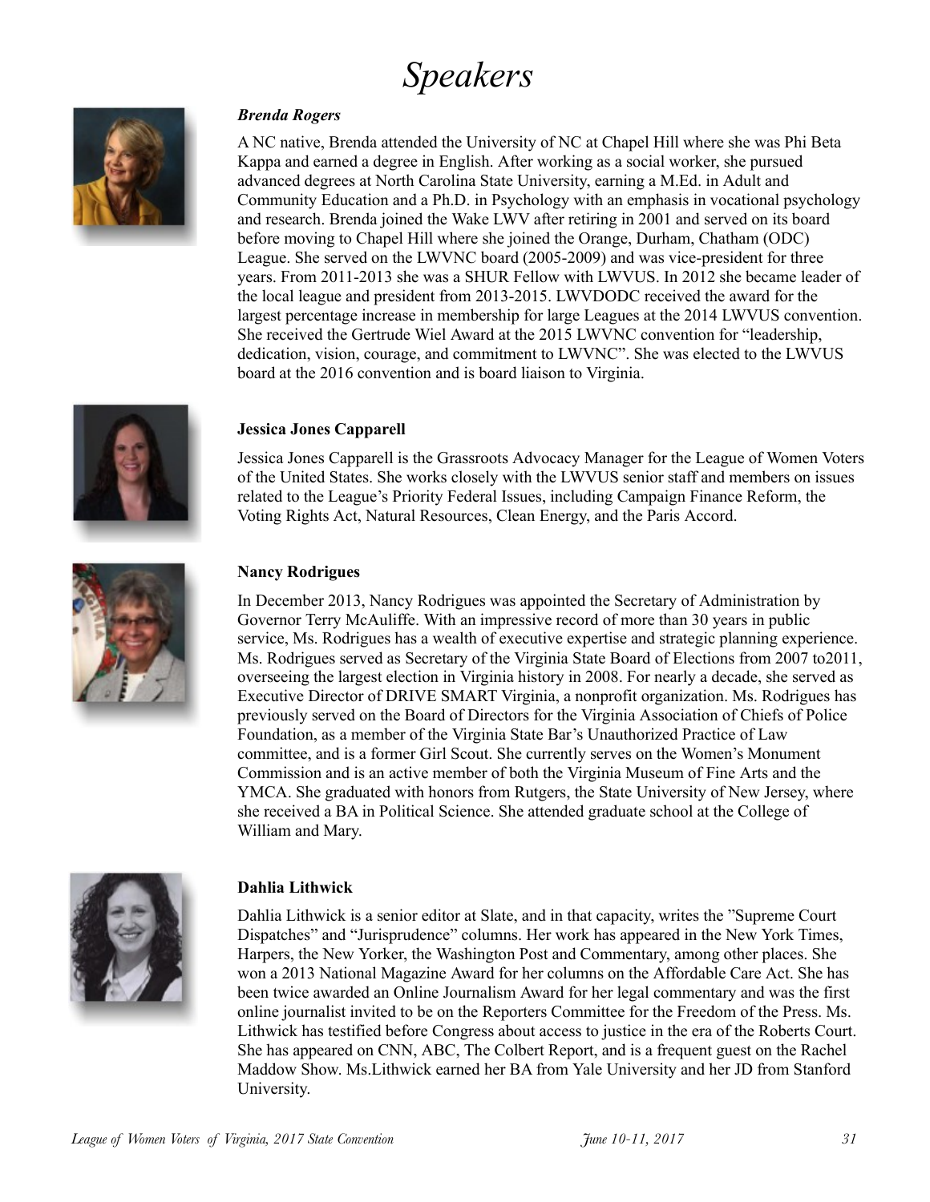# *Speakers*

***Brenda Rogers***

A NC native, Brenda attended the University of NC at Chapel Hill where she was Phi Beta Kappa and earned a degree in English. After working as a social worker, she pursued advanced degrees at North Carolina State University, earning a M.Ed. in Adult and Community Education and a Ph.D. in Psychology with an emphasis in vocational psychology and research. Brenda joined the Wake LWV after retiring in 2001 and served on its board before moving to Chapel Hill where she joined the Orange, Durham, Chatham (ODC) League. She served on the LWVNC board (2005-2009) and was vice-president for three years. From 2011-2013 she was a SHUR Fellow with LWVUS. In 2012 she became leader of the local league and president from 2013-2015. LWVDODC received the award for the largest percentage increase in membership for large Leagues at the 2014 LWVUS convention. She received the Gertrude Wiel Award at the 2015 LWVNC convention for "leadership, dedication, vision, courage, and commitment to LWVNC". She was elected to the LWVUS board at the 2016 convention and is board liaison to Virginia.

**Jessica Jones Capparell**

Jessica Jones Capparell is the Grassroots Advocacy Manager for the League of Women Voters of the United States. She works closely with the LWVUS senior staff and members on issues related to the League's Priority Federal Issues, including Campaign Finance Reform, the Voting Rights Act, Natural Resources, Clean Energy, and the Paris Accord.

**Nancy Rodrigues**

In December 2013, Nancy Rodrigues was appointed the Secretary of Administration by Governor Terry McAuliffe. With an impressive record of more than 30 years in public service, Ms. Rodrigues has a wealth of executive expertise and strategic planning experience. Ms. Rodrigues served as Secretary of the Virginia State Board of Elections from 2007 to2011, overseeing the largest election in Virginia history in 2008. For nearly a decade, she served as Executive Director of DRIVE SMART Virginia, a nonprofit organization. Ms. Rodrigues has previously served on the Board of Directors for the Virginia Association of Chiefs of Police Foundation, as a member of the Virginia State Bar's Unauthorized Practice of Law committee, and is a former Girl Scout. She currently serves on the Women's Monument Commission and is an active member of both the Virginia Museum of Fine Arts and the YMCA. She graduated with honors from Rutgers, the State University of New Jersey, where she received a BA in Political Science. She attended graduate school at the College of William and Mary.

**Dahlia Lithwick**

Dahlia Lithwick is a senior editor at Slate, and in that capacity, writes the "Supreme Court Dispatches" and "Jurisprudence" columns. Her work has appeared in the New York Times, Harpers, the New Yorker, the Washington Post and Commentary, among other places. She won a 2013 National Magazine Award for her columns on the Affordable Care Act. She has been twice awarded an Online Journalism Award for her legal commentary and was the first online journalist invited to be on the Reporters Committee for the Freedom of the Press. Ms. Lithwick has testified before Congress about access to justice in the era of the Roberts Court. She has appeared on CNN, ABC, The Colbert Report, and is a frequent guest on the Rachel Maddow Show. Ms.Lithwick earned her BA from Yale University and her JD from Stanford University.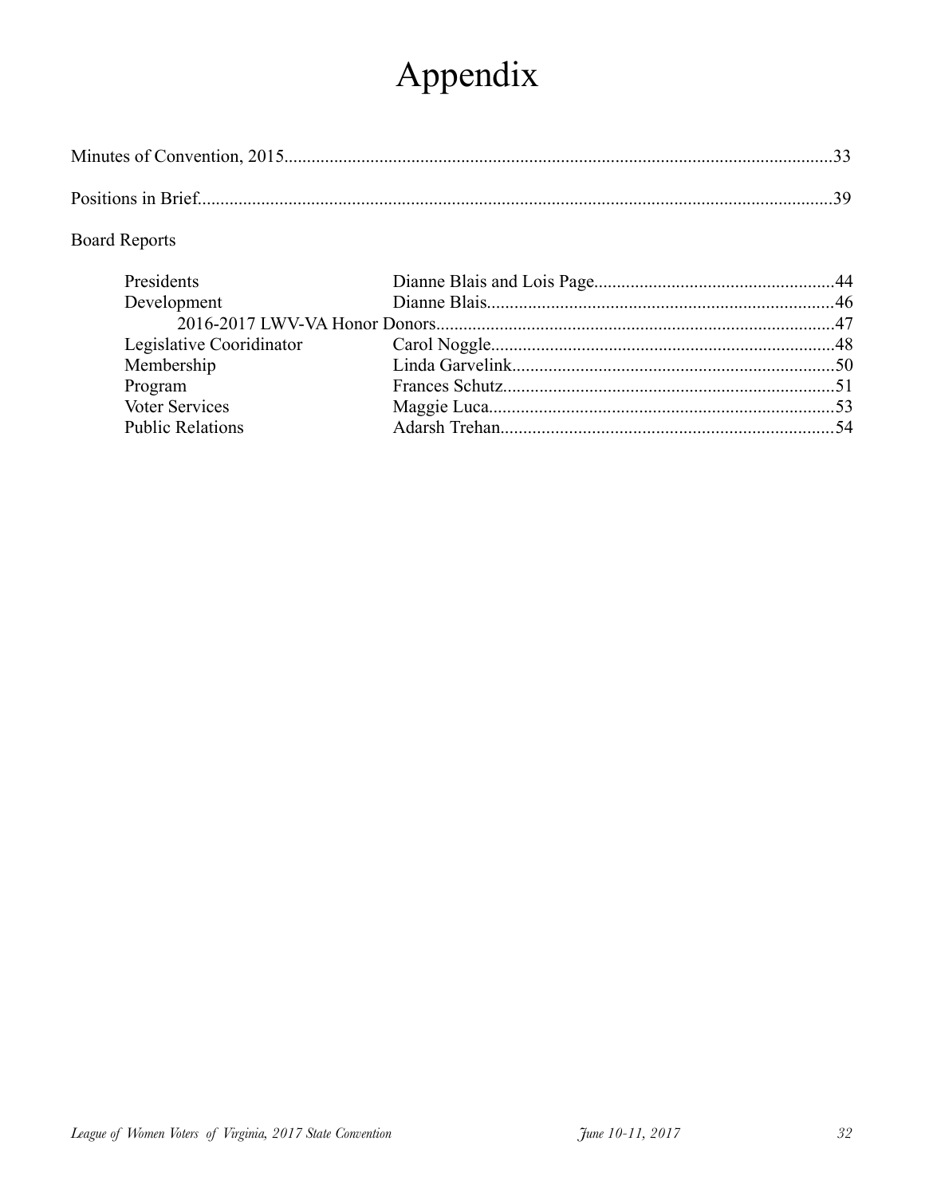# Appendix

Minutes of Convention, 2015........................................................................................................................33

Positions in Brief..........................................................................................................................................39

Board Reports

| | | |
|---|---|---|
| Presidents | Dianne Blais and Lois Page | 44 |
| Development | Dianne Blais | 46 |
| 2016-2017 LWV-VA Honor Donors | | 47 |
| Legislative Cooridinator | Carol Noggle | 48 |
| Membership | Linda Garvelink | 50 |
| Program | Frances Schutz | 51 |
| Voter Services | Maggie Luca | 53 |
| Public Relations | Adarsh Trehan | 54 |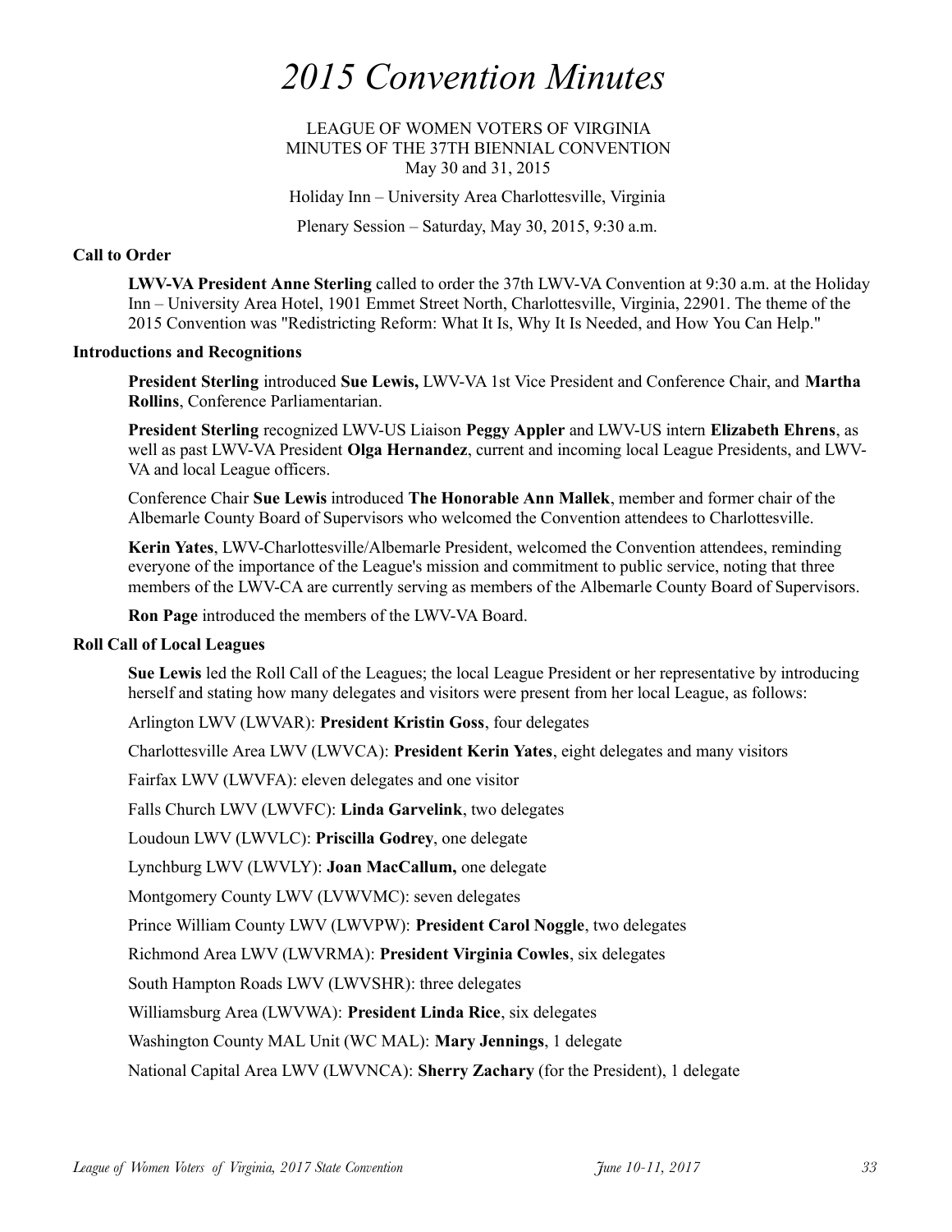# 2015 Convention Minutes

LEAGUE OF WOMEN VOTERS OF VIRGINIA
MINUTES OF THE 37TH BIENNIAL CONVENTION
May 30 and 31, 2015

Holiday Inn – University Area Charlottesville, Virginia

Plenary Session – Saturday, May 30, 2015, 9:30 a.m.

### Call to Order

**LWV-VA President Anne Sterling** called to order the 37th LWV-VA Convention at 9:30 a.m. at the Holiday Inn – University Area Hotel, 1901 Emmet Street North, Charlottesville, Virginia, 22901. The theme of the 2015 Convention was "Redistricting Reform: What It Is, Why It Is Needed, and How You Can Help."

### Introductions and Recognitions

**President Sterling** introduced **Sue Lewis,** LWV-VA 1st Vice President and Conference Chair, and **Martha Rollins**, Conference Parliamentarian.

**President Sterling** recognized LWV-US Liaison **Peggy Appler** and LWV-US intern **Elizabeth Ehrens**, as well as past LWV-VA President **Olga Hernandez**, current and incoming local League Presidents, and LWV-VA and local League officers.

Conference Chair **Sue Lewis** introduced **The Honorable Ann Mallek**, member and former chair of the Albemarle County Board of Supervisors who welcomed the Convention attendees to Charlottesville.

**Kerin Yates**, LWV-Charlottesville/Albemarle President, welcomed the Convention attendees, reminding everyone of the importance of the League's mission and commitment to public service, noting that three members of the LWV-CA are currently serving as members of the Albemarle County Board of Supervisors.

**Ron Page** introduced the members of the LWV-VA Board.

### Roll Call of Local Leagues

**Sue Lewis** led the Roll Call of the Leagues; the local League President or her representative by introducing herself and stating how many delegates and visitors were present from her local League, as follows:

Arlington LWV (LWVAR): **President Kristin Goss**, four delegates

Charlottesville Area LWV (LWVCA): **President Kerin Yates**, eight delegates and many visitors

Fairfax LWV (LWVFA): eleven delegates and one visitor

Falls Church LWV (LWVFC): **Linda Garvelink**, two delegates

Loudoun LWV (LWVLC): **Priscilla Godrey**, one delegate

Lynchburg LWV (LWVLY): **Joan MacCallum,** one delegate

Montgomery County LWV (LVWVMC): seven delegates

Prince William County LWV (LWVPW): **President Carol Noggle**, two delegates

Richmond Area LWV (LWVRMA): **President Virginia Cowles**, six delegates

South Hampton Roads LWV (LWVSHR): three delegates

Williamsburg Area (LWVWA): **President Linda Rice**, six delegates

Washington County MAL Unit (WC MAL): **Mary Jennings**, 1 delegate

National Capital Area LWV (LWVNCA): **Sherry Zachary** (for the President), 1 delegate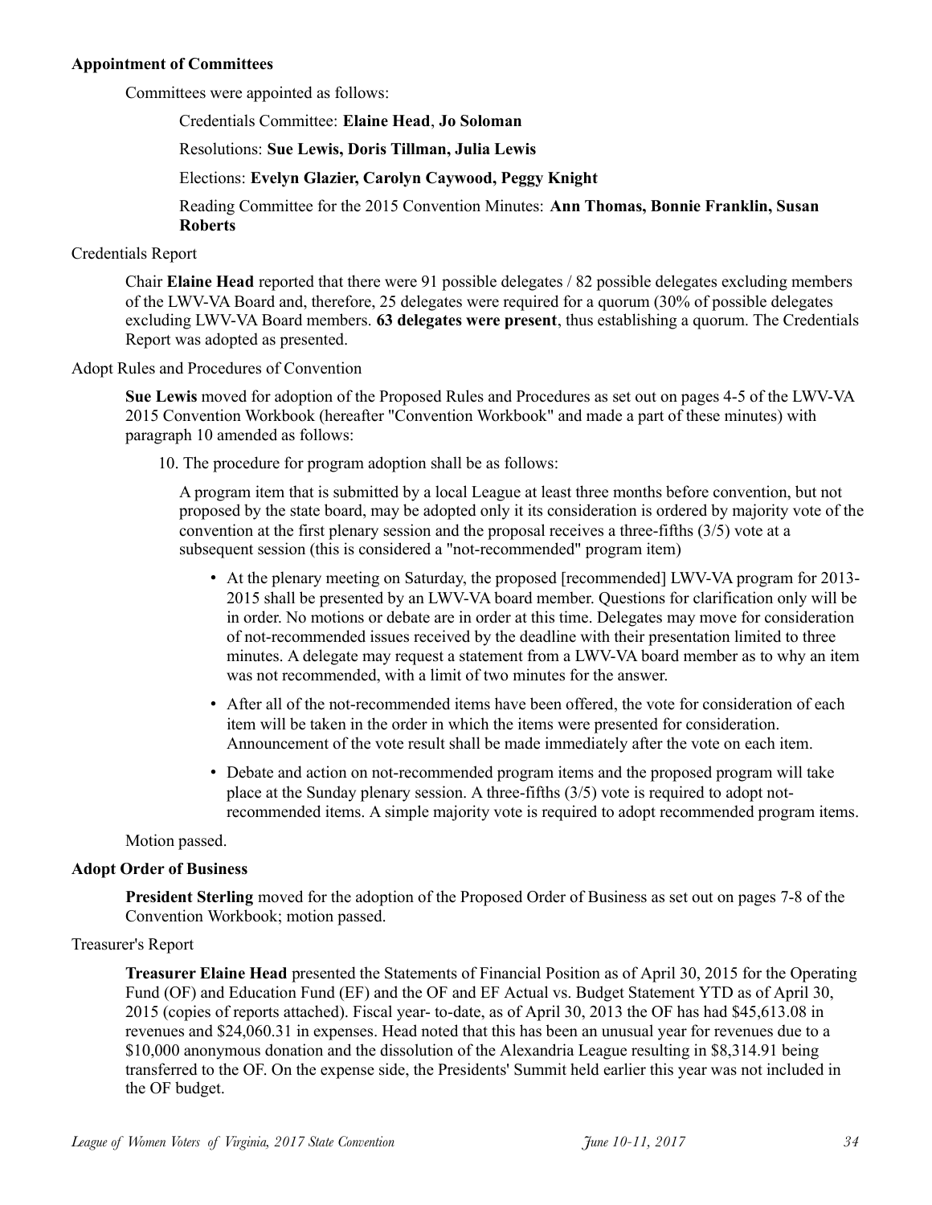**Appointment of Committees**

Committees were appointed as follows:

Credentials Committee: **Elaine Head**, **Jo Soloman**

Resolutions: **Sue Lewis, Doris Tillman, Julia Lewis**

Elections: **Evelyn Glazier, Carolyn Caywood, Peggy Knight**

Reading Committee for the 2015 Convention Minutes: **Ann Thomas, Bonnie Franklin, Susan Roberts**

Credentials Report

Chair **Elaine Head** reported that there were 91 possible delegates / 82 possible delegates excluding members of the LWV-VA Board and, therefore, 25 delegates were required for a quorum (30% of possible delegates excluding LWV-VA Board members. **63 delegates were present**, thus establishing a quorum. The Credentials Report was adopted as presented.

Adopt Rules and Procedures of Convention

**Sue Lewis** moved for adoption of the Proposed Rules and Procedures as set out on pages 4-5 of the LWV-VA 2015 Convention Workbook (hereafter "Convention Workbook" and made a part of these minutes) with paragraph 10 amended as follows:

10. The procedure for program adoption shall be as follows:

A program item that is submitted by a local League at least three months before convention, but not proposed by the state board, may be adopted only it its consideration is ordered by majority vote of the convention at the first plenary session and the proposal receives a three-fifths (3/5) vote at a subsequent session (this is considered a "not-recommended" program item)

- At the plenary meeting on Saturday, the proposed [recommended] LWV-VA program for 2013-2015 shall be presented by an LWV-VA board member. Questions for clarification only will be in order. No motions or debate are in order at this time. Delegates may move for consideration of not-recommended issues received by the deadline with their presentation limited to three minutes. A delegate may request a statement from a LWV-VA board member as to why an item was not recommended, with a limit of two minutes for the answer.
- After all of the not-recommended items have been offered, the vote for consideration of each item will be taken in the order in which the items were presented for consideration. Announcement of the vote result shall be made immediately after the vote on each item.
- Debate and action on not-recommended program items and the proposed program will take place at the Sunday plenary session. A three-fifths (3/5) vote is required to adopt not-recommended items. A simple majority vote is required to adopt recommended program items.

Motion passed.

**Adopt Order of Business**

**President Sterling** moved for the adoption of the Proposed Order of Business as set out on pages 7-8 of the Convention Workbook; motion passed.

Treasurer's Report

**Treasurer Elaine Head** presented the Statements of Financial Position as of April 30, 2015 for the Operating Fund (OF) and Education Fund (EF) and the OF and EF Actual vs. Budget Statement YTD as of April 30, 2015 (copies of reports attached). Fiscal year- to-date, as of April 30, 2013 the OF has had $45,613.08 in revenues and $24,060.31 in expenses. Head noted that this has been an unusual year for revenues due to a $10,000 anonymous donation and the dissolution of the Alexandria League resulting in $8,314.91 being transferred to the OF. On the expense side, the Presidents' Summit held earlier this year was not included in the OF budget.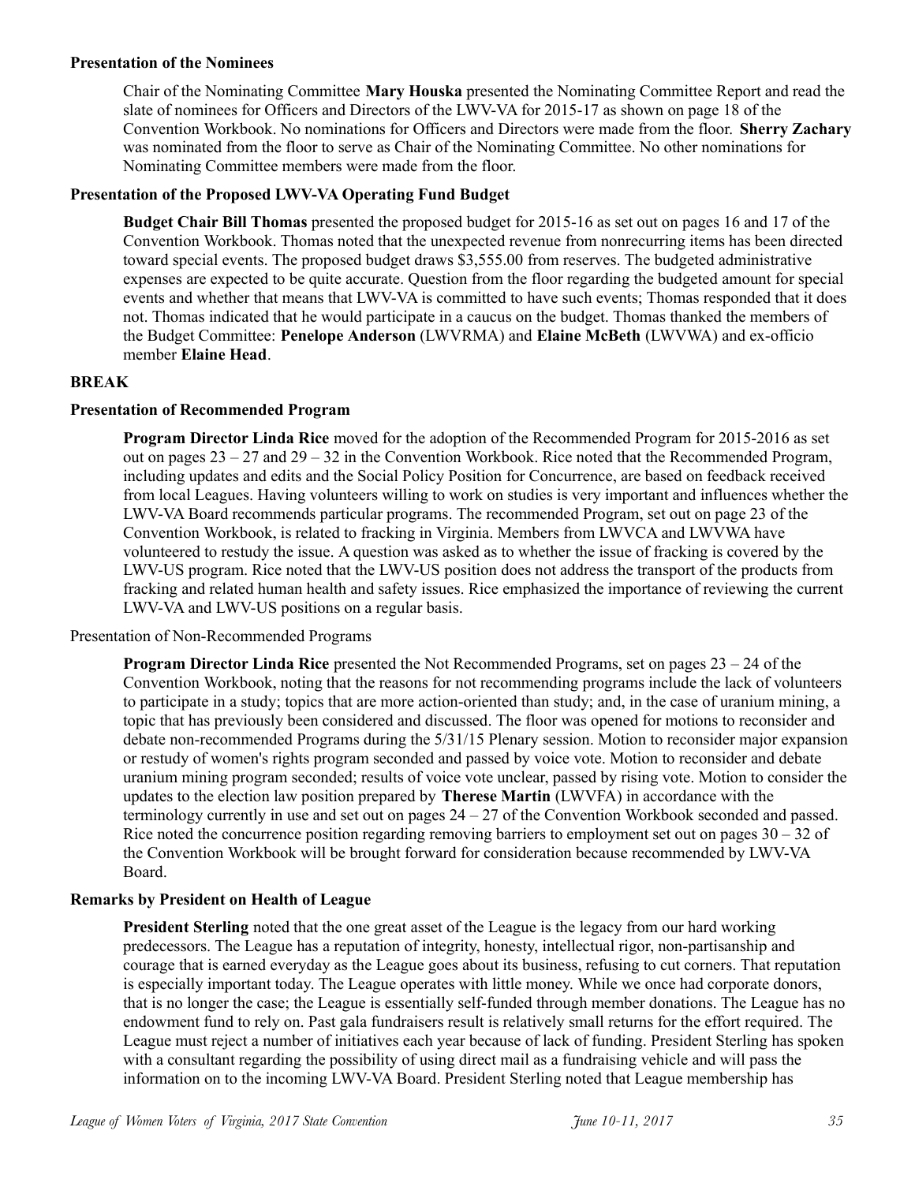**Presentation of the Nominees**

Chair of the Nominating Committee **Mary Houska** presented the Nominating Committee Report and read the slate of nominees for Officers and Directors of the LWV-VA for 2015-17 as shown on page 18 of the Convention Workbook. No nominations for Officers and Directors were made from the floor. **Sherry Zachary** was nominated from the floor to serve as Chair of the Nominating Committee. No other nominations for Nominating Committee members were made from the floor.

**Presentation of the Proposed LWV-VA Operating Fund Budget**

**Budget Chair Bill Thomas** presented the proposed budget for 2015-16 as set out on pages 16 and 17 of the Convention Workbook. Thomas noted that the unexpected revenue from nonrecurring items has been directed toward special events. The proposed budget draws $3,555.00 from reserves. The budgeted administrative expenses are expected to be quite accurate. Question from the floor regarding the budgeted amount for special events and whether that means that LWV-VA is committed to have such events; Thomas responded that it does not. Thomas indicated that he would participate in a caucus on the budget. Thomas thanked the members of the Budget Committee: **Penelope Anderson** (LWVRMA) and **Elaine McBeth** (LWVWA) and ex-officio member **Elaine Head**.

**BREAK**

**Presentation of Recommended Program**

**Program Director Linda Rice** moved for the adoption of the Recommended Program for 2015-2016 as set out on pages 23 – 27 and 29 – 32 in the Convention Workbook. Rice noted that the Recommended Program, including updates and edits and the Social Policy Position for Concurrence, are based on feedback received from local Leagues. Having volunteers willing to work on studies is very important and influences whether the LWV-VA Board recommends particular programs. The recommended Program, set out on page 23 of the Convention Workbook, is related to fracking in Virginia. Members from LWVCA and LWVWA have volunteered to restudy the issue. A question was asked as to whether the issue of fracking is covered by the LWV-US program. Rice noted that the LWV-US position does not address the transport of the products from fracking and related human health and safety issues. Rice emphasized the importance of reviewing the current LWV-VA and LWV-US positions on a regular basis.

Presentation of Non-Recommended Programs

**Program Director Linda Rice** presented the Not Recommended Programs, set on pages 23 – 24 of the Convention Workbook, noting that the reasons for not recommending programs include the lack of volunteers to participate in a study; topics that are more action-oriented than study; and, in the case of uranium mining, a topic that has previously been considered and discussed. The floor was opened for motions to reconsider and debate non-recommended Programs during the 5/31/15 Plenary session. Motion to reconsider major expansion or restudy of women's rights program seconded and passed by voice vote. Motion to reconsider and debate uranium mining program seconded; results of voice vote unclear, passed by rising vote. Motion to consider the updates to the election law position prepared by **Therese Martin** (LWVFA) in accordance with the terminology currently in use and set out on pages 24 – 27 of the Convention Workbook seconded and passed. Rice noted the concurrence position regarding removing barriers to employment set out on pages 30 – 32 of the Convention Workbook will be brought forward for consideration because recommended by LWV-VA Board.

**Remarks by President on Health of League**

**President Sterling** noted that the one great asset of the League is the legacy from our hard working predecessors. The League has a reputation of integrity, honesty, intellectual rigor, non-partisanship and courage that is earned everyday as the League goes about its business, refusing to cut corners. That reputation is especially important today. The League operates with little money. While we once had corporate donors, that is no longer the case; the League is essentially self-funded through member donations. The League has no endowment fund to rely on. Past gala fundraisers result is relatively small returns for the effort required. The League must reject a number of initiatives each year because of lack of funding. President Sterling has spoken with a consultant regarding the possibility of using direct mail as a fundraising vehicle and will pass the information on to the incoming LWV-VA Board. President Sterling noted that League membership has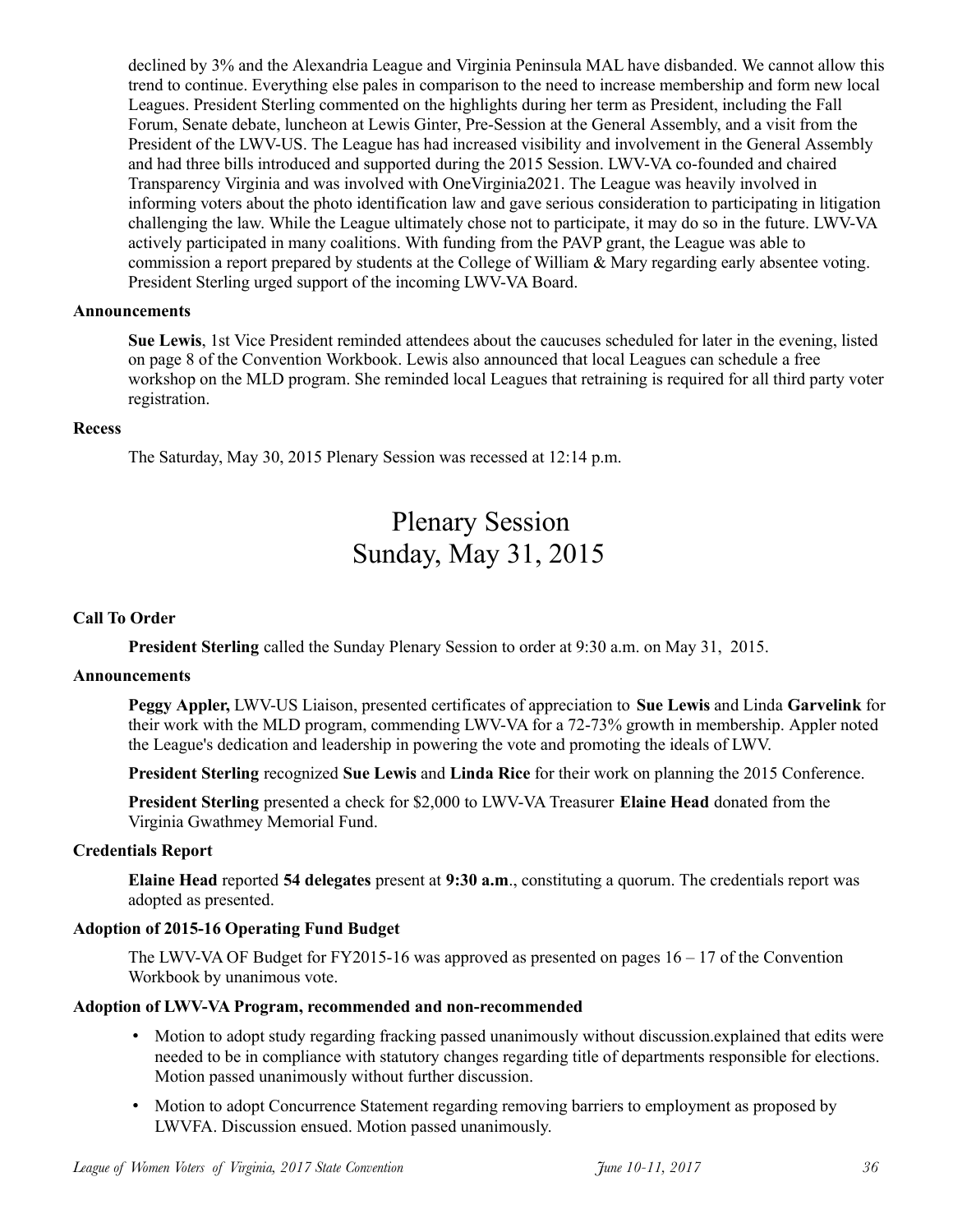declined by 3% and the Alexandria League and Virginia Peninsula MAL have disbanded. We cannot allow this trend to continue. Everything else pales in comparison to the need to increase membership and form new local Leagues. President Sterling commented on the highlights during her term as President, including the Fall Forum, Senate debate, luncheon at Lewis Ginter, Pre-Session at the General Assembly, and a visit from the President of the LWV-US. The League has had increased visibility and involvement in the General Assembly and had three bills introduced and supported during the 2015 Session. LWV-VA co-founded and chaired Transparency Virginia and was involved with OneVirginia2021. The League was heavily involved in informing voters about the photo identification law and gave serious consideration to participating in litigation challenging the law. While the League ultimately chose not to participate, it may do so in the future. LWV-VA actively participated in many coalitions. With funding from the PAVP grant, the League was able to commission a report prepared by students at the College of William & Mary regarding early absentee voting. President Sterling urged support of the incoming LWV-VA Board.

**Announcements**

**Sue Lewis**, 1st Vice President reminded attendees about the caucuses scheduled for later in the evening, listed on page 8 of the Convention Workbook. Lewis also announced that local Leagues can schedule a free workshop on the MLD program. She reminded local Leagues that retraining is required for all third party voter registration.

**Recess**

The Saturday, May 30, 2015 Plenary Session was recessed at 12:14 p.m.

# Plenary Session
# Sunday, May 31, 2015

**Call To Order**

**President Sterling** called the Sunday Plenary Session to order at 9:30 a.m. on May 31, 2015.

**Announcements**

**Peggy Appler,** LWV-US Liaison, presented certificates of appreciation to **Sue Lewis** and Linda **Garvelink** for their work with the MLD program, commending LWV-VA for a 72-73% growth in membership. Appler noted the League's dedication and leadership in powering the vote and promoting the ideals of LWV.

**President Sterling** recognized **Sue Lewis** and **Linda Rice** for their work on planning the 2015 Conference.

**President Sterling** presented a check for $2,000 to LWV-VA Treasurer **Elaine Head** donated from the Virginia Gwathmey Memorial Fund.

**Credentials Report**

**Elaine Head** reported **54 delegates** present at **9:30 a.m**., constituting a quorum. The credentials report was adopted as presented.

**Adoption of 2015-16 Operating Fund Budget**

The LWV-VA OF Budget for FY2015-16 was approved as presented on pages 16 – 17 of the Convention Workbook by unanimous vote.

**Adoption of LWV-VA Program, recommended and non-recommended**

- Motion to adopt study regarding fracking passed unanimously without discussion.explained that edits were needed to be in compliance with statutory changes regarding title of departments responsible for elections. Motion passed unanimously without further discussion.
- Motion to adopt Concurrence Statement regarding removing barriers to employment as proposed by LWVFA. Discussion ensued. Motion passed unanimously.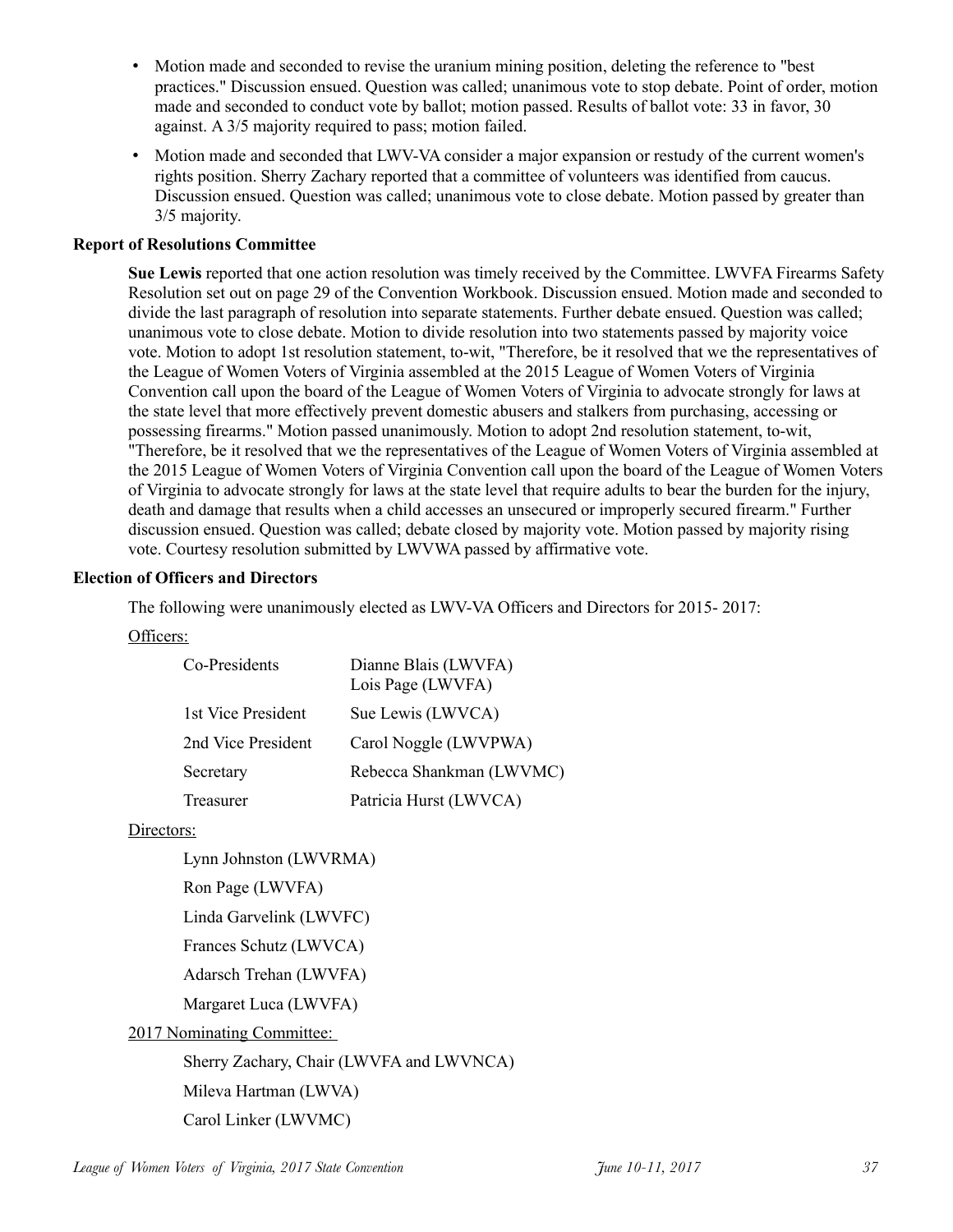- Motion made and seconded to revise the uranium mining position, deleting the reference to "best practices." Discussion ensued. Question was called; unanimous vote to stop debate. Point of order, motion made and seconded to conduct vote by ballot; motion passed. Results of ballot vote: 33 in favor, 30 against. A 3/5 majority required to pass; motion failed.
- Motion made and seconded that LWV-VA consider a major expansion or restudy of the current women's rights position. Sherry Zachary reported that a committee of volunteers was identified from caucus. Discussion ensued. Question was called; unanimous vote to close debate. Motion passed by greater than 3/5 majority.

**Report of Resolutions Committee**

**Sue Lewis** reported that one action resolution was timely received by the Committee. LWVFA Firearms Safety Resolution set out on page 29 of the Convention Workbook. Discussion ensued. Motion made and seconded to divide the last paragraph of resolution into separate statements. Further debate ensued. Question was called; unanimous vote to close debate. Motion to divide resolution into two statements passed by majority voice vote. Motion to adopt 1st resolution statement, to-wit, "Therefore, be it resolved that we the representatives of the League of Women Voters of Virginia assembled at the 2015 League of Women Voters of Virginia Convention call upon the board of the League of Women Voters of Virginia to advocate strongly for laws at the state level that more effectively prevent domestic abusers and stalkers from purchasing, accessing or possessing firearms." Motion passed unanimously. Motion to adopt 2nd resolution statement, to-wit, "Therefore, be it resolved that we the representatives of the League of Women Voters of Virginia assembled at the 2015 League of Women Voters of Virginia Convention call upon the board of the League of Women Voters of Virginia to advocate strongly for laws at the state level that require adults to bear the burden for the injury, death and damage that results when a child accesses an unsecured or improperly secured firearm." Further discussion ensued. Question was called; debate closed by majority vote. Motion passed by majority rising vote. Courtesy resolution submitted by LWVWA passed by affirmative vote.

**Election of Officers and Directors**

The following were unanimously elected as LWV-VA Officers and Directors for 2015- 2017:

Officers:

| | |
|---|---|
| Co-Presidents | Dianne Blais (LWVFA)<br>Lois Page (LWVFA) |
| 1st Vice President | Sue Lewis (LWVCA) |
| 2nd Vice President | Carol Noggle (LWVPWA) |
| Secretary | Rebecca Shankman (LWVMC) |
| Treasurer | Patricia Hurst (LWVCA) |

Directors:

Lynn Johnston (LWVRMA)

Ron Page (LWVFA)

Linda Garvelink (LWVFC)

Frances Schutz (LWVCA)

Adarsch Trehan (LWVFA)

Margaret Luca (LWVFA)

2017 Nominating Committee:

Sherry Zachary, Chair (LWVFA and LWVNCA)

Mileva Hartman (LWVA)

Carol Linker (LWVMC)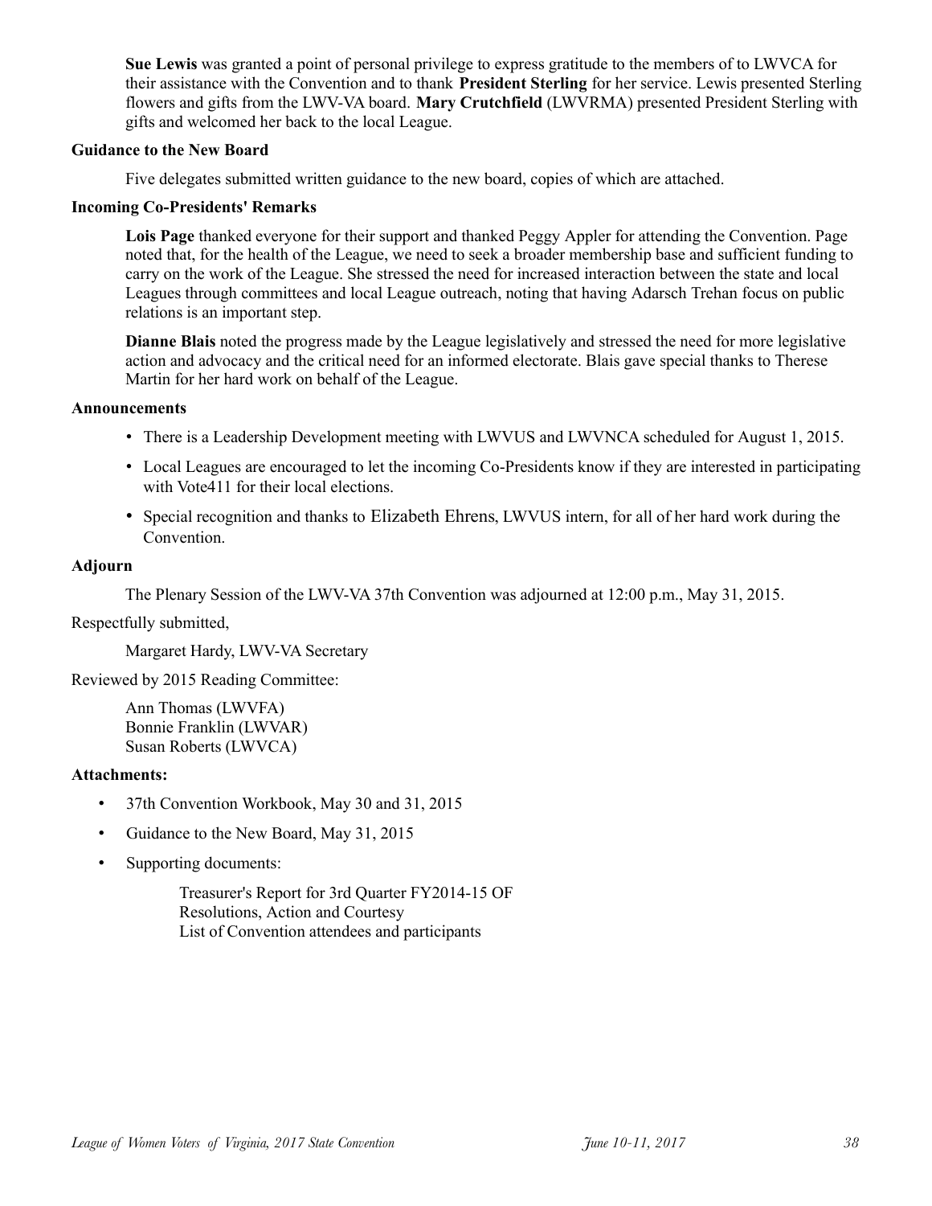**Sue Lewis** was granted a point of personal privilege to express gratitude to the members of to LWVCA for their assistance with the Convention and to thank **President Sterling** for her service. Lewis presented Sterling flowers and gifts from the LWV-VA board. **Mary Crutchfield** (LWVRMA) presented President Sterling with gifts and welcomed her back to the local League.

**Guidance to the New Board**

Five delegates submitted written guidance to the new board, copies of which are attached.

**Incoming Co-Presidents' Remarks**

**Lois Page** thanked everyone for their support and thanked Peggy Appler for attending the Convention. Page noted that, for the health of the League, we need to seek a broader membership base and sufficient funding to carry on the work of the League. She stressed the need for increased interaction between the state and local Leagues through committees and local League outreach, noting that having Adarsch Trehan focus on public relations is an important step.

**Dianne Blais** noted the progress made by the League legislatively and stressed the need for more legislative action and advocacy and the critical need for an informed electorate. Blais gave special thanks to Therese Martin for her hard work on behalf of the League.

**Announcements**

- There is a Leadership Development meeting with LWVUS and LWVNCA scheduled for August 1, 2015.
- Local Leagues are encouraged to let the incoming Co-Presidents know if they are interested in participating with Vote411 for their local elections.
- Special recognition and thanks to Elizabeth Ehrens, LWVUS intern, for all of her hard work during the Convention.

**Adjourn**

The Plenary Session of the LWV-VA 37th Convention was adjourned at 12:00 p.m., May 31, 2015.

Respectfully submitted,

Margaret Hardy, LWV-VA Secretary

Reviewed by 2015 Reading Committee:

Ann Thomas (LWVFA)
Bonnie Franklin (LWVAR)
Susan Roberts (LWVCA)

**Attachments:**

- 37th Convention Workbook, May 30 and 31, 2015
- Guidance to the New Board, May 31, 2015
- Supporting documents:

  Treasurer's Report for 3rd Quarter FY2014-15 OF
  Resolutions, Action and Courtesy
  List of Convention attendees and participants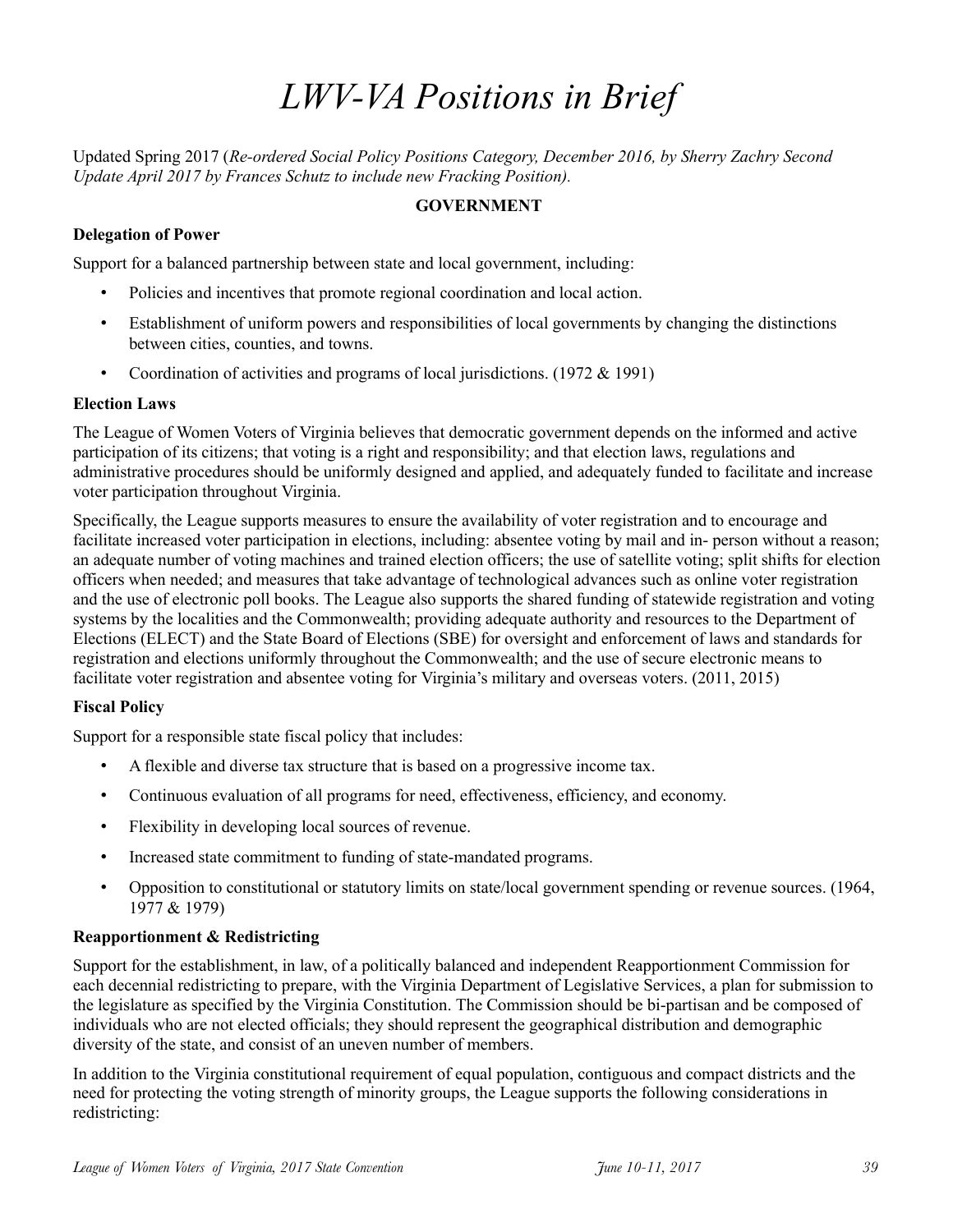# *LWV-VA Positions in Brief*

Updated Spring 2017 (*Re-ordered Social Policy Positions Category, December 2016, by Sherry Zachry Second Update April 2017 by Frances Schutz to include new Fracking Position).*

## GOVERNMENT

**Delegation of Power**

Support for a balanced partnership between state and local government, including:

- Policies and incentives that promote regional coordination and local action.
- Establishment of uniform powers and responsibilities of local governments by changing the distinctions between cities, counties, and towns.
- Coordination of activities and programs of local jurisdictions. (1972 & 1991)

**Election Laws**

The League of Women Voters of Virginia believes that democratic government depends on the informed and active participation of its citizens; that voting is a right and responsibility; and that election laws, regulations and administrative procedures should be uniformly designed and applied, and adequately funded to facilitate and increase voter participation throughout Virginia.

Specifically, the League supports measures to ensure the availability of voter registration and to encourage and facilitate increased voter participation in elections, including: absentee voting by mail and in- person without a reason; an adequate number of voting machines and trained election officers; the use of satellite voting; split shifts for election officers when needed; and measures that take advantage of technological advances such as online voter registration and the use of electronic poll books. The League also supports the shared funding of statewide registration and voting systems by the localities and the Commonwealth; providing adequate authority and resources to the Department of Elections (ELECT) and the State Board of Elections (SBE) for oversight and enforcement of laws and standards for registration and elections uniformly throughout the Commonwealth; and the use of secure electronic means to facilitate voter registration and absentee voting for Virginia's military and overseas voters. (2011, 2015)

**Fiscal Policy**

Support for a responsible state fiscal policy that includes:

- A flexible and diverse tax structure that is based on a progressive income tax.
- Continuous evaluation of all programs for need, effectiveness, efficiency, and economy.
- Flexibility in developing local sources of revenue.
- Increased state commitment to funding of state-mandated programs.
- Opposition to constitutional or statutory limits on state/local government spending or revenue sources. (1964, 1977 & 1979)

**Reapportionment & Redistricting**

Support for the establishment, in law, of a politically balanced and independent Reapportionment Commission for each decennial redistricting to prepare, with the Virginia Department of Legislative Services, a plan for submission to the legislature as specified by the Virginia Constitution. The Commission should be bi-partisan and be composed of individuals who are not elected officials; they should represent the geographical distribution and demographic diversity of the state, and consist of an uneven number of members.

In addition to the Virginia constitutional requirement of equal population, contiguous and compact districts and the need for protecting the voting strength of minority groups, the League supports the following considerations in redistricting: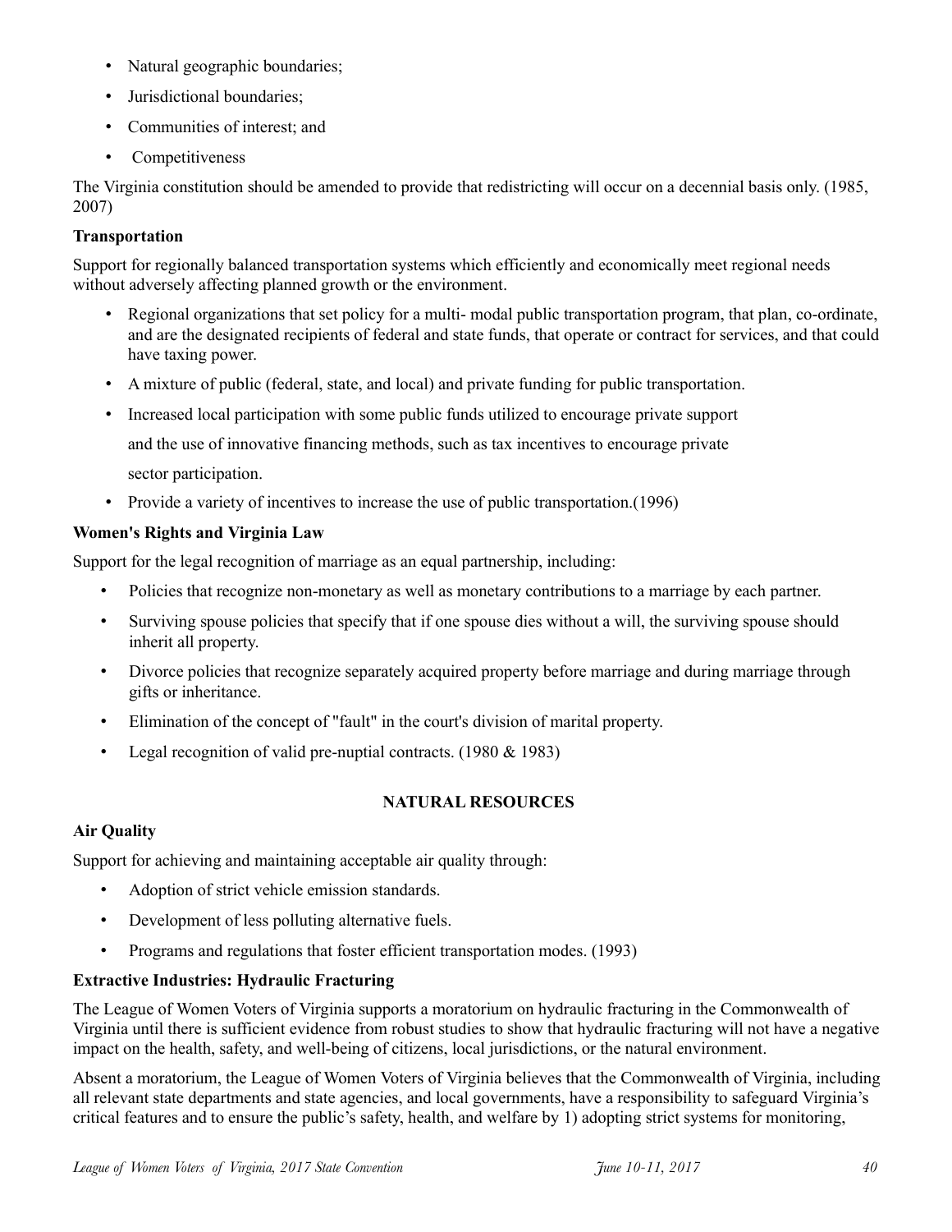- Natural geographic boundaries;
- Jurisdictional boundaries;
- Communities of interest; and
- Competitiveness

The Virginia constitution should be amended to provide that redistricting will occur on a decennial basis only. (1985, 2007)

**Transportation**

Support for regionally balanced transportation systems which efficiently and economically meet regional needs without adversely affecting planned growth or the environment.

- Regional organizations that set policy for a multi- modal public transportation program, that plan, co-ordinate, and are the designated recipients of federal and state funds, that operate or contract for services, and that could have taxing power.
- A mixture of public (federal, state, and local) and private funding for public transportation.
- Increased local participation with some public funds utilized to encourage private support and the use of innovative financing methods, such as tax incentives to encourage private sector participation.
- Provide a variety of incentives to increase the use of public transportation.(1996)

**Women's Rights and Virginia Law**

Support for the legal recognition of marriage as an equal partnership, including:

- Policies that recognize non-monetary as well as monetary contributions to a marriage by each partner.
- Surviving spouse policies that specify that if one spouse dies without a will, the surviving spouse should inherit all property.
- Divorce policies that recognize separately acquired property before marriage and during marriage through gifts or inheritance.
- Elimination of the concept of "fault" in the court's division of marital property.
- Legal recognition of valid pre-nuptial contracts. (1980 & 1983)

## NATURAL RESOURCES

**Air Quality**

Support for achieving and maintaining acceptable air quality through:

- Adoption of strict vehicle emission standards.
- Development of less polluting alternative fuels.
- Programs and regulations that foster efficient transportation modes. (1993)

**Extractive Industries: Hydraulic Fracturing**

The League of Women Voters of Virginia supports a moratorium on hydraulic fracturing in the Commonwealth of Virginia until there is sufficient evidence from robust studies to show that hydraulic fracturing will not have a negative impact on the health, safety, and well-being of citizens, local jurisdictions, or the natural environment.

Absent a moratorium, the League of Women Voters of Virginia believes that the Commonwealth of Virginia, including all relevant state departments and state agencies, and local governments, have a responsibility to safeguard Virginia's critical features and to ensure the public's safety, health, and welfare by 1) adopting strict systems for monitoring,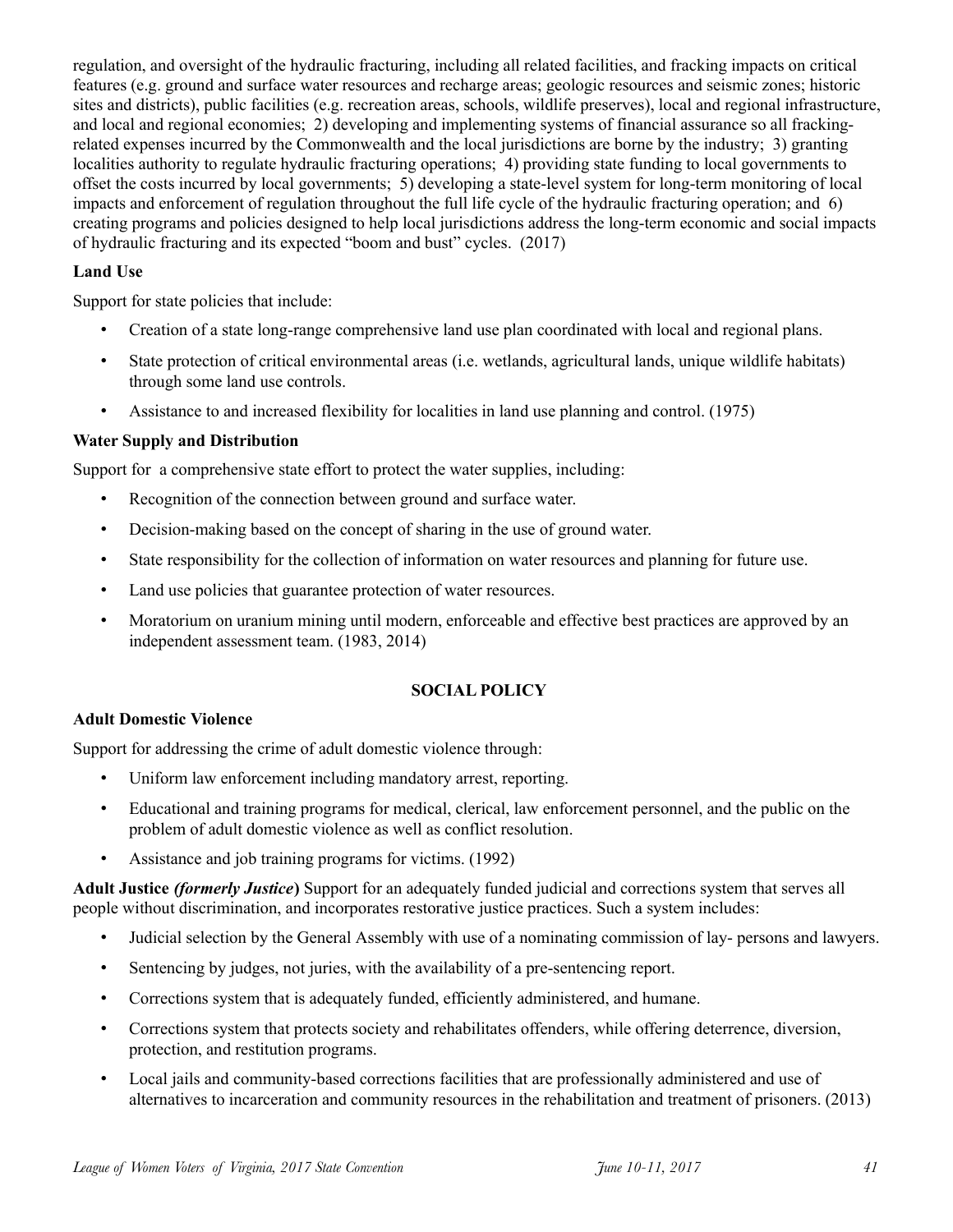regulation, and oversight of the hydraulic fracturing, including all related facilities, and fracking impacts on critical features (e.g. ground and surface water resources and recharge areas; geologic resources and seismic zones; historic sites and districts), public facilities (e.g. recreation areas, schools, wildlife preserves), local and regional infrastructure, and local and regional economies; 2) developing and implementing systems of financial assurance so all fracking-related expenses incurred by the Commonwealth and the local jurisdictions are borne by the industry; 3) granting localities authority to regulate hydraulic fracturing operations; 4) providing state funding to local governments to offset the costs incurred by local governments; 5) developing a state-level system for long-term monitoring of local impacts and enforcement of regulation throughout the full life cycle of the hydraulic fracturing operation; and 6) creating programs and policies designed to help local jurisdictions address the long-term economic and social impacts of hydraulic fracturing and its expected "boom and bust" cycles. (2017)

**Land Use**

Support for state policies that include:

- Creation of a state long-range comprehensive land use plan coordinated with local and regional plans.
- State protection of critical environmental areas (i.e. wetlands, agricultural lands, unique wildlife habitats) through some land use controls.
- Assistance to and increased flexibility for localities in land use planning and control. (1975)

**Water Supply and Distribution**

Support for a comprehensive state effort to protect the water supplies, including:

- Recognition of the connection between ground and surface water.
- Decision-making based on the concept of sharing in the use of ground water.
- State responsibility for the collection of information on water resources and planning for future use.
- Land use policies that guarantee protection of water resources.
- Moratorium on uranium mining until modern, enforceable and effective best practices are approved by an independent assessment team. (1983, 2014)

## SOCIAL POLICY

**Adult Domestic Violence**

Support for addressing the crime of adult domestic violence through:

- Uniform law enforcement including mandatory arrest, reporting.
- Educational and training programs for medical, clerical, law enforcement personnel, and the public on the problem of adult domestic violence as well as conflict resolution.
- Assistance and job training programs for victims. (1992)

**Adult Justice *(formerly Justice*)** Support for an adequately funded judicial and corrections system that serves all people without discrimination, and incorporates restorative justice practices. Such a system includes:

- Judicial selection by the General Assembly with use of a nominating commission of lay- persons and lawyers.
- Sentencing by judges, not juries, with the availability of a pre-sentencing report.
- Corrections system that is adequately funded, efficiently administered, and humane.
- Corrections system that protects society and rehabilitates offenders, while offering deterrence, diversion, protection, and restitution programs.
- Local jails and community-based corrections facilities that are professionally administered and use of alternatives to incarceration and community resources in the rehabilitation and treatment of prisoners. (2013)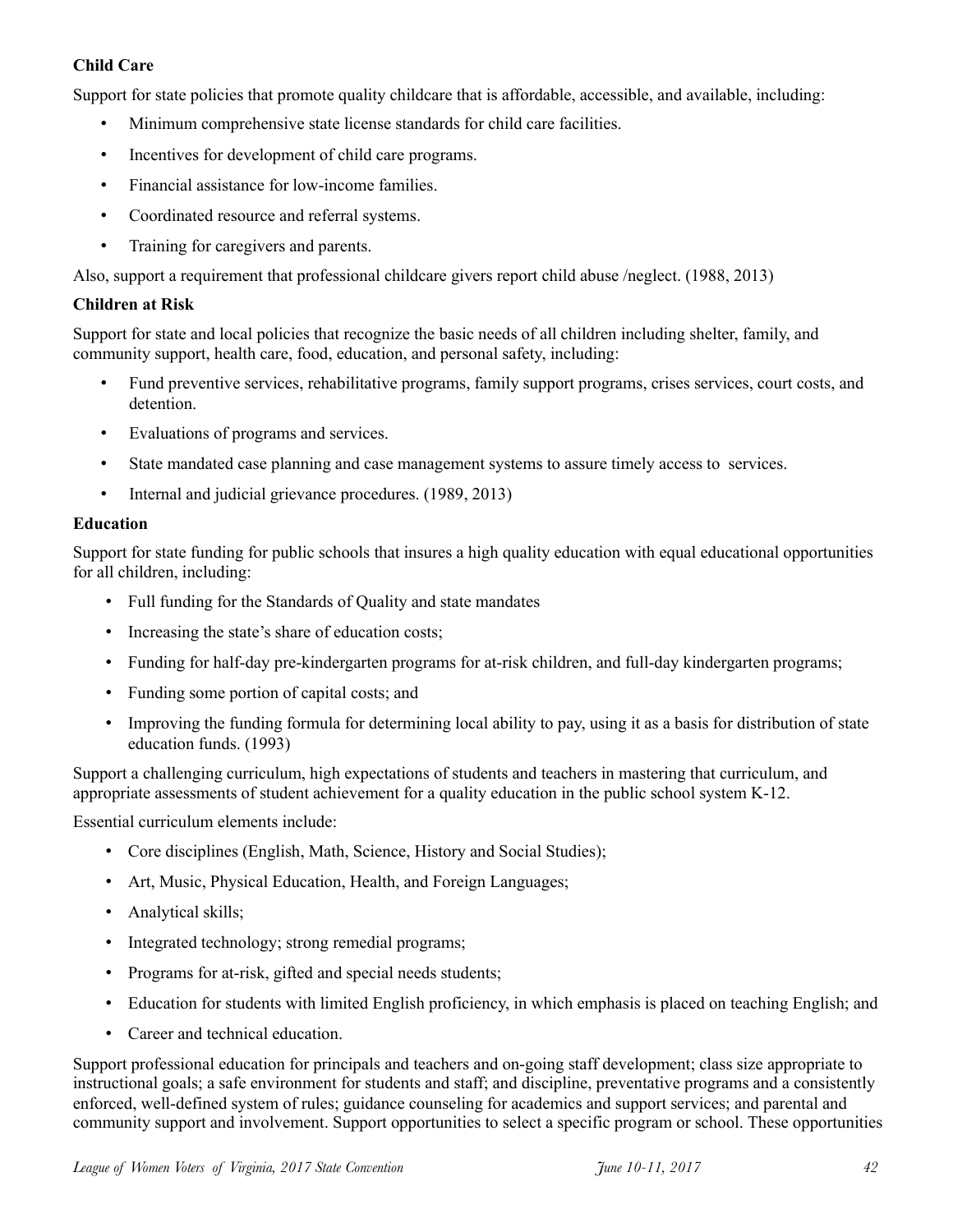**Child Care**

Support for state policies that promote quality childcare that is affordable, accessible, and available, including:

- Minimum comprehensive state license standards for child care facilities.
- Incentives for development of child care programs.
- Financial assistance for low-income families.
- Coordinated resource and referral systems.
- Training for caregivers and parents.

Also, support a requirement that professional childcare givers report child abuse /neglect. (1988, 2013)

**Children at Risk**

Support for state and local policies that recognize the basic needs of all children including shelter, family, and community support, health care, food, education, and personal safety, including:

- Fund preventive services, rehabilitative programs, family support programs, crises services, court costs, and detention.
- Evaluations of programs and services.
- State mandated case planning and case management systems to assure timely access to services.
- Internal and judicial grievance procedures. (1989, 2013)

**Education**

Support for state funding for public schools that insures a high quality education with equal educational opportunities for all children, including:

- Full funding for the Standards of Quality and state mandates
- Increasing the state's share of education costs;
- Funding for half-day pre-kindergarten programs for at-risk children, and full-day kindergarten programs;
- Funding some portion of capital costs; and
- Improving the funding formula for determining local ability to pay, using it as a basis for distribution of state education funds. (1993)

Support a challenging curriculum, high expectations of students and teachers in mastering that curriculum, and appropriate assessments of student achievement for a quality education in the public school system K-12.

Essential curriculum elements include:

- Core disciplines (English, Math, Science, History and Social Studies);
- Art, Music, Physical Education, Health, and Foreign Languages;
- Analytical skills;
- Integrated technology; strong remedial programs;
- Programs for at-risk, gifted and special needs students;
- Education for students with limited English proficiency, in which emphasis is placed on teaching English; and
- Career and technical education.

Support professional education for principals and teachers and on-going staff development; class size appropriate to instructional goals; a safe environment for students and staff; and discipline, preventative programs and a consistently enforced, well-defined system of rules; guidance counseling for academics and support services; and parental and community support and involvement. Support opportunities to select a specific program or school. These opportunities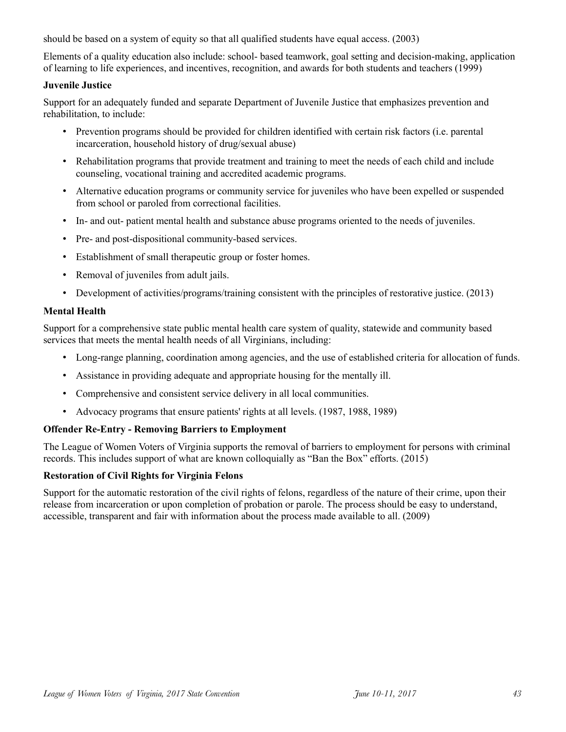should be based on a system of equity so that all qualified students have equal access. (2003)

Elements of a quality education also include: school- based teamwork, goal setting and decision-making, application of learning to life experiences, and incentives, recognition, and awards for both students and teachers (1999)

**Juvenile Justice**

Support for an adequately funded and separate Department of Juvenile Justice that emphasizes prevention and rehabilitation, to include:

- Prevention programs should be provided for children identified with certain risk factors (i.e. parental incarceration, household history of drug/sexual abuse)
- Rehabilitation programs that provide treatment and training to meet the needs of each child and include counseling, vocational training and accredited academic programs.
- Alternative education programs or community service for juveniles who have been expelled or suspended from school or paroled from correctional facilities.
- In- and out- patient mental health and substance abuse programs oriented to the needs of juveniles.
- Pre- and post-dispositional community-based services.
- Establishment of small therapeutic group or foster homes.
- Removal of juveniles from adult jails.
- Development of activities/programs/training consistent with the principles of restorative justice. (2013)

**Mental Health**

Support for a comprehensive state public mental health care system of quality, statewide and community based services that meets the mental health needs of all Virginians, including:

- Long-range planning, coordination among agencies, and the use of established criteria for allocation of funds.
- Assistance in providing adequate and appropriate housing for the mentally ill.
- Comprehensive and consistent service delivery in all local communities.
- Advocacy programs that ensure patients' rights at all levels. (1987, 1988, 1989)

**Offender Re-Entry - Removing Barriers to Employment**

The League of Women Voters of Virginia supports the removal of barriers to employment for persons with criminal records. This includes support of what are known colloquially as "Ban the Box" efforts. (2015)

**Restoration of Civil Rights for Virginia Felons**

Support for the automatic restoration of the civil rights of felons, regardless of the nature of their crime, upon their release from incarceration or upon completion of probation or parole. The process should be easy to understand, accessible, transparent and fair with information about the process made available to all. (2009)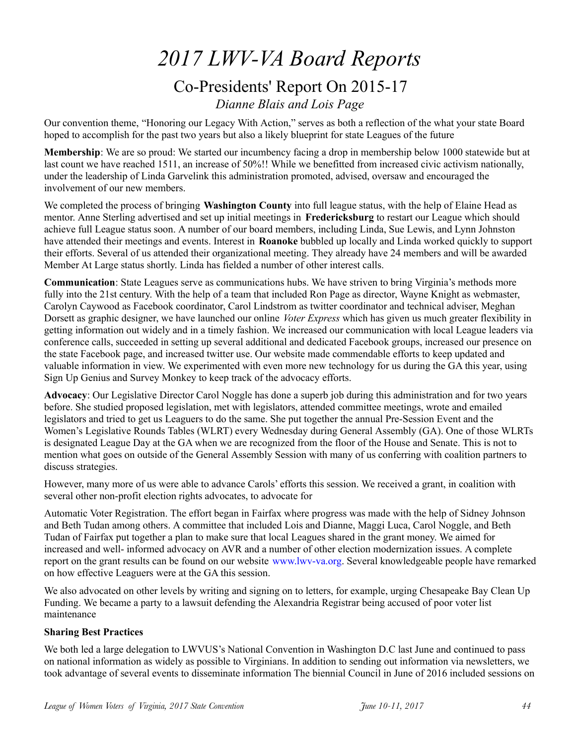# *2017 LWV-VA Board Reports*

## Co-Presidents' Report On 2015-17

*Dianne Blais and Lois Page*

Our convention theme, "Honoring our Legacy With Action," serves as both a reflection of the what your state Board hoped to accomplish for the past two years but also a likely blueprint for state Leagues of the future

**Membership**: We are so proud: We started our incumbency facing a drop in membership below 1000 statewide but at last count we have reached 1511, an increase of 50%!! While we benefitted from increased civic activism nationally, under the leadership of Linda Garvelink this administration promoted, advised, oversaw and encouraged the involvement of our new members.

We completed the process of bringing **Washington County** into full league status, with the help of Elaine Head as mentor. Anne Sterling advertised and set up initial meetings in **Fredericksburg** to restart our League which should achieve full League status soon. A number of our board members, including Linda, Sue Lewis, and Lynn Johnston have attended their meetings and events. Interest in **Roanoke** bubbled up locally and Linda worked quickly to support their efforts. Several of us attended their organizational meeting. They already have 24 members and will be awarded Member At Large status shortly. Linda has fielded a number of other interest calls.

**Communication**: State Leagues serve as communications hubs. We have striven to bring Virginia's methods more fully into the 21st century. With the help of a team that included Ron Page as director, Wayne Knight as webmaster, Carolyn Caywood as Facebook coordinator, Carol Lindstrom as twitter coordinator and technical adviser, Meghan Dorsett as graphic designer, we have launched our online *Voter Express* which has given us much greater flexibility in getting information out widely and in a timely fashion. We increased our communication with local League leaders via conference calls, succeeded in setting up several additional and dedicated Facebook groups, increased our presence on the state Facebook page, and increased twitter use. Our website made commendable efforts to keep updated and valuable information in view. We experimented with even more new technology for us during the GA this year, using Sign Up Genius and Survey Monkey to keep track of the advocacy efforts.

**Advocacy**: Our Legislative Director Carol Noggle has done a superb job during this administration and for two years before. She studied proposed legislation, met with legislators, attended committee meetings, wrote and emailed legislators and tried to get us Leaguers to do the same. She put together the annual Pre-Session Event and the Women's Legislative Rounds Tables (WLRT) every Wednesday during General Assembly (GA). One of those WLRTs is designated League Day at the GA when we are recognized from the floor of the House and Senate. This is not to mention what goes on outside of the General Assembly Session with many of us conferring with coalition partners to discuss strategies.

However, many more of us were able to advance Carols' efforts this session. We received a grant, in coalition with several other non-profit election rights advocates, to advocate for

Automatic Voter Registration. The effort began in Fairfax where progress was made with the help of Sidney Johnson and Beth Tudan among others. A committee that included Lois and Dianne, Maggi Luca, Carol Noggle, and Beth Tudan of Fairfax put together a plan to make sure that local Leagues shared in the grant money. We aimed for increased and well- informed advocacy on AVR and a number of other election modernization issues. A complete report on the grant results can be found on our website www.lwv-va.org. Several knowledgeable people have remarked on how effective Leaguers were at the GA this session.

We also advocated on other levels by writing and signing on to letters, for example, urging Chesapeake Bay Clean Up Funding. We became a party to a lawsuit defending the Alexandria Registrar being accused of poor voter list maintenance

**Sharing Best Practices**

We both led a large delegation to LWVUS's National Convention in Washington D.C last June and continued to pass on national information as widely as possible to Virginians. In addition to sending out information via newsletters, we took advantage of several events to disseminate information The biennial Council in June of 2016 included sessions on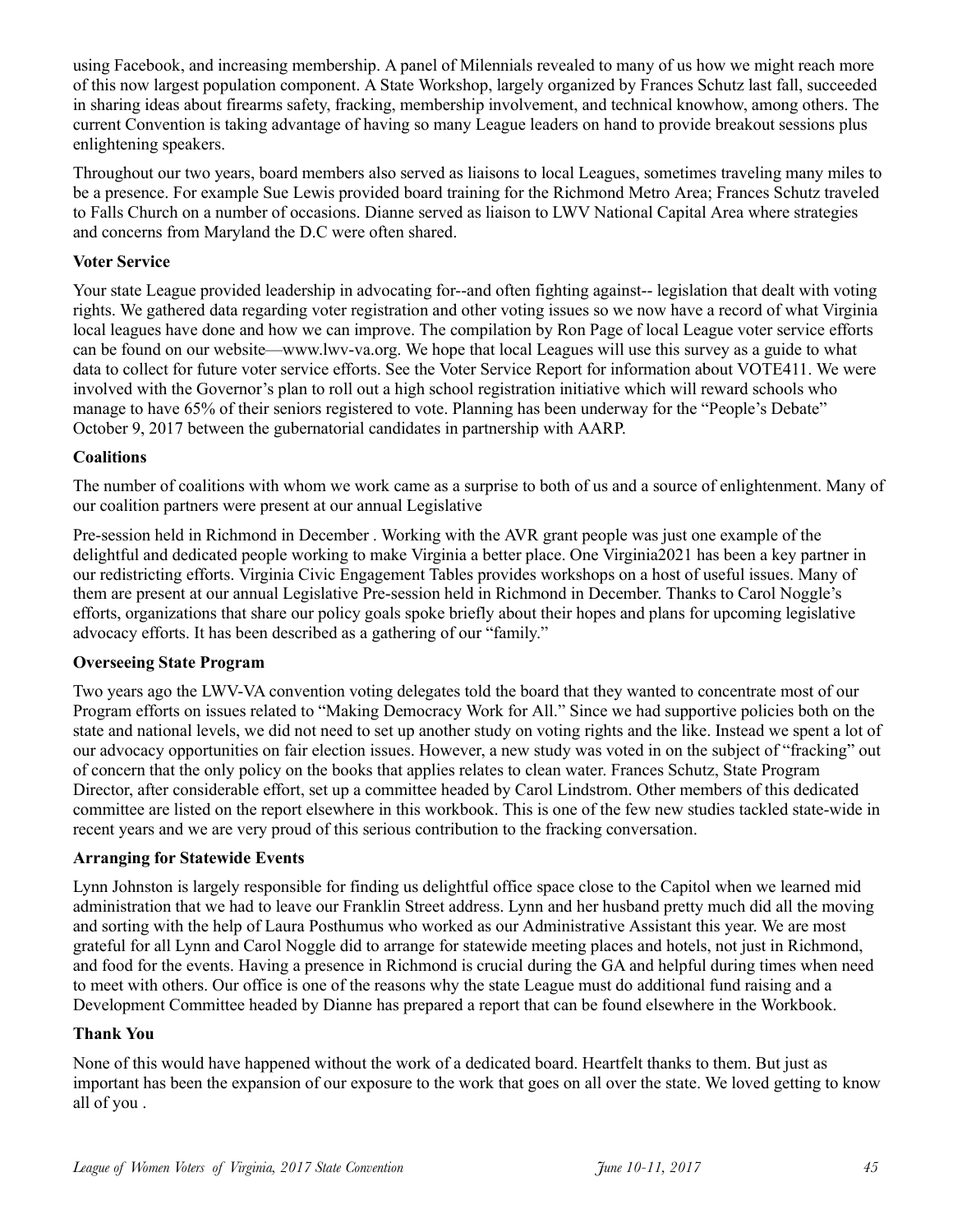using Facebook, and increasing membership. A panel of Millennials revealed to many of us how we might reach more of this now largest population component. A State Workshop, largely organized by Frances Schutz last fall, succeeded in sharing ideas about firearms safety, fracking, membership involvement, and technical knowhow, among others. The current Convention is taking advantage of having so many League leaders on hand to provide breakout sessions plus enlightening speakers.

Throughout our two years, board members also served as liaisons to local Leagues, sometimes traveling many miles to be a presence. For example Sue Lewis provided board training for the Richmond Metro Area; Frances Schutz traveled to Falls Church on a number of occasions. Dianne served as liaison to LWV National Capital Area where strategies and concerns from Maryland the D.C were often shared.

**Voter Service**

Your state League provided leadership in advocating for--and often fighting against-- legislation that dealt with voting rights. We gathered data regarding voter registration and other voting issues so we now have a record of what Virginia local leagues have done and how we can improve. The compilation by Ron Page of local League voter service efforts can be found on our website—www.lwv-va.org. We hope that local Leagues will use this survey as a guide to what data to collect for future voter service efforts. See the Voter Service Report for information about VOTE411. We were involved with the Governor's plan to roll out a high school registration initiative which will reward schools who manage to have 65% of their seniors registered to vote. Planning has been underway for the "People's Debate" October 9, 2017 between the gubernatorial candidates in partnership with AARP.

**Coalitions**

The number of coalitions with whom we work came as a surprise to both of us and a source of enlightenment. Many of our coalition partners were present at our annual Legislative

Pre-session held in Richmond in December . Working with the AVR grant people was just one example of the delightful and dedicated people working to make Virginia a better place. One Virginia2021 has been a key partner in our redistricting efforts. Virginia Civic Engagement Tables provides workshops on a host of useful issues. Many of them are present at our annual Legislative Pre-session held in Richmond in December. Thanks to Carol Noggle's efforts, organizations that share our policy goals spoke briefly about their hopes and plans for upcoming legislative advocacy efforts. It has been described as a gathering of our "family."

**Overseeing State Program**

Two years ago the LWV-VA convention voting delegates told the board that they wanted to concentrate most of our Program efforts on issues related to "Making Democracy Work for All." Since we had supportive policies both on the state and national levels, we did not need to set up another study on voting rights and the like. Instead we spent a lot of our advocacy opportunities on fair election issues. However, a new study was voted in on the subject of "fracking" out of concern that the only policy on the books that applies relates to clean water. Frances Schutz, State Program Director, after considerable effort, set up a committee headed by Carol Lindstrom. Other members of this dedicated committee are listed on the report elsewhere in this workbook. This is one of the few new studies tackled state-wide in recent years and we are very proud of this serious contribution to the fracking conversation.

**Arranging for Statewide Events**

Lynn Johnston is largely responsible for finding us delightful office space close to the Capitol when we learned mid administration that we had to leave our Franklin Street address. Lynn and her husband pretty much did all the moving and sorting with the help of Laura Posthumus who worked as our Administrative Assistant this year. We are most grateful for all Lynn and Carol Noggle did to arrange for statewide meeting places and hotels, not just in Richmond, and food for the events. Having a presence in Richmond is crucial during the GA and helpful during times when need to meet with others. Our office is one of the reasons why the state League must do additional fund raising and a Development Committee headed by Dianne has prepared a report that can be found elsewhere in the Workbook.

**Thank You**

None of this would have happened without the work of a dedicated board. Heartfelt thanks to them. But just as important has been the expansion of our exposure to the work that goes on all over the state. We loved getting to know all of you .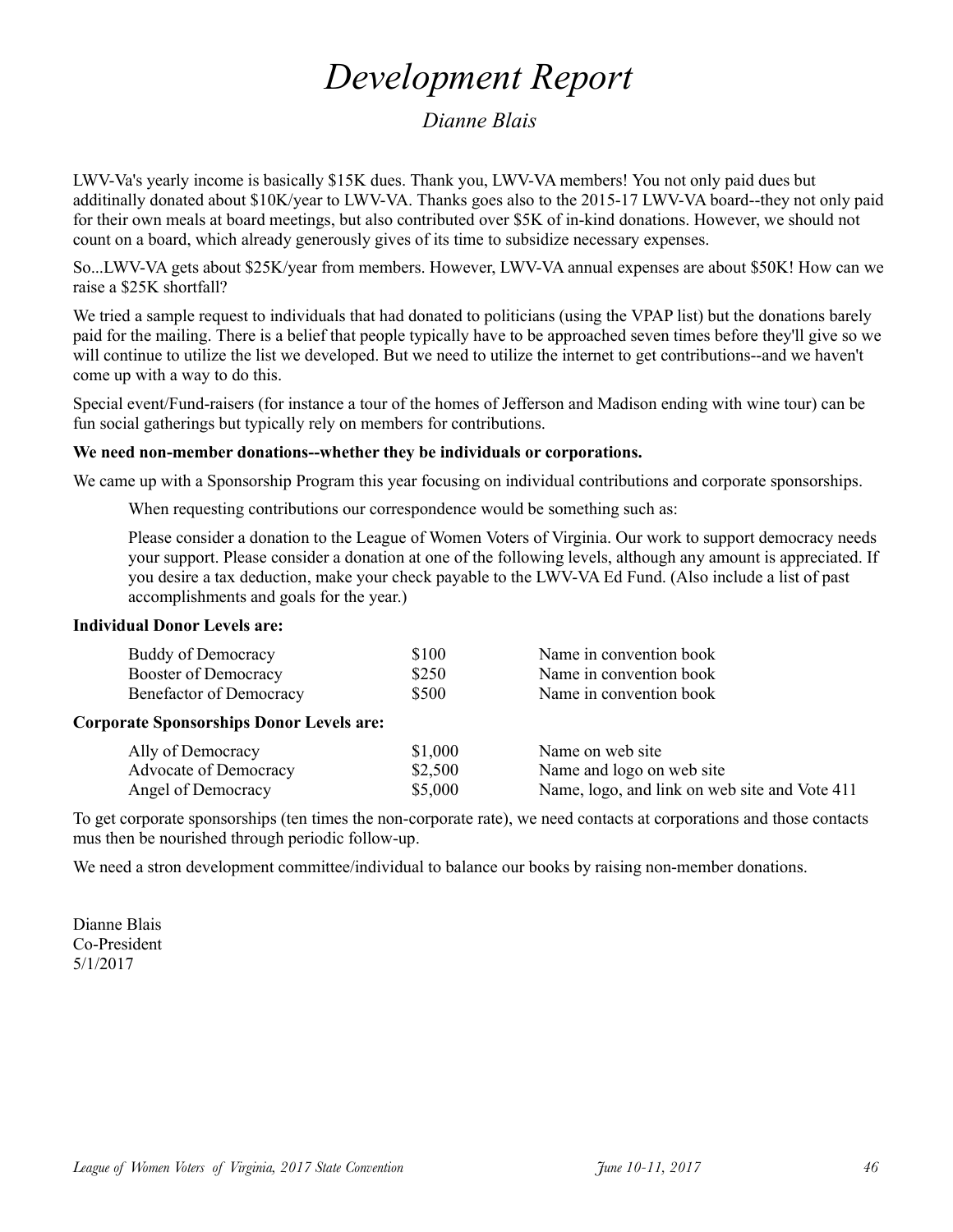# *Development Report*

*Dianne Blais*

LWV-Va's yearly income is basically $15K dues. Thank you, LWV-VA members! You not only paid dues but additinally donated about $10K/year to LWV-VA. Thanks goes also to the 2015-17 LWV-VA board--they not only paid for their own meals at board meetings, but also contributed over $5K of in-kind donations. However, we should not count on a board, which already generously gives of its time to subsidize necessary expenses.

So...LWV-VA gets about $25K/year from members. However, LWV-VA annual expenses are about $50K! How can we raise a $25K shortfall?

We tried a sample request to individuals that had donated to politicians (using the VPAP list) but the donations barely paid for the mailing. There is a belief that people typically have to be approached seven times before they'll give so we will continue to utilize the list we developed. But we need to utilize the internet to get contributions--and we haven't come up with a way to do this.

Special event/Fund-raisers (for instance a tour of the homes of Jefferson and Madison ending with wine tour) can be fun social gatherings but typically rely on members for contributions.

**We need non-member donations--whether they be individuals or corporations.**

We came up with a Sponsorship Program this year focusing on individual contributions and corporate sponsorships.

> When requesting contributions our correspondence would be something such as:
>
> Please consider a donation to the League of Women Voters of Virginia. Our work to support democracy needs your support. Please consider a donation at one of the following levels, although any amount is appreciated. If you desire a tax deduction, make your check payable to the LWV-VA Ed Fund. (Also include a list of past accomplishments and goals for the year.)

**Individual Donor Levels are:**

| Level | Amount | Recognition |
|---|---|---|
| Buddy of Democracy | $100 | Name in convention book |
| Booster of Democracy | $250 | Name in convention book |
| Benefactor of Democracy | $500 | Name in convention book |

**Corporate Sponsorships Donor Levels are:**

| Level | Amount | Recognition |
|---|---|---|
| Ally of Democracy | $1,000 | Name on web site |
| Advocate of Democracy | $2,500 | Name and logo on web site |
| Angel of Democracy | $5,000 | Name, logo, and link on web site and Vote 411 |

To get corporate sponsorships (ten times the non-corporate rate), we need contacts at corporations and those contacts mus then be nourished through periodic follow-up.

We need a stron development committee/individual to balance our books by raising non-member donations.

Dianne Blais  
Co-President  
5/1/2017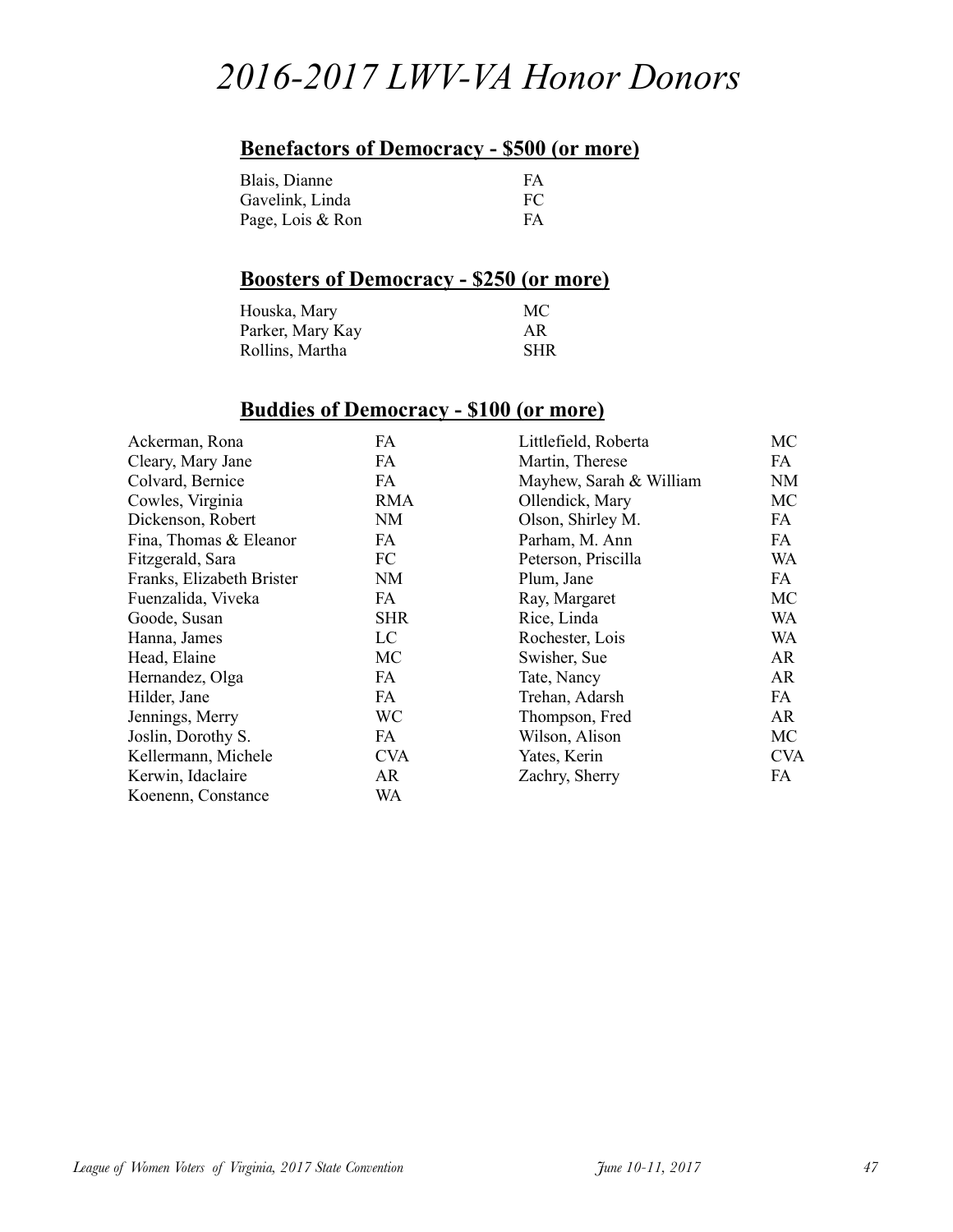# 2016-2017 LWV-VA Honor Donors

## Benefactors of Democracy - $500 (or more)

| Name | League |
|---|---|
| Blais, Dianne | FA |
| Gavelink, Linda | FC |
| Page, Lois & Ron | FA |

## Boosters of Democracy - $250 (or more)

| Name | League |
|---|---|
| Houska, Mary | MC |
| Parker, Mary Kay | AR |
| Rollins, Martha | SHR |

## Buddies of Democracy - $100 (or more)

| Name | League |
|---|---|
| Ackerman, Rona | FA |
| Cleary, Mary Jane | FA |
| Colvard, Bernice | FA |
| Cowles, Virginia | RMA |
| Dickenson, Robert | NM |
| Fina, Thomas & Eleanor | FA |
| Fitzgerald, Sara | FC |
| Franks, Elizabeth Brister | NM |
| Fuenzalida, Viveka | FA |
| Goode, Susan | SHR |
| Hanna, James | LC |
| Head, Elaine | MC |
| Hernandez, Olga | FA |
| Hilder, Jane | FA |
| Jennings, Merry | WC |
| Joslin, Dorothy S. | FA |
| Kellermann, Michele | CVA |
| Kerwin, Idaclaire | AR |
| Koenenn, Constance | WA |
| Littlefield, Roberta | MC |
| Martin, Therese | FA |
| Mayhew, Sarah & William | NM |
| Ollendick, Mary | MC |
| Olson, Shirley M. | FA |
| Parham, M. Ann | FA |
| Peterson, Priscilla | WA |
| Plum, Jane | FA |
| Ray, Margaret | MC |
| Rice, Linda | WA |
| Rochester, Lois | WA |
| Swisher, Sue | AR |
| Tate, Nancy | AR |
| Trehan, Adarsh | FA |
| Thompson, Fred | AR |
| Wilson, Alison | MC |
| Yates, Kerin | CVA |
| Zachry, Sherry | FA |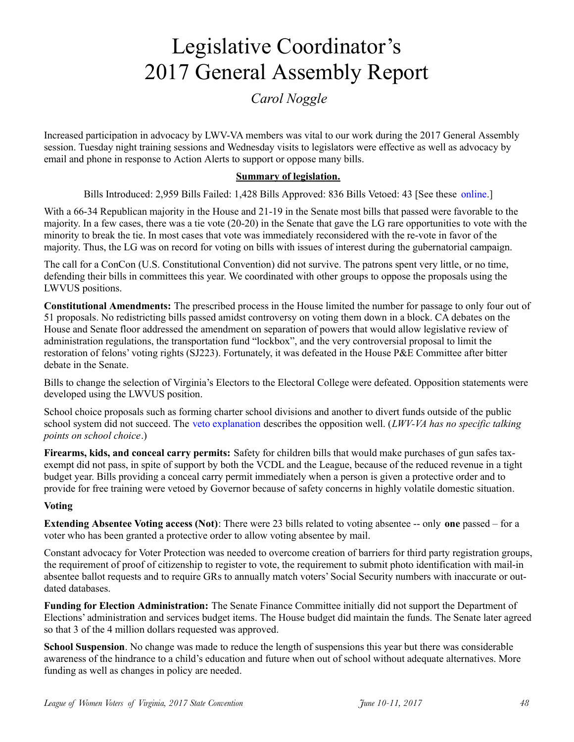# Legislative Coordinator's 2017 General Assembly Report

*Carol Noggle*

Increased participation in advocacy by LWV-VA members was vital to our work during the 2017 General Assembly session. Tuesday night training sessions and Wednesday visits to legislators were effective as well as advocacy by email and phone in response to Action Alerts to support or oppose many bills.

**Summary of legislation.**

Bills Introduced: 2,959 Bills Failed: 1,428 Bills Approved: 836 Bills Vetoed: 43 [See these online.]

With a 66-34 Republican majority in the House and 21-19 in the Senate most bills that passed were favorable to the majority. In a few cases, there was a tie vote (20-20) in the Senate that gave the LG rare opportunities to vote with the minority to break the tie. In most cases that vote was immediately reconsidered with the re-vote in favor of the majority. Thus, the LG was on record for voting on bills with issues of interest during the gubernatorial campaign.

The call for a ConCon (U.S. Constitutional Convention) did not survive. The patrons spent very little, or no time, defending their bills in committees this year. We coordinated with other groups to oppose the proposals using the LWVUS positions.

**Constitutional Amendments:** The prescribed process in the House limited the number for passage to only four out of 51 proposals. No redistricting bills passed amidst controversy on voting them down in a block. CA debates on the House and Senate floor addressed the amendment on separation of powers that would allow legislative review of administration regulations, the transportation fund "lockbox", and the very controversial proposal to limit the restoration of felons' voting rights (SJ223). Fortunately, it was defeated in the House P&E Committee after bitter debate in the Senate.

Bills to change the selection of Virginia's Electors to the Electoral College were defeated. Opposition statements were developed using the LWVUS position.

School choice proposals such as forming charter school divisions and another to divert funds outside of the public school system did not succeed. The veto explanation describes the opposition well. (*LWV-VA has no specific talking points on school choice*.)

**Firearms, kids, and conceal carry permits:** Safety for children bills that would make purchases of gun safes tax-exempt did not pass, in spite of support by both the VCDL and the League, because of the reduced revenue in a tight budget year. Bills providing a conceal carry permit immediately when a person is given a protective order and to provide for free training were vetoed by Governor because of safety concerns in highly volatile domestic situation.

**Voting**

**Extending Absentee Voting access (Not)**: There were 23 bills related to voting absentee -- only **one** passed – for a voter who has been granted a protective order to allow voting absentee by mail.

Constant advocacy for Voter Protection was needed to overcome creation of barriers for third party registration groups, the requirement of proof of citizenship to register to vote, the requirement to submit photo identification with mail-in absentee ballot requests and to require GRs to annually match voters' Social Security numbers with inaccurate or out-dated databases.

**Funding for Election Administration:** The Senate Finance Committee initially did not support the Department of Elections' administration and services budget items. The House budget did maintain the funds. The Senate later agreed so that 3 of the 4 million dollars requested was approved.

**School Suspension**. No change was made to reduce the length of suspensions this year but there was considerable awareness of the hindrance to a child's education and future when out of school without adequate alternatives. More funding as well as changes in policy are needed.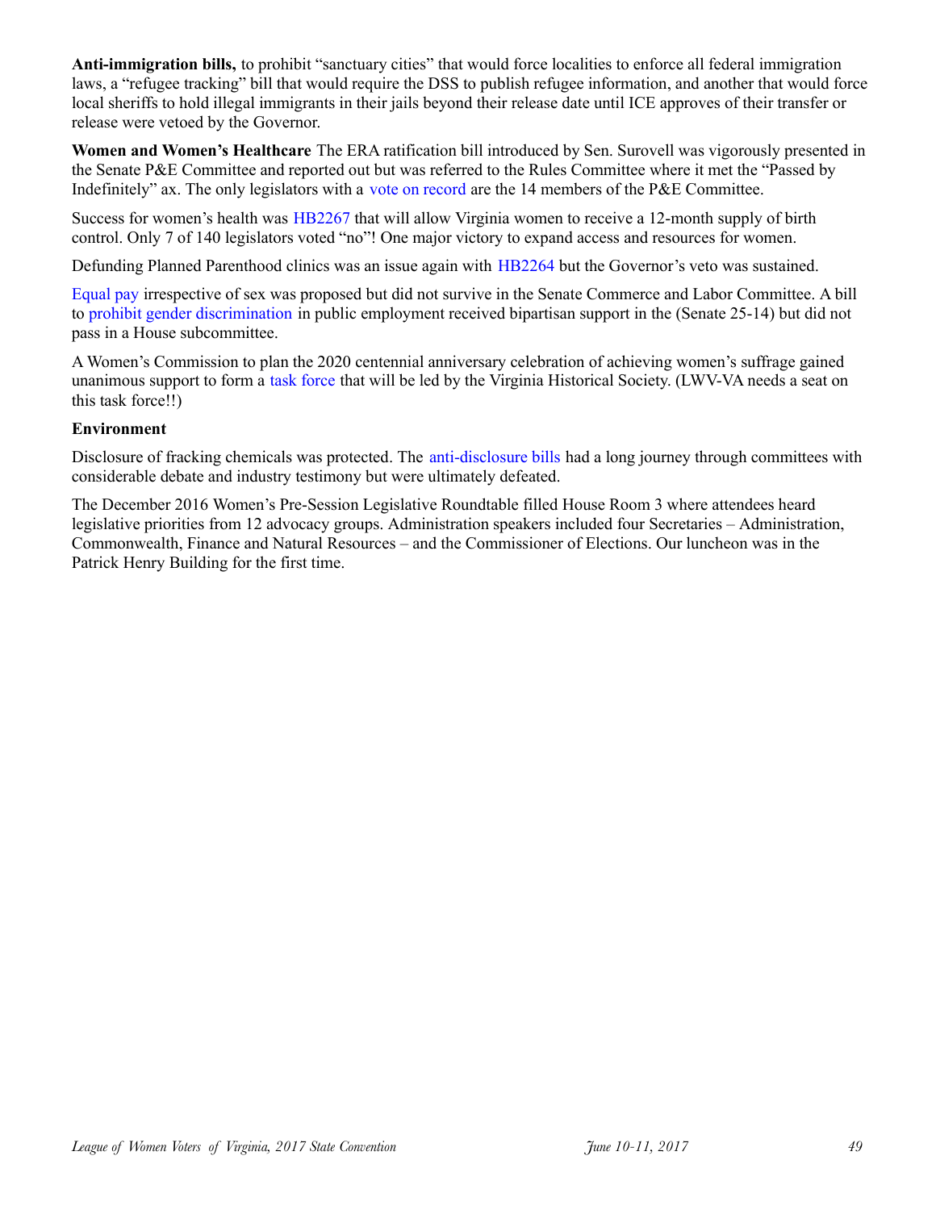**Anti-immigration bills,** to prohibit "sanctuary cities" that would force localities to enforce all federal immigration laws, a "refugee tracking" bill that would require the DSS to publish refugee information, and another that would force local sheriffs to hold illegal immigrants in their jails beyond their release date until ICE approves of their transfer or release were vetoed by the Governor.

**Women and Women's Healthcare** The ERA ratification bill introduced by Sen. Surovell was vigorously presented in the Senate P&E Committee and reported out but was referred to the Rules Committee where it met the "Passed by Indefinitely" ax. The only legislators with a vote on record are the 14 members of the P&E Committee.

Success for women's health was HB2267 that will allow Virginia women to receive a 12-month supply of birth control. Only 7 of 140 legislators voted "no"! One major victory to expand access and resources for women.

Defunding Planned Parenthood clinics was an issue again with HB2264 but the Governor's veto was sustained.

Equal pay irrespective of sex was proposed but did not survive in the Senate Commerce and Labor Committee. A bill to prohibit gender discrimination in public employment received bipartisan support in the (Senate 25-14) but did not pass in a House subcommittee.

A Women's Commission to plan the 2020 centennial anniversary celebration of achieving women's suffrage gained unanimous support to form a task force that will be led by the Virginia Historical Society. (LWV-VA needs a seat on this task force!!)

**Environment**

Disclosure of fracking chemicals was protected. The anti-disclosure bills had a long journey through committees with considerable debate and industry testimony but were ultimately defeated.

The December 2016 Women's Pre-Session Legislative Roundtable filled House Room 3 where attendees heard legislative priorities from 12 advocacy groups. Administration speakers included four Secretaries – Administration, Commonwealth, Finance and Natural Resources – and the Commissioner of Elections. Our luncheon was in the Patrick Henry Building for the first time.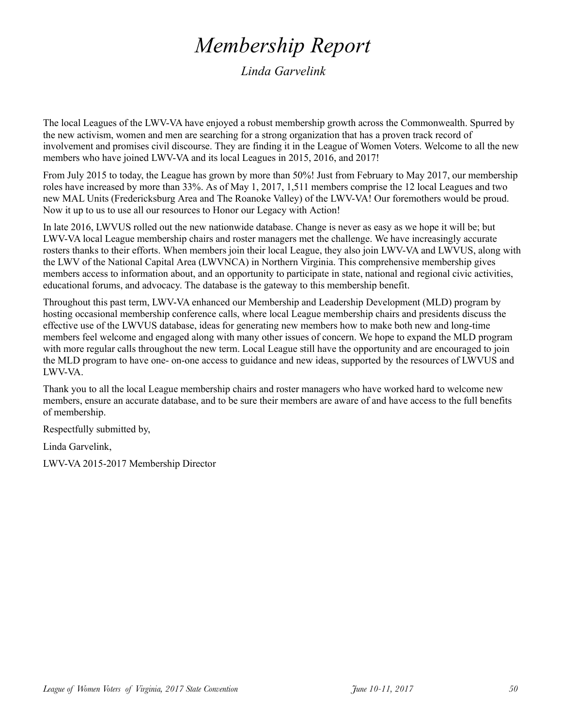# *Membership Report*

*Linda Garvelink*

The local Leagues of the LWV-VA have enjoyed a robust membership growth across the Commonwealth. Spurred by the new activism, women and men are searching for a strong organization that has a proven track record of involvement and promises civil discourse. They are finding it in the League of Women Voters. Welcome to all the new members who have joined LWV-VA and its local Leagues in 2015, 2016, and 2017!

From July 2015 to today, the League has grown by more than 50%! Just from February to May 2017, our membership roles have increased by more than 33%. As of May 1, 2017, 1,511 members comprise the 12 local Leagues and two new MAL Units (Fredericksburg Area and The Roanoke Valley) of the LWV-VA! Our foremothers would be proud. Now it up to us to use all our resources to Honor our Legacy with Action!

In late 2016, LWVUS rolled out the new nationwide database. Change is never as easy as we hope it will be; but LWV-VA local League membership chairs and roster managers met the challenge. We have increasingly accurate rosters thanks to their efforts. When members join their local League, they also join LWV-VA and LWVUS, along with the LWV of the National Capital Area (LWVNCA) in Northern Virginia. This comprehensive membership gives members access to information about, and an opportunity to participate in state, national and regional civic activities, educational forums, and advocacy. The database is the gateway to this membership benefit.

Throughout this past term, LWV-VA enhanced our Membership and Leadership Development (MLD) program by hosting occasional membership conference calls, where local League membership chairs and presidents discuss the effective use of the LWVUS database, ideas for generating new members how to make both new and long-time members feel welcome and engaged along with many other issues of concern. We hope to expand the MLD program with more regular calls throughout the new term. Local League still have the opportunity and are encouraged to join the MLD program to have one- on-one access to guidance and new ideas, supported by the resources of LWVUS and LWV-VA.

Thank you to all the local League membership chairs and roster managers who have worked hard to welcome new members, ensure an accurate database, and to be sure their members are aware of and have access to the full benefits of membership.

Respectfully submitted by,

Linda Garvelink,

LWV-VA 2015-2017 Membership Director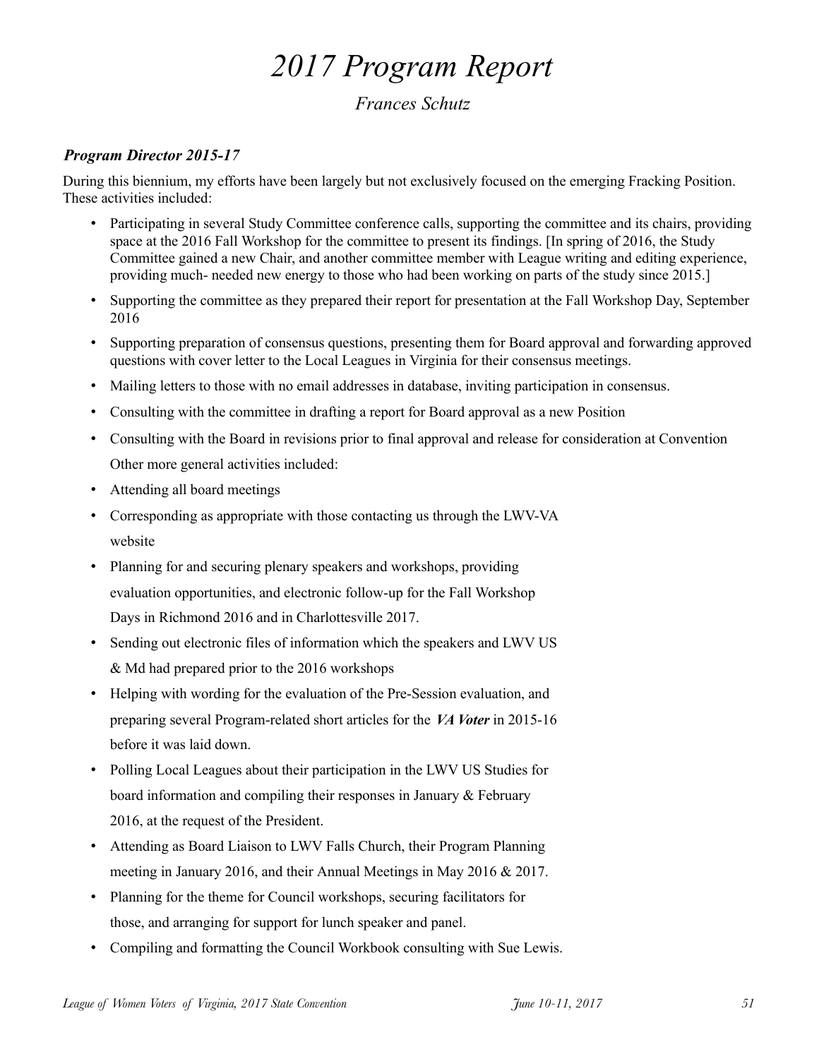# 2017 Program Report

*Frances Schutz*

### *Program Director 2015-17*

During this biennium, my efforts have been largely but not exclusively focused on the emerging Fracking Position. These activities included:

- Participating in several Study Committee conference calls, supporting the committee and its chairs, providing space at the 2016 Fall Workshop for the committee to present its findings. [In spring of 2016, the Study Committee gained a new Chair, and another committee member with League writing and editing experience, providing much- needed new energy to those who had been working on parts of the study since 2015.]
- Supporting the committee as they prepared their report for presentation at the Fall Workshop Day, September 2016
- Supporting preparation of consensus questions, presenting them for Board approval and forwarding approved questions with cover letter to the Local Leagues in Virginia for their consensus meetings.
- Mailing letters to those with no email addresses in database, inviting participation in consensus.
- Consulting with the committee in drafting a report for Board approval as a new Position
- Consulting with the Board in revisions prior to final approval and release for consideration at Convention

Other more general activities included:

- Attending all board meetings
- Corresponding as appropriate with those contacting us through the LWV-VA website
- Planning for and securing plenary speakers and workshops, providing evaluation opportunities, and electronic follow-up for the Fall Workshop Days in Richmond 2016 and in Charlottesville 2017.
- Sending out electronic files of information which the speakers and LWV US & Md had prepared prior to the 2016 workshops
- Helping with wording for the evaluation of the Pre-Session evaluation, and preparing several Program-related short articles for the ***VA Voter*** in 2015-16 before it was laid down.
- Polling Local Leagues about their participation in the LWV US Studies for board information and compiling their responses in January & February 2016, at the request of the President.
- Attending as Board Liaison to LWV Falls Church, their Program Planning meeting in January 2016, and their Annual Meetings in May 2016 & 2017.
- Planning for the theme for Council workshops, securing facilitators for those, and arranging for support for lunch speaker and panel.
- Compiling and formatting the Council Workbook consulting with Sue Lewis.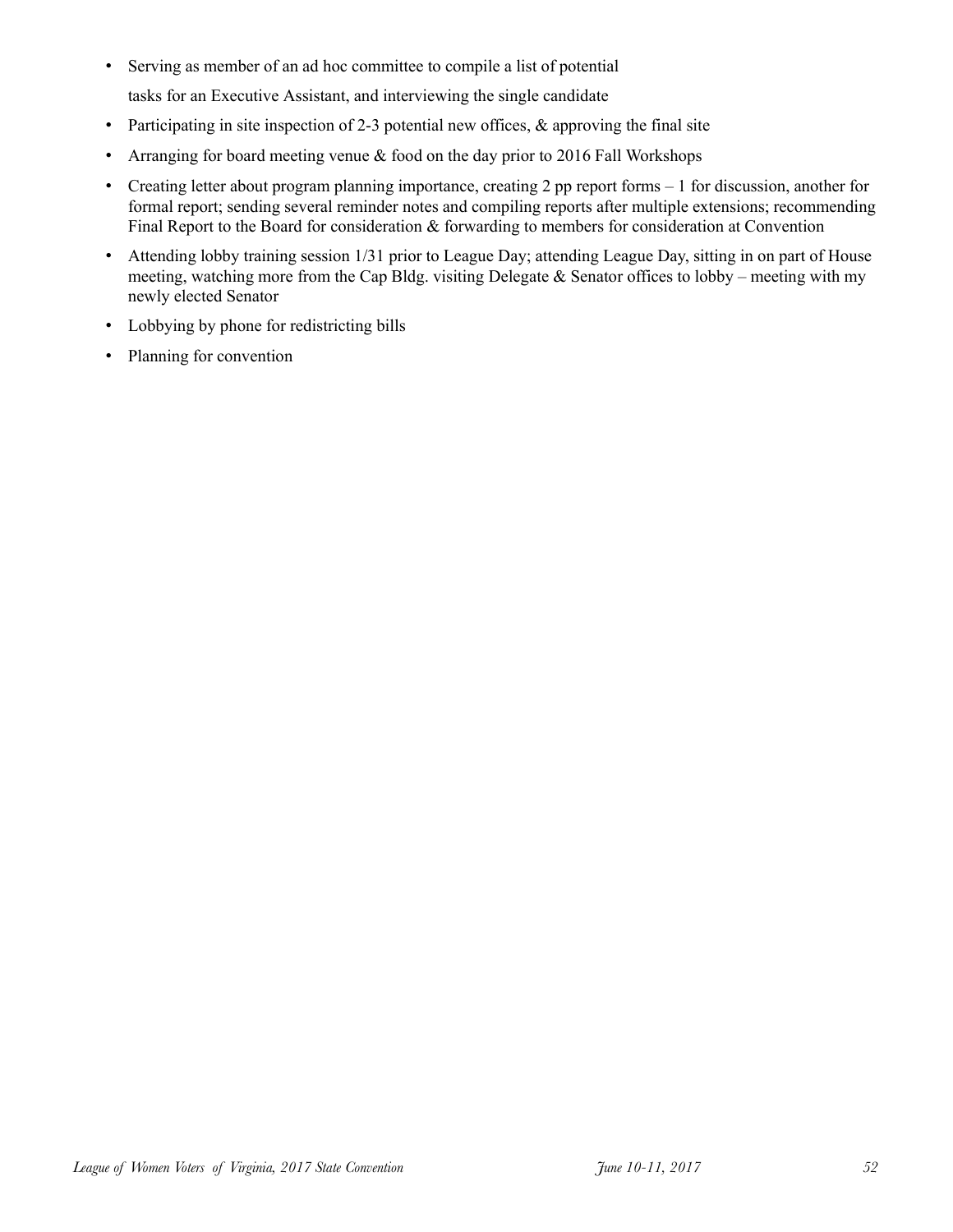- Serving as member of an ad hoc committee to compile a list of potential tasks for an Executive Assistant, and interviewing the single candidate
- Participating in site inspection of 2-3 potential new offices, & approving the final site
- Arranging for board meeting venue & food on the day prior to 2016 Fall Workshops
- Creating letter about program planning importance, creating 2 pp report forms – 1 for discussion, another for formal report; sending several reminder notes and compiling reports after multiple extensions; recommending Final Report to the Board for consideration & forwarding to members for consideration at Convention
- Attending lobby training session 1/31 prior to League Day; attending League Day, sitting in on part of House meeting, watching more from the Cap Bldg. visiting Delegate & Senator offices to lobby – meeting with my newly elected Senator
- Lobbying by phone for redistricting bills
- Planning for convention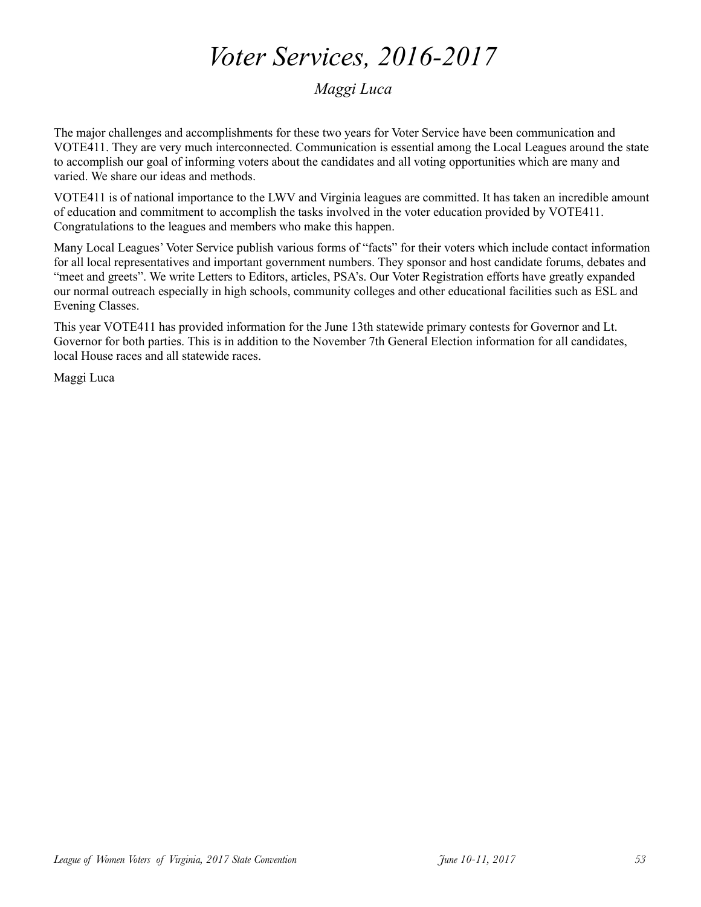# *Voter Services, 2016-2017*

*Maggi Luca*

The major challenges and accomplishments for these two years for Voter Service have been communication and VOTE411. They are very much interconnected. Communication is essential among the Local Leagues around the state to accomplish our goal of informing voters about the candidates and all voting opportunities which are many and varied. We share our ideas and methods.

VOTE411 is of national importance to the LWV and Virginia leagues are committed. It has taken an incredible amount of education and commitment to accomplish the tasks involved in the voter education provided by VOTE411. Congratulations to the leagues and members who make this happen.

Many Local Leagues' Voter Service publish various forms of "facts" for their voters which include contact information for all local representatives and important government numbers. They sponsor and host candidate forums, debates and "meet and greets". We write Letters to Editors, articles, PSA's. Our Voter Registration efforts have greatly expanded our normal outreach especially in high schools, community colleges and other educational facilities such as ESL and Evening Classes.

This year VOTE411 has provided information for the June 13th statewide primary contests for Governor and Lt. Governor for both parties. This is in addition to the November 7th General Election information for all candidates, local House races and all statewide races.

Maggi Luca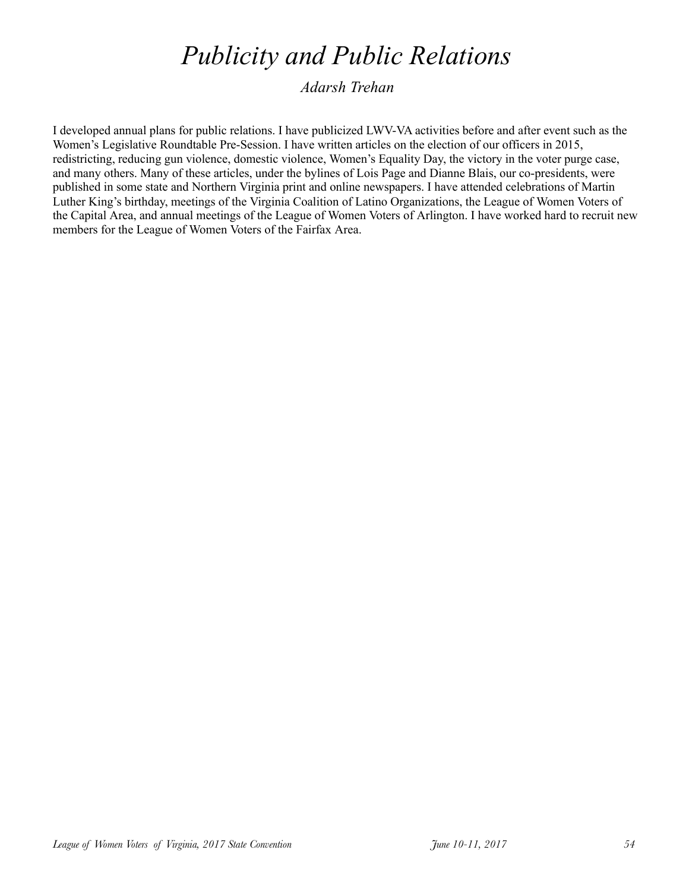# *Publicity and Public Relations*

*Adarsh Trehan*

I developed annual plans for public relations. I have publicized LWV-VA activities before and after event such as the Women's Legislative Roundtable Pre-Session. I have written articles on the election of our officers in 2015, redistricting, reducing gun violence, domestic violence, Women's Equality Day, the victory in the voter purge case, and many others. Many of these articles, under the bylines of Lois Page and Dianne Blais, our co-presidents, were published in some state and Northern Virginia print and online newspapers. I have attended celebrations of Martin Luther King's birthday, meetings of the Virginia Coalition of Latino Organizations, the League of Women Voters of the Capital Area, and annual meetings of the League of Women Voters of Arlington. I have worked hard to recruit new members for the League of Women Voters of the Fairfax Area.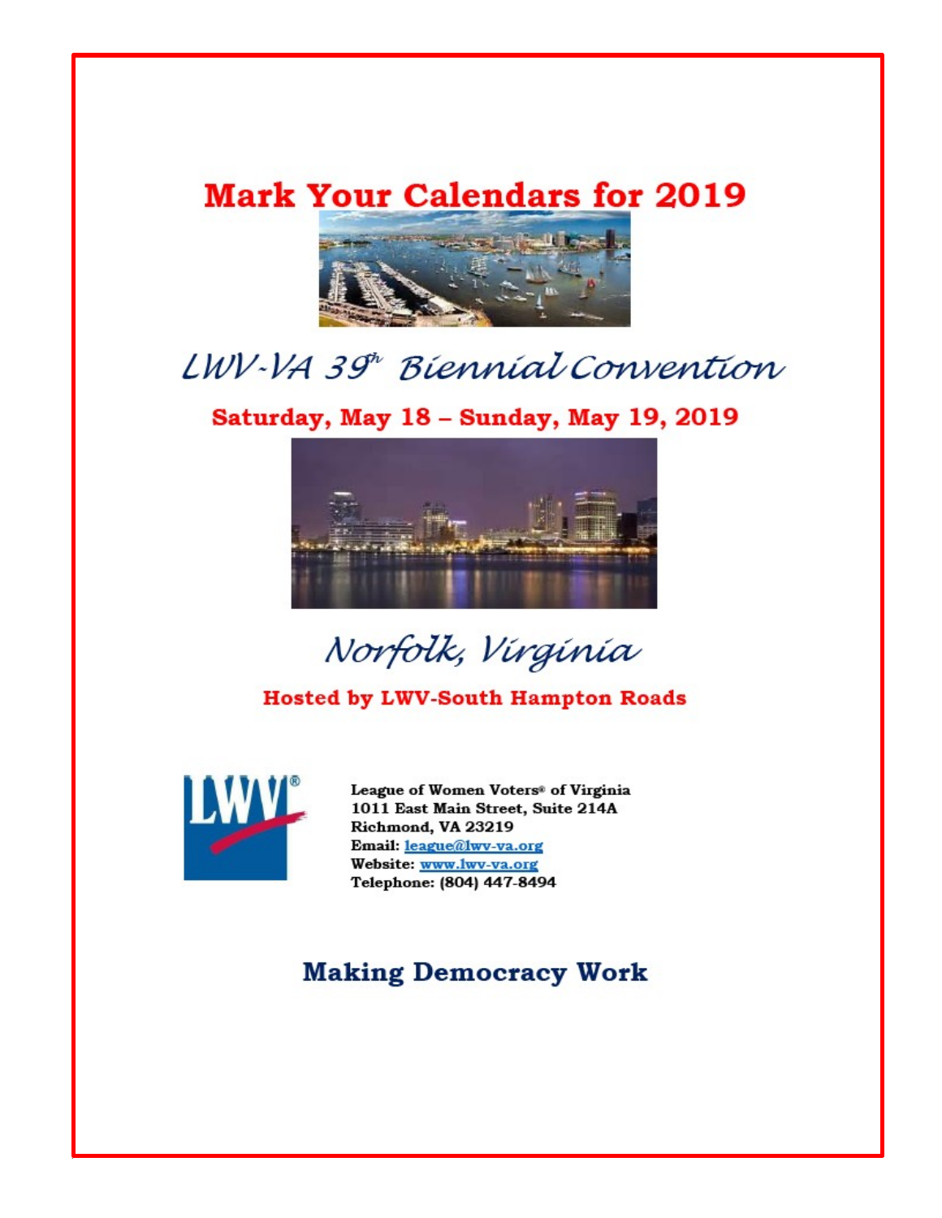# Mark Your Calendars for 2019

## LWV-VA 39th Biennial Convention

**Saturday, May 18 – Sunday, May 19, 2019**

## Norfolk, Virginia

**Hosted by LWV-South Hampton Roads**

**League of Women Voters® of Virginia**
**1011 East Main Street, Suite 214A**
**Richmond, VA 23219**
**Email: league@lwv-va.org**
**Website: www.lwv-va.org**
**Telephone: (804) 447-8494**

**Making Democracy Work**